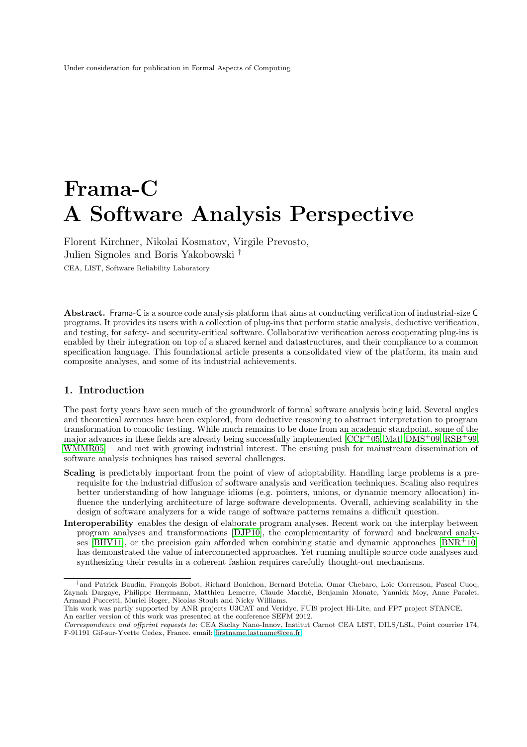Under consideration for publication in Formal Aspects of Computing

# Frama-C
# A Software Analysis Perspective

Florent Kirchner, Nikolai Kosmatov, Virgile Prevosto, Julien Signoles and Boris Yakobowski [†]

CEA, LIST, Software Reliability Laboratory

**Abstract.** Frama-C is a source code analysis platform that aims at conducting verification of industrial-size C programs. It provides its users with a collection of plug-ins that perform static analysis, deductive verification, and testing, for safety- and security-critical software. Collaborative verification across cooperating plug-ins is enabled by their integration on top of a shared kernel and datastructures, and their compliance to a common specification language. This foundational article presents a consolidated view of the platform, its main and composite analyses, and some of its industrial achievements.

## 1. Introduction

The past forty years have seen much of the groundwork of formal software analysis being laid. Several angles and theoretical avenues have been explored, from deductive reasoning to abstract interpretation to program transformation to concolic testing. While much remains to be done from an academic standpoint, some of the major advances in these fields are already being successfully implemented [CCF+05, Mat, DMS+09, RSB+99, WMMR05] – and met with growing industrial interest. The ensuing push for mainstream dissemination of software analysis techniques has raised several challenges.

**Scaling** is predictably important from the point of view of adoptability. Handling large problems is a prerequisite for the industrial diffusion of software analysis and verification techniques. Scaling also requires better understanding of how language idioms (e.g. pointers, unions, or dynamic memory allocation) influence the underlying architecture of large software developments. Overall, achieving scalability in the design of software analyzers for a wide range of software patterns remains a difficult question.

**Interoperability** enables the design of elaborate program analyses. Recent work on the interplay between program analyses and transformations [DJP10], the complementarity of forward and backward analyses [BHV11], or the precision gain afforded when combining static and dynamic approaches [BNR+10] has demonstrated the value of interconnected approaches. Yet running multiple source code analyses and synthesizing their results in a coherent fashion requires carefully thought-out mechanisms.

---

[†] and Patrick Baudin, François Bobot, Richard Bonichon, Bernard Botella, Omar Chebaro, Loïc Correnson, Pascal Cuoq, Zaynah Dargaye, Philippe Herrmann, Matthieu Lemerre, Claude Marché, Benjamin Monate, Yannick Moy, Anne Pacalet, Armand Puccetti, Muriel Roger, Nicolas Stouls and Nicky Williams.

This work was partly supported by ANR projects U3CAT and Veridyc, FUI9 project Hi-Lite, and FP7 project STANCE.

An earlier version of this work was presented at the conference SEFM 2012.

*Correspondence and offprint requests to*: CEA Saclay Nano-Innov, Institut Carnot CEA LIST, DILS/LSL, Point courrier 174, F-91191 Gif-sur-Yvette Cedex, France. email: firstname.lastname@cea.fr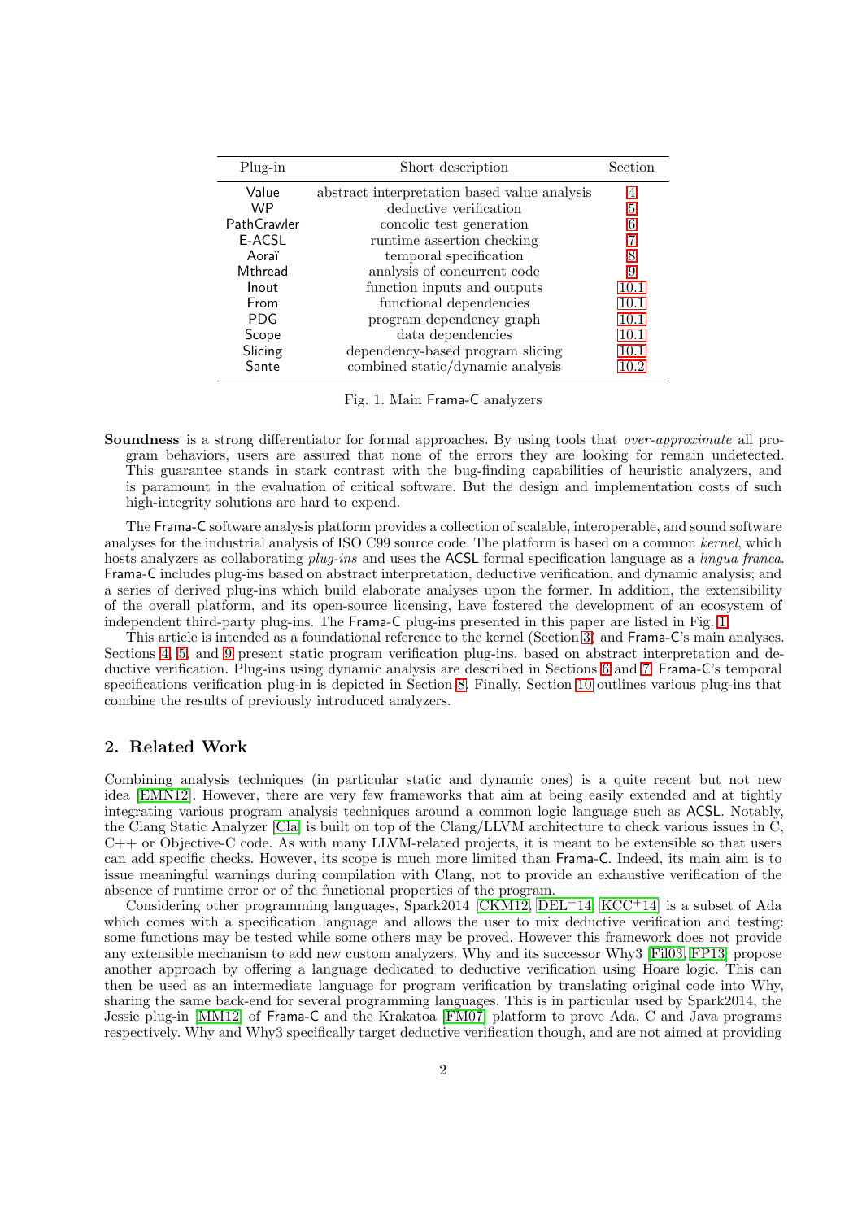| Plug-in | Short description | Section |
| --- | --- | --- |
| Value | abstract interpretation based value analysis | 4 |
| WP | deductive verification | 5 |
| PathCrawler | concolic test generation | 6 |
| E-ACSL | runtime assertion checking | 7 |
| Aoraï | temporal specification | 8 |
| Mthread | analysis of concurrent code | 9 |
| Inout | function inputs and outputs | 10.1 |
| From | functional dependencies | 10.1 |
| PDG | program dependency graph | 10.1 |
| Scope | data dependencies | 10.1 |
| Slicing | dependency-based program slicing | 10.1 |
| Sante | combined static/dynamic analysis | 10.2 |

Fig. 1. Main Frama-C analyzers

**Soundness** is a strong differentiator for formal approaches. By using tools that *over-approximate* all program behaviors, users are assured that none of the errors they are looking for remain undetected. This guarantee stands in stark contrast with the bug-finding capabilities of heuristic analyzers, and is paramount in the evaluation of critical software. But the design and implementation costs of such high-integrity solutions are hard to expend.

The Frama-C software analysis platform provides a collection of scalable, interoperable, and sound software analyses for the industrial analysis of ISO C99 source code. The platform is based on a common *kernel*, which hosts analyzers as collaborating *plug-ins* and uses the ACSL formal specification language as a *lingua franca*. Frama-C includes plug-ins based on abstract interpretation, deductive verification, and dynamic analysis; and a series of derived plug-ins which build elaborate analyses upon the former. In addition, the extensibility of the overall platform, and its open-source licensing, have fostered the development of an ecosystem of independent third-party plug-ins. The Frama-C plug-ins presented in this paper are listed in Fig. 1.

This article is intended as a foundational reference to the kernel (Section 3) and Frama-C's main analyses. Sections 4, 5, and 9 present static program verification plug-ins, based on abstract interpretation and deductive verification. Plug-ins using dynamic analysis are described in Sections 6 and 7. Frama-C's temporal specifications verification plug-in is depicted in Section 8. Finally, Section 10 outlines various plug-ins that combine the results of previously introduced analyzers.

## 2. Related Work

Combining analysis techniques (in particular static and dynamic ones) is a quite recent but not new idea [EMN12]. However, there are very few frameworks that aim at being easily extended and at tightly integrating various program analysis techniques around a common logic language such as ACSL. Notably, the Clang Static Analyzer [Cla] is built on top of the Clang/LLVM architecture to check various issues in C, C++ or Objective-C code. As with many LLVM-related projects, it is meant to be extensible so that users can add specific checks. However, its scope is much more limited than Frama-C. Indeed, its main aim is to issue meaningful warnings during compilation with Clang, not to provide an exhaustive verification of the absence of runtime error or of the functional properties of the program.

Considering other programming languages, Spark2014 [CKM12, DEL+14, KCC+14] is a subset of Ada which comes with a specification language and allows the user to mix deductive verification and testing: some functions may be tested while some others may be proved. However this framework does not provide any extensible mechanism to add new custom analyzers. Why and its successor Why3 [Fil03, FP13] propose another approach by offering a language dedicated to deductive verification using Hoare logic. This can then be used as an intermediate language for program verification by translating original code into Why, sharing the same back-end for several programming languages. This is in particular used by Spark2014, the Jessie plug-in [MM12] of Frama-C and the Krakatoa [FM07] platform to prove Ada, C and Java programs respectively. Why and Why3 specifically target deductive verification though, and are not aimed at providing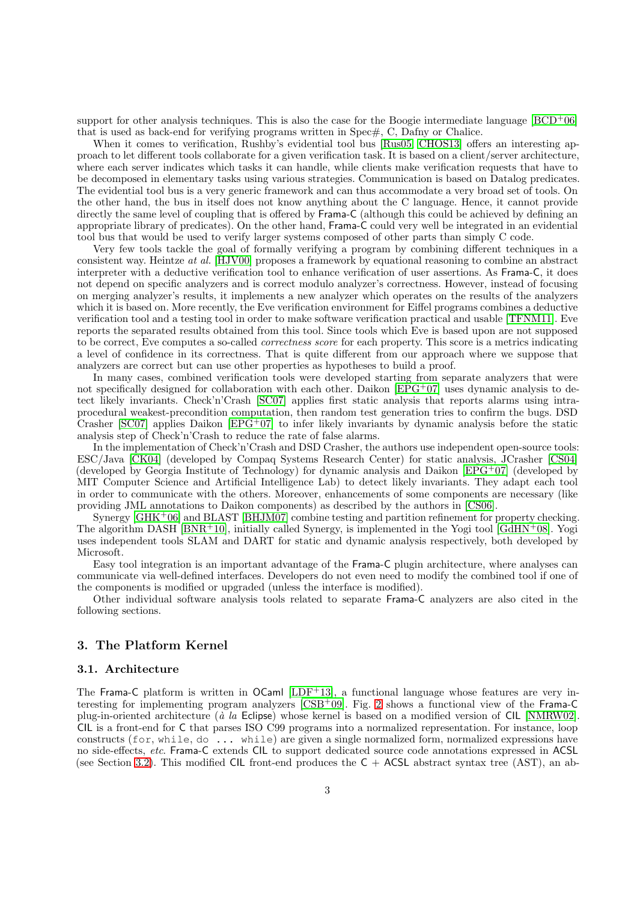support for other analysis techniques. This is also the case for the Boogie intermediate language [BCD+06] that is used as back-end for verifying programs written in Spec#, C, Dafny or Chalice.

When it comes to verification, Rushby's evidential tool bus [Rus05, CHOS13] offers an interesting approach to let different tools collaborate for a given verification task. It is based on a client/server architecture, where each server indicates which tasks it can handle, while clients make verification requests that have to be decomposed in elementary tasks using various strategies. Communication is based on Datalog predicates. The evidential tool bus is a very generic framework and can thus accommodate a very broad set of tools. On the other hand, the bus in itself does not know anything about the C language. Hence, it cannot provide directly the same level of coupling that is offered by Frama-C (although this could be achieved by defining an appropriate library of predicates). On the other hand, Frama-C could very well be integrated in an evidential tool bus that would be used to verify larger systems composed of other parts than simply C code.

Very few tools tackle the goal of formally verifying a program by combining different techniques in a consistent way. Heintze *at al.* [HJV00] proposes a framework by equational reasoning to combine an abstract interpreter with a deductive verification tool to enhance verification of user assertions. As Frama-C, it does not depend on specific analyzers and is correct modulo analyzer's correctness. However, instead of focusing on merging analyzer's results, it implements a new analyzer which operates on the results of the analyzers which it is based on. More recently, the Eve verification environment for Eiffel programs combines a deductive verification tool and a testing tool in order to make software verification practical and usable [TFNM11]. Eve reports the separated results obtained from this tool. Since tools which Eve is based upon are not supposed to be correct, Eve computes a so-called *correctness score* for each property. This score is a metrics indicating a level of confidence in its correctness. That is quite different from our approach where we suppose that analyzers are correct but can use other properties as hypotheses to build a proof.

In many cases, combined verification tools were developed starting from separate analyzers that were not specifically designed for collaboration with each other. Daikon [EPG+07] uses dynamic analysis to detect likely invariants. Check'n'Crash [SC07] applies first static analysis that reports alarms using intra-procedural weakest-precondition computation, then random test generation tries to confirm the bugs. DSD Crasher [SC07] applies Daikon [EPG+07] to infer likely invariants by dynamic analysis before the static analysis step of Check'n'Crash to reduce the rate of false alarms.

In the implementation of Check'n'Crash and DSD Crasher, the authors use independent open-source tools: ESC/Java [CK04] (developed by Compaq Systems Research Center) for static analysis, JCrasher [CS04] (developed by Georgia Institute of Technology) for dynamic analysis and Daikon [EPG+07] (developed by MIT Computer Science and Artificial Intelligence Lab) to detect likely invariants. They adapt each tool in order to communicate with the others. Moreover, enhancements of some components are necessary (like providing JML annotations to Daikon components) as described by the authors in [CS06].

Synergy [GHK+06] and BLAST [BHJM07] combine testing and partition refinement for property checking. The algorithm DASH [BNR+10], initially called Synergy, is implemented in the Yogi tool [GdHN+08]. Yogi uses independent tools SLAM and DART for static and dynamic analysis respectively, both developed by Microsoft.

Easy tool integration is an important advantage of the Frama-C plugin architecture, where analyses can communicate via well-defined interfaces. Developers do not even need to modify the combined tool if one of the components is modified or upgraded (unless the interface is modified).

Other individual software analysis tools related to separate Frama-C analyzers are also cited in the following sections.

## 3. The Platform Kernel

### 3.1. Architecture

The Frama-C platform is written in OCaml [LDF+13], a functional language whose features are very interesting for implementing program analyzers [CSB+09]. Fig. 2 shows a functional view of the Frama-C plug-in-oriented architecture (*à la* Eclipse) whose kernel is based on a modified version of CIL [NMRW02]. CIL is a front-end for C that parses ISO C99 programs into a normalized representation. For instance, loop constructs (`for`, `while`, `do ... while`) are given a single normalized form, normalized expressions have no side-effects, *etc.* Frama-C extends CIL to support dedicated source code annotations expressed in ACSL (see Section 3.2). This modified CIL front-end produces the C + ACSL abstract syntax tree (AST), an ab-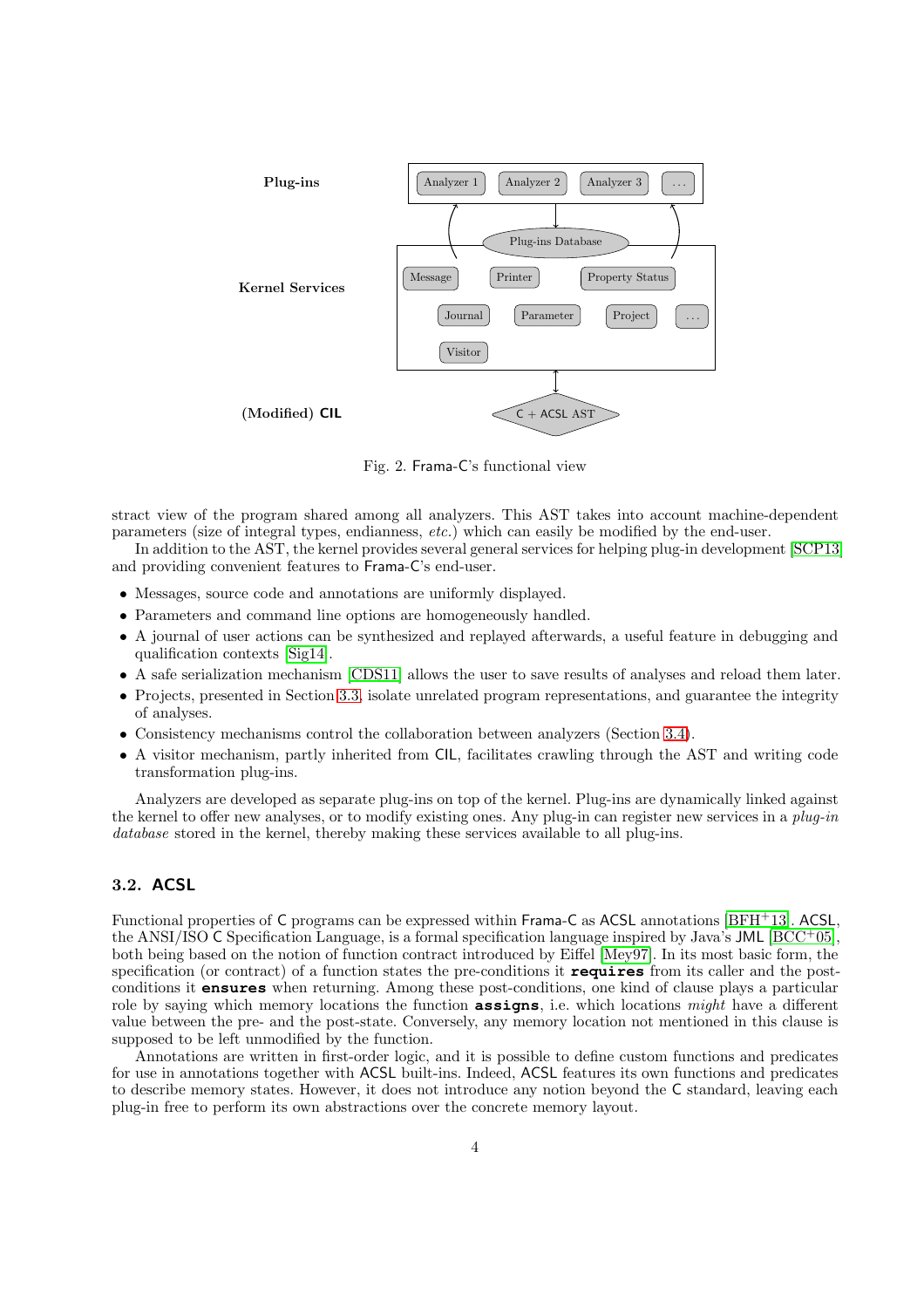Fig. 2. Frama-C's functional view

stract view of the program shared among all analyzers. This AST takes into account machine-dependent parameters (size of integral types, endianness, *etc.*) which can easily be modified by the end-user.

In addition to the AST, the kernel provides several general services for helping plug-in development [SCP13] and providing convenient features to Frama-C's end-user.

- Messages, source code and annotations are uniformly displayed.
- Parameters and command line options are homogeneously handled.
- A journal of user actions can be synthesized and replayed afterwards, a useful feature in debugging and qualification contexts [Sig14].
- A safe serialization mechanism [CDS11] allows the user to save results of analyses and reload them later.
- Projects, presented in Section 3.3, isolate unrelated program representations, and guarantee the integrity of analyses.
- Consistency mechanisms control the collaboration between analyzers (Section 3.4).
- A visitor mechanism, partly inherited from CIL, facilitates crawling through the AST and writing code transformation plug-ins.

Analyzers are developed as separate plug-ins on top of the kernel. Plug-ins are dynamically linked against the kernel to offer new analyses, or to modify existing ones. Any plug-in can register new services in a *plug-in database* stored in the kernel, thereby making these services available to all plug-ins.

## 3.2. ACSL

Functional properties of C programs can be expressed within Frama-C as ACSL annotations [BFH[+]13]. ACSL, the ANSI/ISO C Specification Language, is a formal specification language inspired by Java's JML [BCC[+]05], both being based on the notion of function contract introduced by Eiffel [Mey97]. In its most basic form, the specification (or contract) of a function states the pre-conditions it **requires** from its caller and the post-conditions it **ensures** when returning. Among these post-conditions, one kind of clause plays a particular role by saying which memory locations the function **assigns**, i.e. which locations *might* have a different value between the pre- and the post-state. Conversely, any memory location not mentioned in this clause is supposed to be left unmodified by the function.

Annotations are written in first-order logic, and it is possible to define custom functions and predicates for use in annotations together with ACSL built-ins. Indeed, ACSL features its own functions and predicates to describe memory states. However, it does not introduce any notion beyond the C standard, leaving each plug-in free to perform its own abstractions over the concrete memory layout.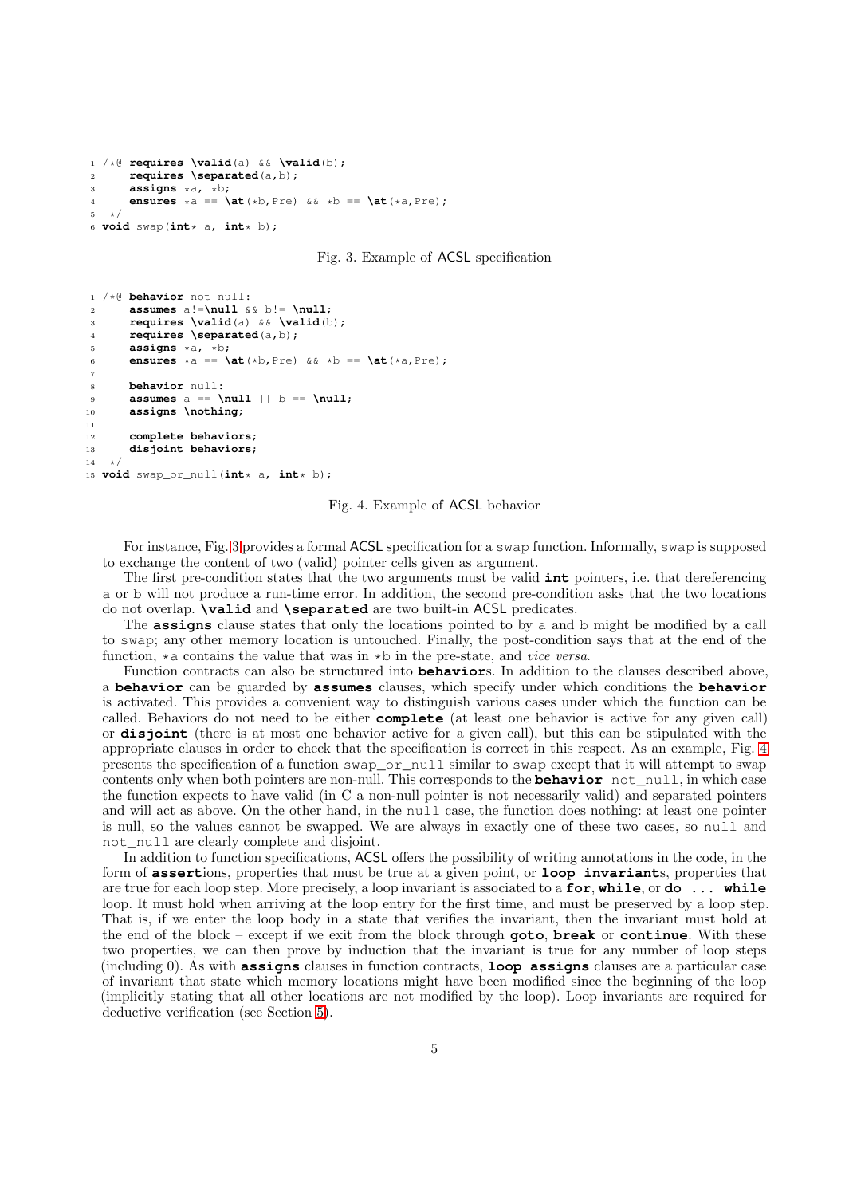```c
/*@ requires \valid(a) && \valid(b);
    requires \separated(a,b);
    assigns *a, *b;
    ensures *a == \at(*b,Pre) && *b == \at(*a,Pre);
 */
void swap(int* a, int* b);
```

Fig. 3. Example of ACSL specification

```c
/*@ behavior not_null:
    assumes a!=\null && b!= \null;
    requires \valid(a) && \valid(b);
    requires \separated(a,b);
    assigns *a, *b;
    ensures *a == \at(*b,Pre) && *b == \at(*a,Pre);

    behavior null:
    assumes a == \null || b == \null;
    assigns \nothing;

    complete behaviors;
    disjoint behaviors;
 */
void swap_or_null(int* a, int* b);
```

Fig. 4. Example of ACSL behavior

For instance, Fig. 3 provides a formal ACSL specification for a `swap` function. Informally, `swap` is supposed to exchange the content of two (valid) pointer cells given as argument.

The first pre-condition states that the two arguments must be valid **`int`** pointers, i.e. that dereferencing `a` or `b` will not produce a run-time error. In addition, the second pre-condition asks that the two locations do not overlap. **`\valid`** and **`\separated`** are two built-in ACSL predicates.

The **`assigns`** clause states that only the locations pointed to by `a` and `b` might be modified by a call to `swap`; any other memory location is untouched. Finally, the post-condition says that at the end of the function, `*a` contains the value that was in `*b` in the pre-state, and *vice versa*.

Function contracts can also be structured into **`behavior`**s. In addition to the clauses described above, a **`behavior`** can be guarded by **`assumes`** clauses, which specify under which conditions the **`behavior`** is activated. This provides a convenient way to distinguish various cases under which the function can be called. Behaviors do not need to be either **`complete`** (at least one behavior is active for any given call) or **`disjoint`** (there is at most one behavior active for a given call), but this can be stipulated with the appropriate clauses in order to check that the specification is correct in this respect. As an example, Fig. 4 presents the specification of a function `swap_or_null` similar to `swap` except that it will attempt to swap contents only when both pointers are non-null. This corresponds to the **`behavior`** `not_null`, in which case the function expects to have valid (in C a non-null pointer is not necessarily valid) and separated pointers and will act as above. On the other hand, in the `null` case, the function does nothing: at least one pointer is null, so the values cannot be swapped. We are always in exactly one of these two cases, so `null` and `not_null` are clearly complete and disjoint.

In addition to function specifications, ACSL offers the possibility of writing annotations in the code, in the form of **`assert`**ions, properties that must be true at a given point, or **`loop invariant`**s, properties that are true for each loop step. More precisely, a loop invariant is associated to a **`for`**, **`while`**, or **`do ... while`** loop. It must hold when arriving at the loop entry for the first time, and must be preserved by a loop step. That is, if we enter the loop body in a state that verifies the invariant, then the invariant must hold at the end of the block – except if we exit from the block through **`goto`**, **`break`** or **`continue`**. With these two properties, we can then prove by induction that the invariant is true for any number of loop steps (including 0). As with **`assigns`** clauses in function contracts, **`loop assigns`** clauses are a particular case of invariant that state which memory locations might have been modified since the beginning of the loop (implicitly stating that all other locations are not modified by the loop). Loop invariants are required for deductive verification (see Section 5).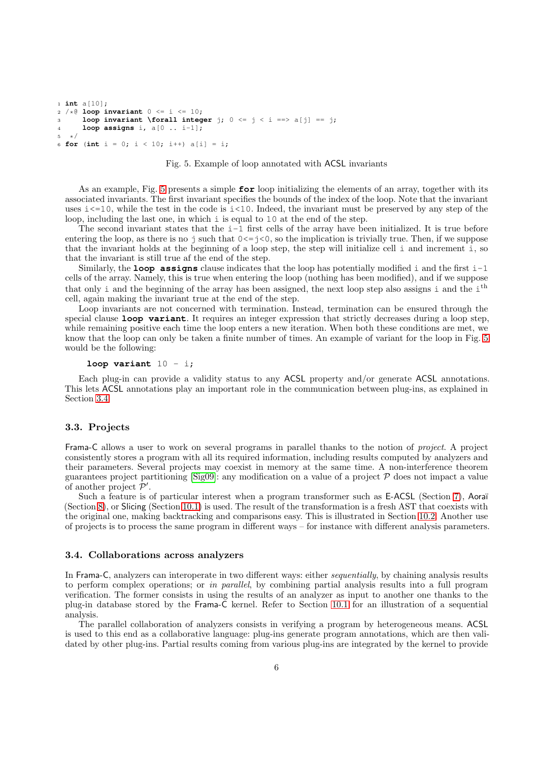```
int a[10];
/*@ loop invariant 0 <= i <= 10;
    loop invariant \forall integer j; 0 <= j < i ==> a[j] == j;
    loop assigns i, a[0 .. i-1];
 */
for (int i = 0; i < 10; i++) a[i] = i;
```

Fig. 5. Example of loop annotated with ACSL invariants

As an example, Fig. 5 presents a simple **for** loop initializing the elements of an array, together with its associated invariants. The first invariant specifies the bounds of the index of the loop. Note that the invariant uses `i<=10`, while the test in the code is `i<10`. Indeed, the invariant must be preserved by any step of the loop, including the last one, in which `i` is equal to `10` at the end of the step.

The second invariant states that the `i-1` first cells of the array have been initialized. It is true before entering the loop, as there is no `j` such that `0<=j<0`, so the implication is trivially true. Then, if we suppose that the invariant holds at the beginning of a loop step, the step will initialize cell `i` and increment `i`, so that the invariant is still true af the end of the step.

Similarly, the **loop assigns** clause indicates that the loop has potentially modified `i` and the first `i-1` cells of the array. Namely, this is true when entering the loop (nothing has been modified), and if we suppose that only `i` and the beginning of the array has been assigned, the next loop step also assigns `i` and the `i`$^{\text{th}}$ cell, again making the invariant true at the end of the step.

Loop invariants are not concerned with termination. Instead, termination can be ensured through the special clause **loop variant**. It requires an integer expression that strictly decreases during a loop step, while remaining positive each time the loop enters a new iteration. When both these conditions are met, we know that the loop can only be taken a finite number of times. An example of variant for the loop in Fig. 5 would be the following:

```
loop variant 10 - i;
```

Each plug-in can provide a validity status to any ACSL property and/or generate ACSL annotations. This lets ACSL annotations play an important role in the communication between plug-ins, as explained in Section 3.4.

### 3.3. Projects

Frama-C allows a user to work on several programs in parallel thanks to the notion of *project*. A project consistently stores a program with all its required information, including results computed by analyzers and their parameters. Several projects may coexist in memory at the same time. A non-interference theorem guarantees project partitioning [Sig09]: any modification on a value of a project $\mathcal{P}$ does not impact a value of another project $\mathcal{P}'$.

Such a feature is of particular interest when a program transformer such as E-ACSL (Section 7), Aoraï (Section 8), or Slicing (Section 10.1) is used. The result of the transformation is a fresh AST that coexists with the original one, making backtracking and comparisons easy. This is illustrated in Section 10.2. Another use of projects is to process the same program in different ways – for instance with different analysis parameters.

### 3.4. Collaborations across analyzers

In Frama-C, analyzers can interoperate in two different ways: either *sequentially*, by chaining analysis results to perform complex operations; or *in parallel*, by combining partial analysis results into a full program verification. The former consists in using the results of an analyzer as input to another one thanks to the plug-in database stored by the Frama-C kernel. Refer to Section 10.1 for an illustration of a sequential analysis.

The parallel collaboration of analyzers consists in verifying a program by heterogeneous means. ACSL is used to this end as a collaborative language: plug-ins generate program annotations, which are then validated by other plug-ins. Partial results coming from various plug-ins are integrated by the kernel to provide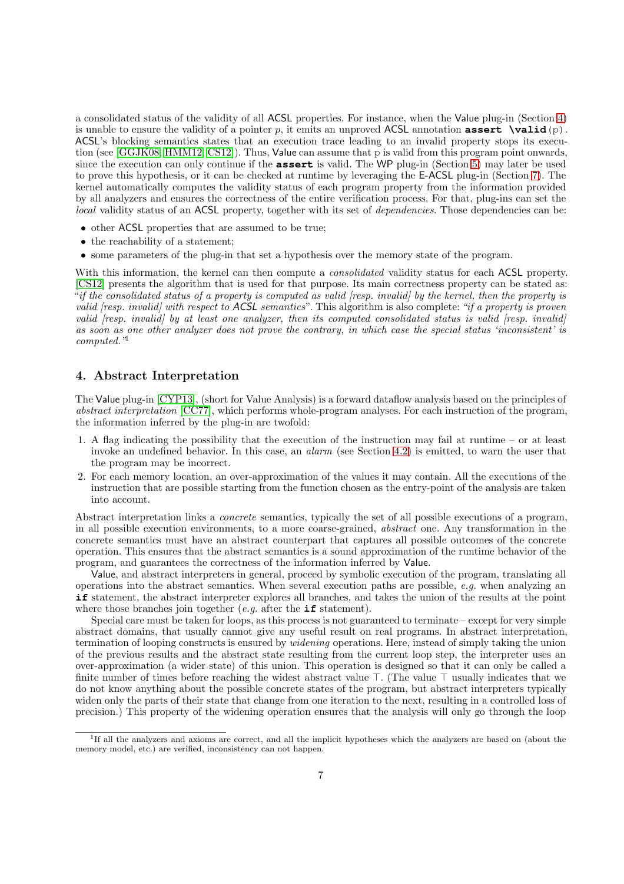a consolidated status of the validity of all ACSL properties. For instance, when the Value plug-in (Section 4) is unable to ensure the validity of a pointer $p$, it emits an unproved ACSL annotation **assert \valid**(p). ACSL's blocking semantics states that an execution trace leading to an invalid property stops its execution (see [GGJK08, HMM12, CS12]). Thus, Value can assume that p is valid from this program point onwards, since the execution can only continue if the **assert** is valid. The WP plug-in (Section 5) may later be used to prove this hypothesis, or it can be checked at runtime by leveraging the E-ACSL plug-in (Section 7). The kernel automatically computes the validity status of each program property from the information provided by all analyzers and ensures the correctness of the entire verification process. For that, plug-ins can set the *local* validity status of an ACSL property, together with its set of *dependencies*. Those dependencies can be:

- other ACSL properties that are assumed to be true;
- the reachability of a statement;
- some parameters of the plug-in that set a hypothesis over the memory state of the program.

With this information, the kernel can then compute a *consolidated* validity status for each ACSL property. [CS12] presents the algorithm that is used for that purpose. Its main correctness property can be stated as: "*if the consolidated status of a property is computed as valid [resp. invalid] by the kernel, then the property is valid [resp. invalid] with respect to ACSL semantics*". This algorithm is also complete: "*if a property is proven valid [resp. invalid] by at least one analyzer, then its computed consolidated status is valid [resp. invalid] as soon as one other analyzer does not prove the contrary, in which case the special status 'inconsistent' is computed.*"[1]

## 4. Abstract Interpretation

The Value plug-in [CYP13], (short for Value Analysis) is a forward dataflow analysis based on the principles of *abstract interpretation* [CC77], which performs whole-program analyses. For each instruction of the program, the information inferred by the plug-in are twofold:

1. A flag indicating the possibility that the execution of the instruction may fail at runtime – or at least invoke an undefined behavior. In this case, an *alarm* (see Section 4.2) is emitted, to warn the user that the program may be incorrect.
2. For each memory location, an over-approximation of the values it may contain. All the executions of the instruction that are possible starting from the function chosen as the entry-point of the analysis are taken into account.

Abstract interpretation links a *concrete* semantics, typically the set of all possible executions of a program, in all possible execution environments, to a more coarse-grained, *abstract* one. Any transformation in the concrete semantics must have an abstract counterpart that captures all possible outcomes of the concrete operation. This ensures that the abstract semantics is a sound approximation of the runtime behavior of the program, and guarantees the correctness of the information inferred by Value.

Value, and abstract interpreters in general, proceed by symbolic execution of the program, translating all operations into the abstract semantics. When several execution paths are possible, *e.g.* when analyzing an **if** statement, the abstract interpreter explores all branches, and takes the union of the results at the point where those branches join together (*e.g.* after the **if** statement).

Special care must be taken for loops, as this process is not guaranteed to terminate – except for very simple abstract domains, that usually cannot give any useful result on real programs. In abstract interpretation, termination of looping constructs is ensured by *widening* operations. Here, instead of simply taking the union of the previous results and the abstract state resulting from the current loop step, the interpreter uses an over-approximation (a wider state) of this union. This operation is designed so that it can only be called a finite number of times before reaching the widest abstract value $\top$. (The value $\top$ usually indicates that we do not know anything about the possible concrete states of the program, but abstract interpreters typically widen only the parts of their state that change from one iteration to the next, resulting in a controlled loss of precision.) This property of the widening operation ensures that the analysis will only go through the loop

[1] If all the analyzers and axioms are correct, and all the implicit hypotheses which the analyzers are based on (about the memory model, etc.) are verified, inconsistency can not happen.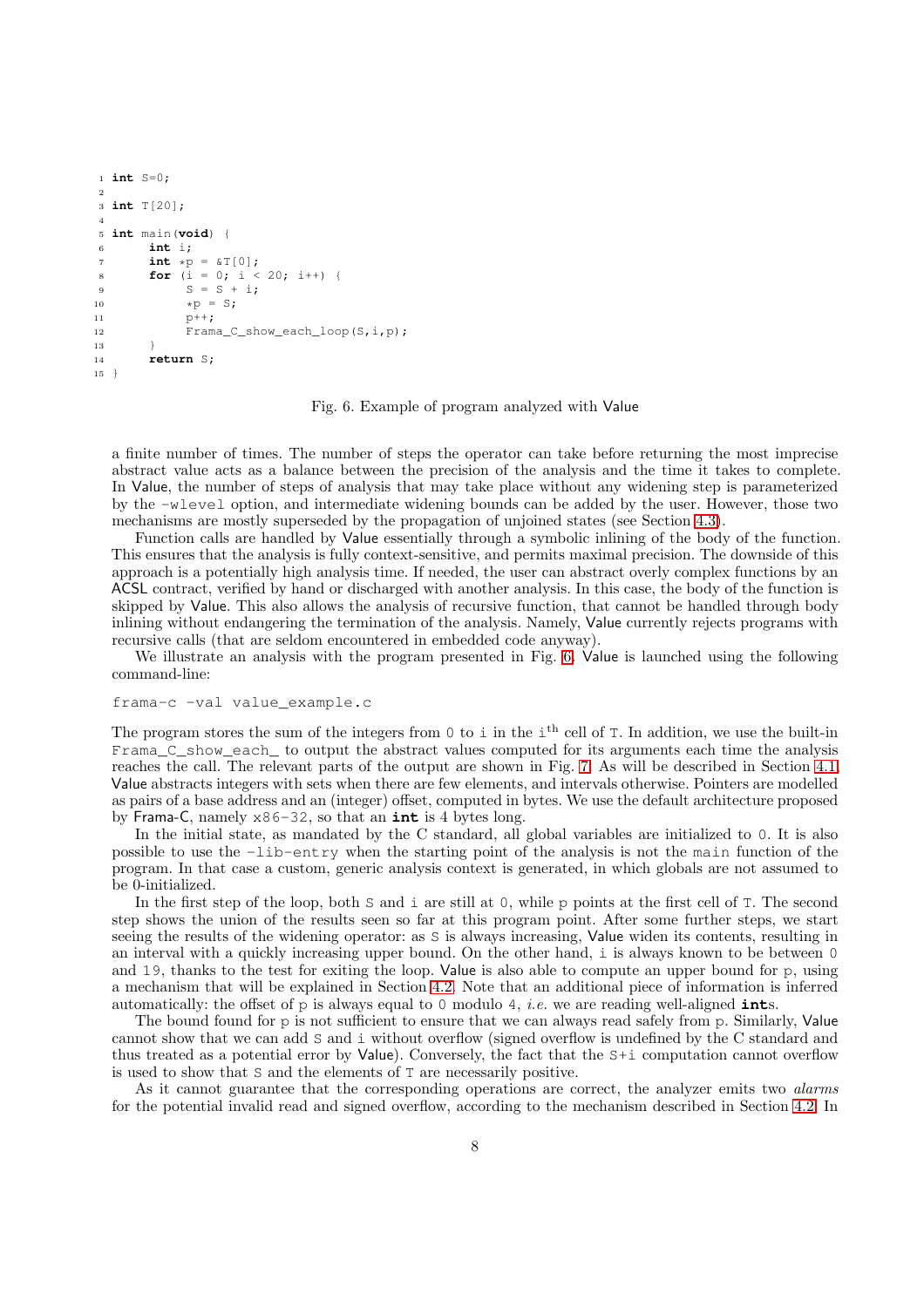```
1 int S=0;
2
3 int T[20];
4
5 int main(void) {
6      int i;
7      int *p = &T[0];
8      for (i = 0; i < 20; i++) {
9           S = S + i;
10          *p = S;
11          p++;
12          Frama_C_show_each_loop(S,i,p);
13     }
14     return S;
15 }
```

Fig. 6. Example of program analyzed with Value

a finite number of times. The number of steps the operator can take before returning the most imprecise abstract value acts as a balance between the precision of the analysis and the time it takes to complete. In Value, the number of steps of analysis that may take place without any widening step is parameterized by the `-wlevel` option, and intermediate widening bounds can be added by the user. However, those two mechanisms are mostly superseded by the propagation of unjoined states (see Section 4.3).

Function calls are handled by Value essentially through a symbolic inlining of the body of the function. This ensures that the analysis is fully context-sensitive, and permits maximal precision. The downside of this approach is a potentially high analysis time. If needed, the user can abstract overly complex functions by an ACSL contract, verified by hand or discharged with another analysis. In this case, the body of the function is skipped by Value. This also allows the analysis of recursive function, that cannot be handled through body inlining without endangering the termination of the analysis. Namely, Value currently rejects programs with recursive calls (that are seldom encountered in embedded code anyway).

We illustrate an analysis with the program presented in Fig. 6. Value is launched using the following command-line:

```
frama-c -val value_example.c
```

The program stores the sum of the integers from `0` to `i` in the $\mathtt{i}^{\text{th}}$ cell of `T`. In addition, we use the built-in `Frama_C_show_each_` to output the abstract values computed for its arguments each time the analysis reaches the call. The relevant parts of the output are shown in Fig. 7. As will be described in Section 4.1, Value abstracts integers with sets when there are few elements, and intervals otherwise. Pointers are modelled as pairs of a base address and an (integer) offset, computed in bytes. We use the default architecture proposed by Frama-C, namely `x86-32`, so that an **int** is 4 bytes long.

In the initial state, as mandated by the C standard, all global variables are initialized to `0`. It is also possible to use the `-lib-entry` when the starting point of the analysis is not the `main` function of the program. In that case a custom, generic analysis context is generated, in which globals are not assumed to be 0-initialized.

In the first step of the loop, both `S` and `i` are still at `0`, while `p` points at the first cell of `T`. The second step shows the union of the results seen so far at this program point. After some further steps, we start seeing the results of the widening operator: as `S` is always increasing, Value widen its contents, resulting in an interval with a quickly increasing upper bound. On the other hand, `i` is always known to be between `0` and `19`, thanks to the test for exiting the loop. Value is also able to compute an upper bound for `p`, using a mechanism that will be explained in Section 4.2. Note that an additional piece of information is inferred automatically: the offset of `p` is always equal to `0` modulo `4`, *i.e.* we are reading well-aligned **int**s.

The bound found for `p` is not sufficient to ensure that we can always read safely from `p`. Similarly, Value cannot show that we can add `S` and `i` without overflow (signed overflow is undefined by the C standard and thus treated as a potential error by Value). Conversely, the fact that the `S+i` computation cannot overflow is used to show that `S` and the elements of `T` are necessarily positive.

As it cannot guarantee that the corresponding operations are correct, the analyzer emits two *alarms* for the potential invalid read and signed overflow, according to the mechanism described in Section 4.2. In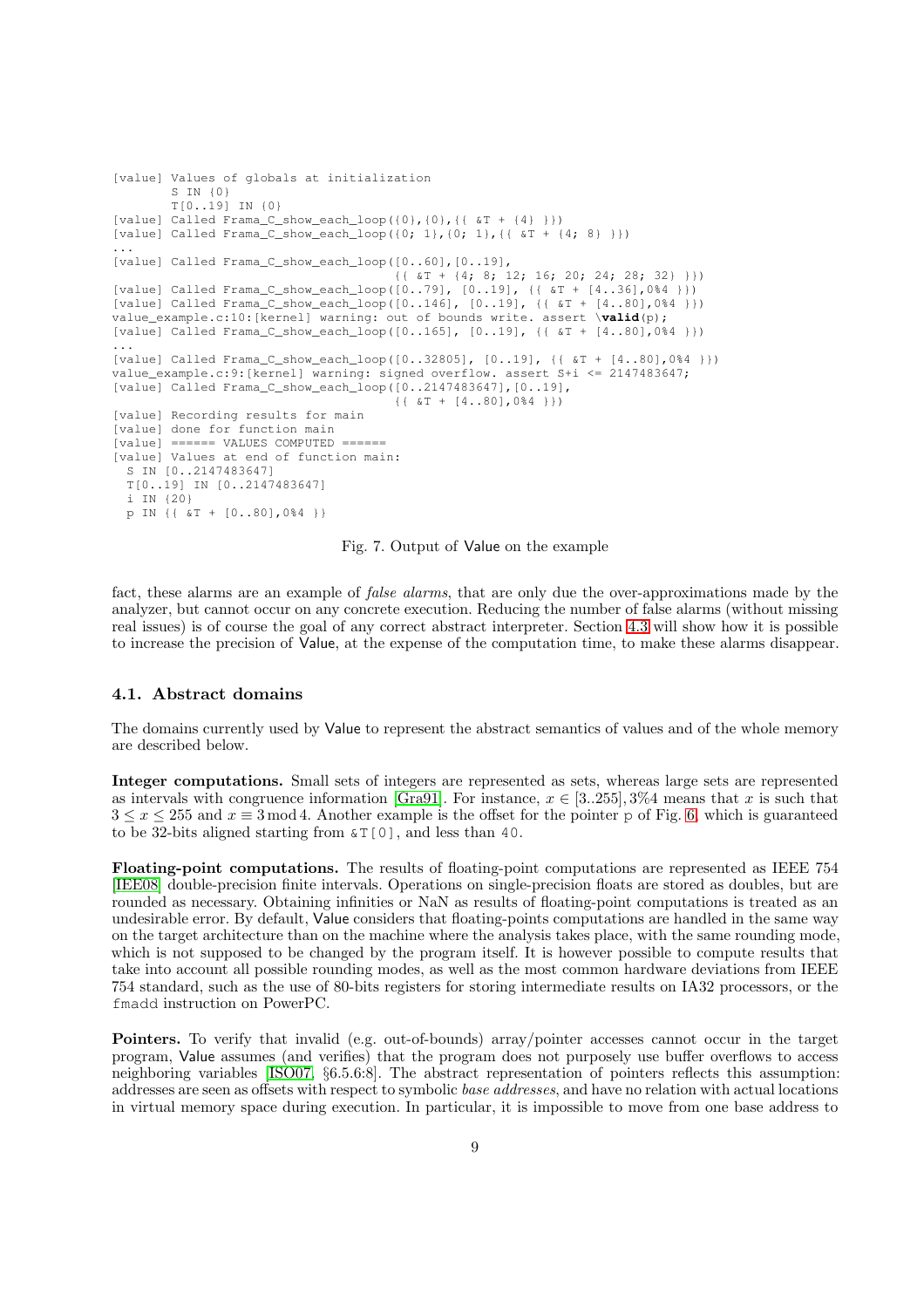```
[value] Values of globals at initialization
        S IN {0}
        T[0..19] IN {0}
[value] Called Frama_C_show_each_loop({0},{0},{{ &T + {4} }})
[value] Called Frama_C_show_each_loop({0; 1},{0; 1},{{ &T + {4; 8} }})
...
[value] Called Frama_C_show_each_loop([0..60],[0..19],
                                      {{ &T + {4; 8; 12; 16; 20; 24; 28; 32} }})
[value] Called Frama_C_show_each_loop([0..79], [0..19], {{ &T + [4..36],0%4 }})
[value] Called Frama_C_show_each_loop([0..146], [0..19], {{ &T + [4..80],0%4 }})
value_example.c:10:[kernel] warning: out of bounds write. assert \valid(p);
[value] Called Frama_C_show_each_loop([0..165], [0..19], {{ &T + [4..80],0%4 }})
...
[value] Called Frama_C_show_each_loop([0..32805], [0..19], {{ &T + [4..80],0%4 }})
value_example.c:9:[kernel] warning: signed overflow. assert S+i <= 2147483647;
[value] Called Frama_C_show_each_loop([0..2147483647],[0..19],
                                      {{ &T + [4..80],0%4 }})
[value] Recording results for main
[value] done for function main
[value] ====== VALUES COMPUTED ======
[value] Values at end of function main:
  S IN [0..2147483647]
  T[0..19] IN [0..2147483647]
  i IN {20}
  p IN {{ &T + [0..80],0%4 }}
```

Fig. 7. Output of Value on the example

fact, these alarms are an example of *false alarms*, that are only due the over-approximations made by the analyzer, but cannot occur on any concrete execution. Reducing the number of false alarms (without missing real issues) is of course the goal of any correct abstract interpreter. Section 4.3 will show how it is possible to increase the precision of Value, at the expense of the computation time, to make these alarms disappear.

### 4.1. Abstract domains

The domains currently used by Value to represent the abstract semantics of values and of the whole memory are described below.

**Integer computations.** Small sets of integers are represented as sets, whereas large sets are represented as intervals with congruence information [Gra91]. For instance, $x \in [3..255], 3\%4$ means that $x$ is such that $3 \leq x \leq 255$ and $x \equiv 3 \bmod 4$. Another example is the offset for the pointer `p` of Fig. 6, which is guaranteed to be 32-bits aligned starting from `&T[0]`, and less than `40`.

**Floating-point computations.** The results of floating-point computations are represented as IEEE 754 [IEE08] double-precision finite intervals. Operations on single-precision floats are stored as doubles, but are rounded as necessary. Obtaining infinities or NaN as results of floating-point computations is treated as an undesirable error. By default, Value considers that floating-points computations are handled in the same way on the target architecture than on the machine where the analysis takes place, with the same rounding mode, which is not supposed to be changed by the program itself. It is however possible to compute results that take into account all possible rounding modes, as well as the most common hardware deviations from IEEE 754 standard, such as the use of 80-bits registers for storing intermediate results on IA32 processors, or the `fmadd` instruction on PowerPC.

**Pointers.** To verify that invalid (e.g. out-of-bounds) array/pointer accesses cannot occur in the target program, Value assumes (and verifies) that the program does not purposely use buffer overflows to access neighboring variables [ISO07, §6.5.6:8]. The abstract representation of pointers reflects this assumption: addresses are seen as offsets with respect to symbolic *base addresses*, and have no relation with actual locations in virtual memory space during execution. In particular, it is impossible to move from one base address to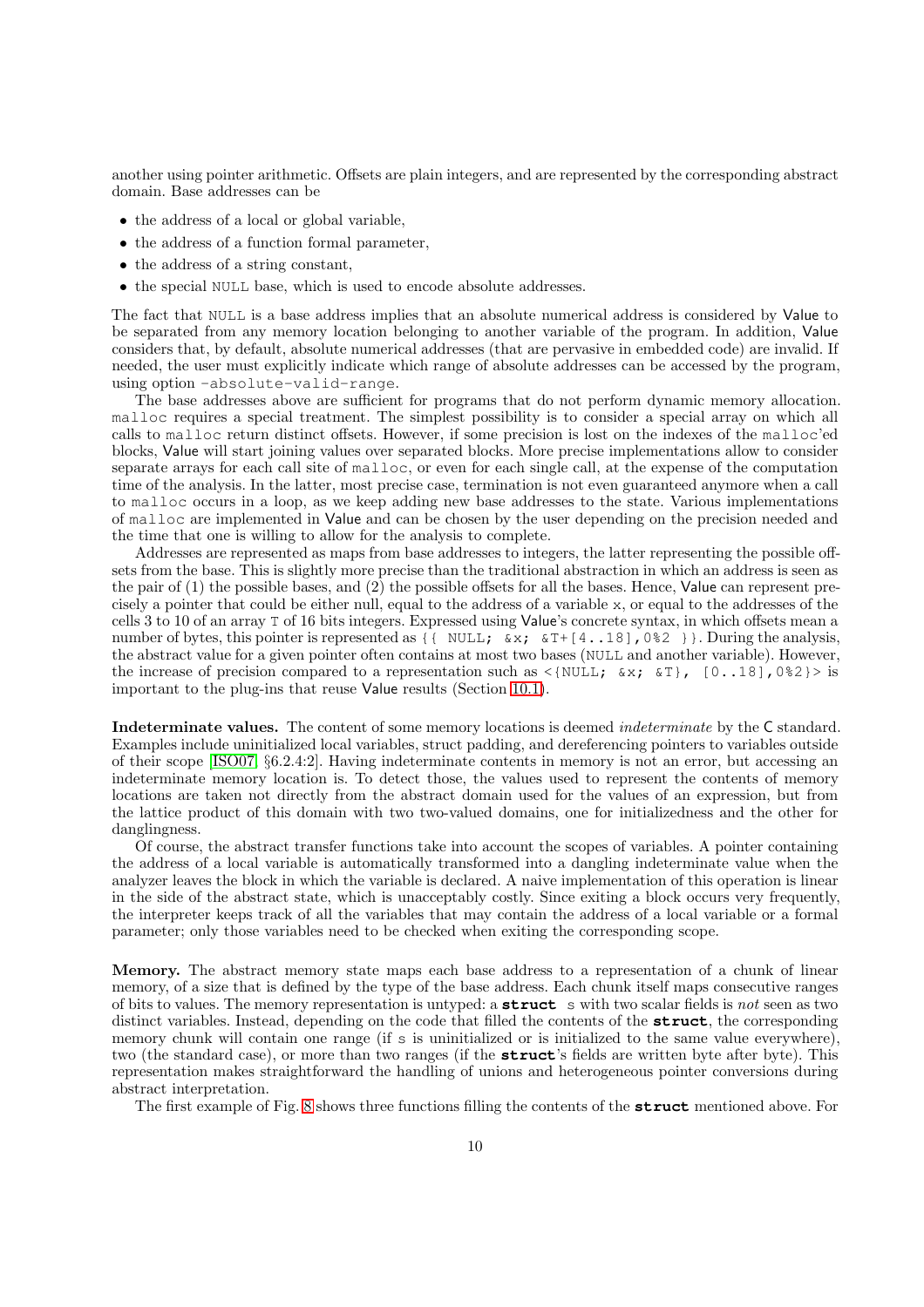another using pointer arithmetic. Offsets are plain integers, and are represented by the corresponding abstract domain. Base addresses can be

- the address of a local or global variable,
- the address of a function formal parameter,
- the address of a string constant,
- the special `NULL` base, which is used to encode absolute addresses.

The fact that `NULL` is a base address implies that an absolute numerical address is considered by Value to be separated from any memory location belonging to another variable of the program. In addition, Value considers that, by default, absolute numerical addresses (that are pervasive in embedded code) are invalid. If needed, the user must explicitly indicate which range of absolute addresses can be accessed by the program, using option `-absolute-valid-range`.

The base addresses above are sufficient for programs that do not perform dynamic memory allocation. `malloc` requires a special treatment. The simplest possibility is to consider a special array on which all calls to `malloc` return distinct offsets. However, if some precision is lost on the indexes of the `malloc`'ed blocks, Value will start joining values over separated blocks. More precise implementations allow to consider separate arrays for each call site of `malloc`, or even for each single call, at the expense of the computation time of the analysis. In the latter, most precise case, termination is not even guaranteed anymore when a call to `malloc` occurs in a loop, as we keep adding new base addresses to the state. Various implementations of `malloc` are implemented in Value and can be chosen by the user depending on the precision needed and the time that one is willing to allow for the analysis to complete.

Addresses are represented as maps from base addresses to integers, the latter representing the possible offsets from the base. This is slightly more precise than the traditional abstraction in which an address is seen as the pair of (1) the possible bases, and (2) the possible offsets for all the bases. Hence, Value can represent precisely a pointer that could be either null, equal to the address of a variable `x`, or equal to the addresses of the cells 3 to 10 of an array `T` of 16 bits integers. Expressed using Value's concrete syntax, in which offsets mean a number of bytes, this pointer is represented as `{{ NULL; &x; &T+[4..18],0%2 }}`. During the analysis, the abstract value for a given pointer often contains at most two bases (`NULL` and another variable). However, the increase of precision compared to a representation such as `<{NULL; &x; &T}, [0..18],0%2}>` is important to the plug-ins that reuse Value results (Section 10.1).

**Indeterminate values.** The content of some memory locations is deemed *indeterminate* by the C standard. Examples include uninitialized local variables, struct padding, and dereferencing pointers to variables outside of their scope [ISO07] §6.2.4:2]. Having indeterminate contents in memory is not an error, but accessing an indeterminate memory location is. To detect those, the values used to represent the contents of memory locations are taken not directly from the abstract domain used for the values of an expression, but from the lattice product of this domain with two two-valued domains, one for initializedness and the other for danglingness.

Of course, the abstract transfer functions take into account the scopes of variables. A pointer containing the address of a local variable is automatically transformed into a dangling indeterminate value when the analyzer leaves the block in which the variable is declared. A naive implementation of this operation is linear in the side of the abstract state, which is unacceptably costly. Since exiting a block occurs very frequently, the interpreter keeps track of all the variables that may contain the address of a local variable or a formal parameter; only those variables need to be checked when exiting the corresponding scope.

**Memory.** The abstract memory state maps each base address to a representation of a chunk of linear memory, of a size that is defined by the type of the base address. Each chunk itself maps consecutive ranges of bits to values. The memory representation is untyped: a **`struct`** `s` with two scalar fields is *not* seen as two distinct variables. Instead, depending on the code that filled the contents of the **`struct`**, the corresponding memory chunk will contain one range (if `s` is uninitialized or is initialized to the same value everywhere), two (the standard case), or more than two ranges (if the **`struct`**'s fields are written byte after byte). This representation makes straightforward the handling of unions and heterogeneous pointer conversions during abstract interpretation.

The first example of Fig. 8 shows three functions filling the contents of the **`struct`** mentioned above. For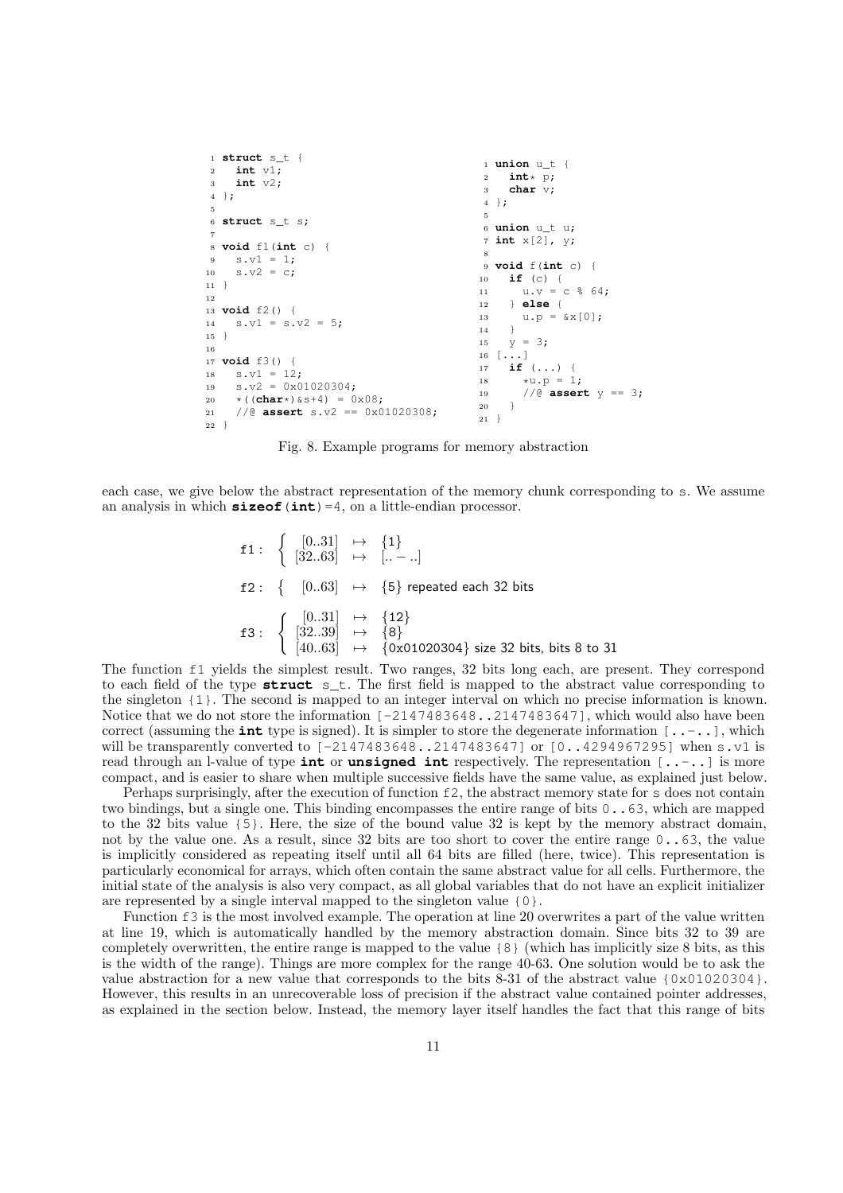```c
struct s_t {
  int v1;
  int v2;
};

struct s_t s;

void f1(int c) {
  s.v1 = 1;
  s.v2 = c;
}

void f2() {
  s.v1 = s.v2 = 5;
}

void f3() {
  s.v1 = 12;
  s.v2 = 0x01020304;
  *((char*)&s+4) = 0x08;
  //@ assert s.v2 == 0x01020308;
}
```

```c
union u_t {
  int* p;
  char v;
};

union u_t u;
int x[2], y;

void f(int c) {
  if (c) {
    u.v = c % 64;
  } else {
    u.p = &x[0];
  }
  y = 3;
[...]
  if (...) {
    *u.p = 1;
    //@ assert y == 3;
  }
}
```

Fig. 8. Example programs for memory abstraction

each case, we give below the abstract representation of the memory chunk corresponding to s. We assume an analysis in which **sizeof**(**int**)=4, on a little-endian processor.

$$\texttt{f1}: \left\{ \begin{array}{lcl} [0..31] & \mapsto & \{1\} \\ [32..63] & \mapsto & [..-..] \end{array} \right.$$

$$\texttt{f2}: \left\{ \begin{array}{lcl} [0..63] & \mapsto & \{5\} \text{ repeated each 32 bits} \end{array} \right.$$

$$\texttt{f3}: \left\{ \begin{array}{lcl} [0..31] & \mapsto & \{12\} \\ [32..39] & \mapsto & \{8\} \\ [40..63] & \mapsto & \{\texttt{0x01020304}\} \text{ size 32 bits, bits 8 to 31} \end{array} \right.$$

The function f1 yields the simplest result. Two ranges, 32 bits long each, are present. They correspond to each field of the type **struct** s_t. The first field is mapped to the abstract value corresponding to the singleton {1}. The second is mapped to an integer interval on which no precise information is known. Notice that we do not store the information [-2147483648..2147483647], which would also have been correct (assuming the **int** type is signed). It is simpler to store the degenerate information [..-..], which will be transparently converted to [-2147483648..2147483647] or [0..4294967295] when s.v1 is read through an l-value of type **int** or **unsigned int** respectively. The representation [..-..] is more compact, and is easier to share when multiple successive fields have the same value, as explained just below.

Perhaps surprisingly, after the execution of function f2, the abstract memory state for s does not contain two bindings, but a single one. This binding encompasses the entire range of bits 0..63, which are mapped to the 32 bits value {5}. Here, the size of the bound value 32 is kept by the memory abstract domain, not by the value one. As a result, since 32 bits are too short to cover the entire range 0..63, the value is implicitly considered as repeating itself until all 64 bits are filled (here, twice). This representation is particularly economical for arrays, which often contain the same abstract value for all cells. Furthermore, the initial state of the analysis is also very compact, as all global variables that do not have an explicit initializer are represented by a single interval mapped to the singleton value {0}.

Function f3 is the most involved example. The operation at line 20 overwrites a part of the value written at line 19, which is automatically handled by the memory abstraction domain. Since bits 32 to 39 are completely overwritten, the entire range is mapped to the value {8} (which has implicitly size 8 bits, as this is the width of the range). Things are more complex for the range 40-63. One solution would be to ask the value abstraction for a new value that corresponds to the bits 8-31 of the abstract value {0x01020304}. However, this results in an unrecoverable loss of precision if the abstract value contained pointer addresses, as explained in the section below. Instead, the memory layer itself handles the fact that this range of bits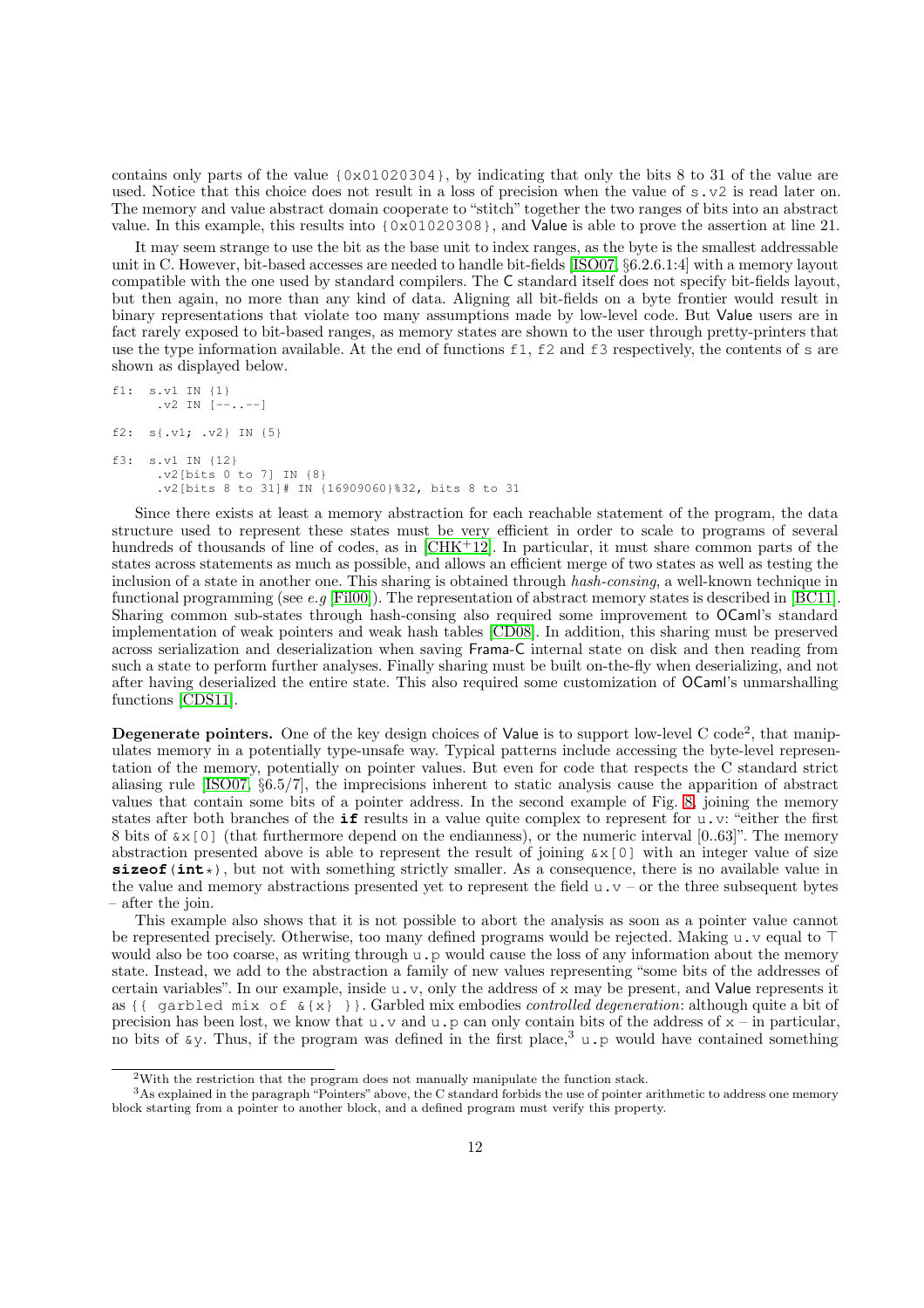contains only parts of the value {0x01020304}, by indicating that only the bits 8 to 31 of the value are used. Notice that this choice does not result in a loss of precision when the value of s.v2 is read later on. The memory and value abstract domain cooperate to "stitch" together the two ranges of bits into an abstract value. In this example, this results into {0x01020308}, and Value is able to prove the assertion at line 21.

It may seem strange to use the bit as the base unit to index ranges, as the byte is the smallest addressable unit in C. However, bit-based accesses are needed to handle bit-fields [ISO07, §6.2.6.1:4] with a memory layout compatible with the one used by standard compilers. The C standard itself does not specify bit-fields layout, but then again, no more than any kind of data. Aligning all bit-fields on a byte frontier would result in binary representations that violate too many assumptions made by low-level code. But Value users are in fact rarely exposed to bit-based ranges, as memory states are shown to the user through pretty-printers that use the type information available. At the end of functions f1, f2 and f3 respectively, the contents of s are shown as displayed below.

```
f1:  s.v1 IN {1}
      .v2 IN [--..--]

f2:  s{.v1; .v2} IN {5}

f3:  s.v1 IN {12}
      .v2[bits 0 to 7] IN {8}
      .v2[bits 8 to 31]# IN {16909060}%32, bits 8 to 31
```

Since there exists at least a memory abstraction for each reachable statement of the program, the data structure used to represent these states must be very efficient in order to scale to programs of several hundreds of thousands of line of codes, as in [CHK+12]. In particular, it must share common parts of the states across statements as much as possible, and allows an efficient merge of two states as well as testing the inclusion of a state in another one. This sharing is obtained through *hash-consing*, a well-known technique in functional programming (see *e.g* [Fil00]). The representation of abstract memory states is described in [BC11]. Sharing common sub-states through hash-consing also required some improvement to OCaml's standard implementation of weak pointers and weak hash tables [CD08]. In addition, this sharing must be preserved across serialization and deserialization when saving Frama-C internal state on disk and then reading from such a state to perform further analyses. Finally sharing must be built on-the-fly when deserializing, and not after having deserialized the entire state. This also required some customization of OCaml's unmarshalling functions [CDS11].

**Degenerate pointers.** One of the key design choices of Value is to support low-level C code[2], that manipulates memory in a potentially type-unsafe way. Typical patterns include accessing the byte-level representation of the memory, potentially on pointer values. But even for code that respects the C standard strict aliasing rule [ISO07, §6.5/7], the imprecisions inherent to static analysis cause the apparition of abstract values that contain some bits of a pointer address. In the second example of Fig. 8, joining the memory states after both branches of the **if** results in a value quite complex to represent for u.v: "either the first 8 bits of &x[0] (that furthermore depend on the endianness), or the numeric interval [0..63]". The memory abstraction presented above is able to represent the result of joining &x[0] with an integer value of size **sizeof**(**int**\*), but not with something strictly smaller. As a consequence, there is no available value in the value and memory abstractions presented yet to represent the field u.v – or the three subsequent bytes – after the join.

This example also shows that it is not possible to abort the analysis as soon as a pointer value cannot be represented precisely. Otherwise, too many defined programs would be rejected. Making u.v equal to $\top$ would also be too coarse, as writing through u.p would cause the loss of any information about the memory state. Instead, we add to the abstraction a family of new values representing "some bits of the addresses of certain variables". In our example, inside u.v, only the address of x may be present, and Value represents it as {{ garbled mix of &{x} }}. Garbled mix embodies *controlled degeneration*: although quite a bit of precision has been lost, we know that u.v and u.p can only contain bits of the address of x – in particular, no bits of &y. Thus, if the program was defined in the first place,[3] u.p would have contained something

[2] With the restriction that the program does not manually manipulate the function stack.

[3] As explained in the paragraph "Pointers" above, the C standard forbids the use of pointer arithmetic to address one memory block starting from a pointer to another block, and a defined program must verify this property.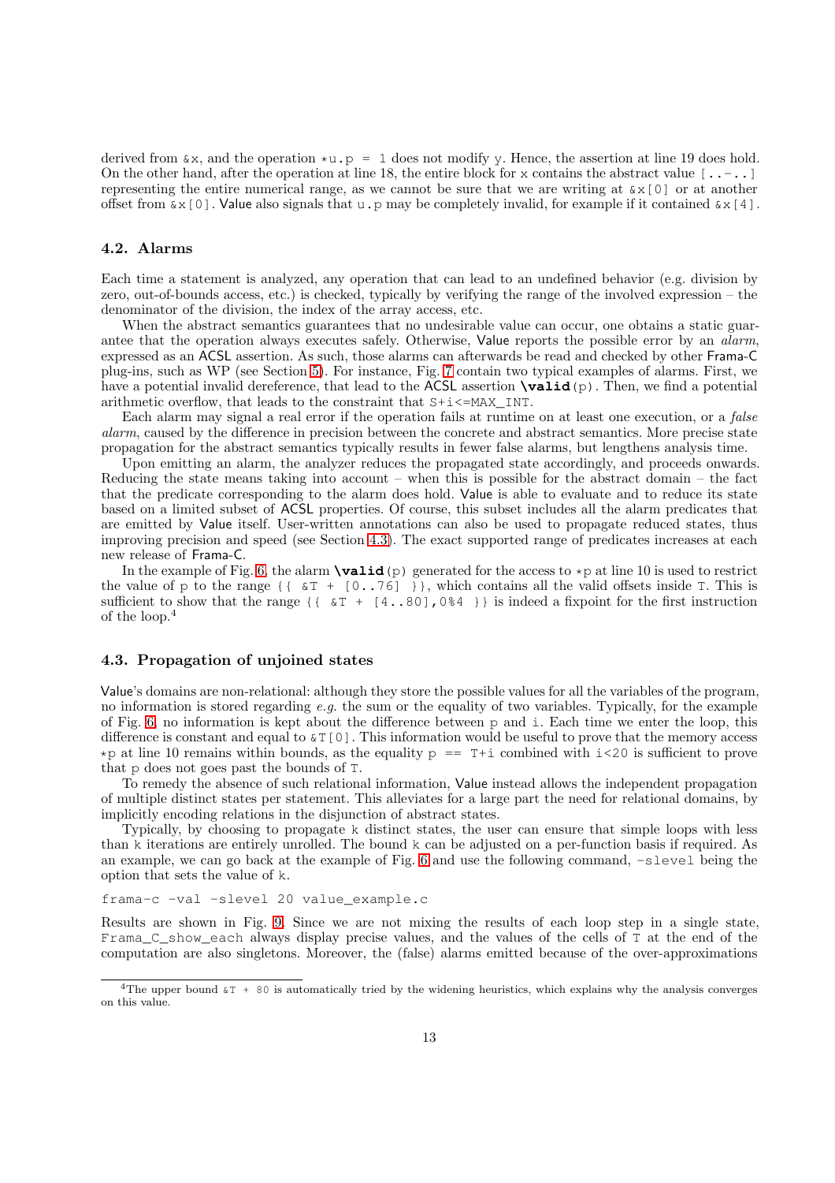derived from `&x`, and the operation `*u.p = 1` does not modify `y`. Hence, the assertion at line 19 does hold. On the other hand, after the operation at line 18, the entire block for `x` contains the abstract value `[..-..]` representing the entire numerical range, as we cannot be sure that we are writing at `&x[0]` or at another offset from `&x[0]`. Value also signals that `u.p` may be completely invalid, for example if it contained `&x[4]`.

### 4.2. Alarms

Each time a statement is analyzed, any operation that can lead to an undefined behavior (e.g. division by zero, out-of-bounds access, etc.) is checked, typically by verifying the range of the involved expression – the denominator of the division, the index of the array access, etc.

When the abstract semantics guarantees that no undesirable value can occur, one obtains a static guarantee that the operation always executes safely. Otherwise, Value reports the possible error by an *alarm*, expressed as an ACSL assertion. As such, those alarms can afterwards be read and checked by other Frama-C plug-ins, such as WP (see Section 5). For instance, Fig. 7 contain two typical examples of alarms. First, we have a potential invalid dereference, that lead to the ACSL assertion **`\valid`**`(p)`. Then, we find a potential arithmetic overflow, that leads to the constraint that `S+i<=MAX_INT`.

Each alarm may signal a real error if the operation fails at runtime on at least one execution, or a *false alarm*, caused by the difference in precision between the concrete and abstract semantics. More precise state propagation for the abstract semantics typically results in fewer false alarms, but lengthens analysis time.

Upon emitting an alarm, the analyzer reduces the propagated state accordingly, and proceeds onwards. Reducing the state means taking into account – when this is possible for the abstract domain – the fact that the predicate corresponding to the alarm does hold. Value is able to evaluate and to reduce its state based on a limited subset of ACSL properties. Of course, this subset includes all the alarm predicates that are emitted by Value itself. User-written annotations can also be used to propagate reduced states, thus improving precision and speed (see Section 4.3). The exact supported range of predicates increases at each new release of Frama-C.

In the example of Fig. 6, the alarm **`\valid`**`(p)` generated for the access to `*p` at line 10 is used to restrict the value of `p` to the range `{{ &T + [0..76] }}`, which contains all the valid offsets inside `T`. This is sufficient to show that the range `{{ &T + [4..80],0%4 }}` is indeed a fixpoint for the first instruction of the loop.[4]

### 4.3. Propagation of unjoined states

Value's domains are non-relational: although they store the possible values for all the variables of the program, no information is stored regarding *e.g.* the sum or the equality of two variables. Typically, for the example of Fig. 6, no information is kept about the difference between `p` and `i`. Each time we enter the loop, this difference is constant and equal to `&T[0]`. This information would be useful to prove that the memory access `*p` at line 10 remains within bounds, as the equality `p == T+i` combined with `i<20` is sufficient to prove that `p` does not goes past the bounds of `T`.

To remedy the absence of such relational information, Value instead allows the independent propagation of multiple distinct states per statement. This alleviates for a large part the need for relational domains, by implicitly encoding relations in the disjunction of abstract states.

Typically, by choosing to propagate `k` distinct states, the user can ensure that simple loops with less than `k` iterations are entirely unrolled. The bound `k` can be adjusted on a per-function basis if required. As an example, we can go back at the example of Fig. 6 and use the following command, `-slevel` being the option that sets the value of `k`.

```
frama-c -val -slevel 20 value_example.c
```

Results are shown in Fig. 9. Since we are not mixing the results of each loop step in a single state, `Frama_C_show_each` always display precise values, and the values of the cells of `T` at the end of the computation are also singletons. Moreover, the (false) alarms emitted because of the over-approximations

---

[4] The upper bound `&T + 80` is automatically tried by the widening heuristics, which explains why the analysis converges on this value.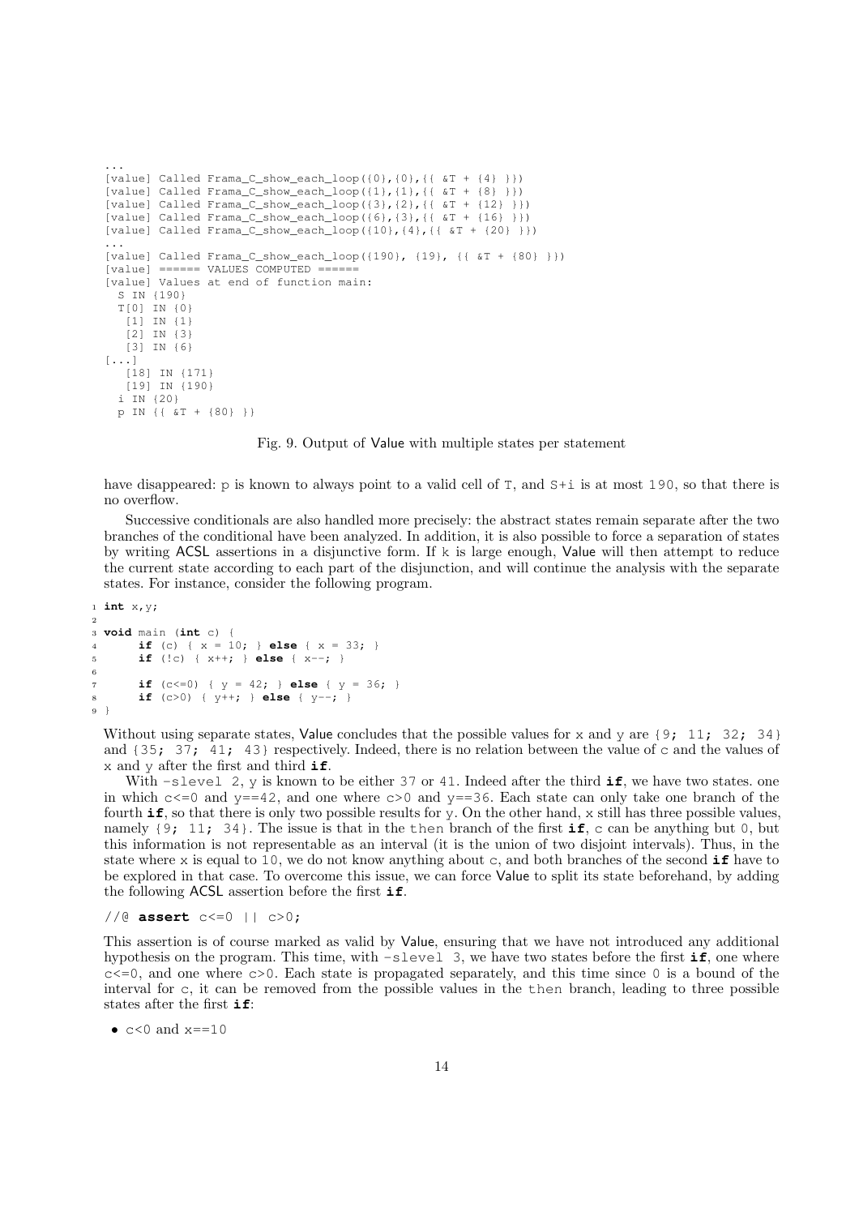```
...
[value] Called Frama_C_show_each_loop({0},{0},{{ &T + {4} }})
[value] Called Frama_C_show_each_loop({1},{1},{{ &T + {8} }})
[value] Called Frama_C_show_each_loop({3},{2},{{ &T + {12} }})
[value] Called Frama_C_show_each_loop({6},{3},{{ &T + {16} }})
[value] Called Frama_C_show_each_loop({10},{4},{{ &T + {20} }})
...
[value] Called Frama_C_show_each_loop({190}, {19}, {{ &T + {80} }})
[value] ====== VALUES COMPUTED ======
[value] Values at end of function main:
  S IN {190}
  T[0] IN {0}
   [1] IN {1}
   [2] IN {3}
   [3] IN {6}
[...]
   [18] IN {171}
   [19] IN {190}
  i IN {20}
  p IN {{ &T + {80} }}
```

Fig. 9. Output of Value with multiple states per statement

have disappeared: `p` is known to always point to a valid cell of `T`, and `S+i` is at most `190`, so that there is no overflow.

Successive conditionals are also handled more precisely: the abstract states remain separate after the two branches of the conditional have been analyzed. In addition, it is also possible to force a separation of states by writing ACSL assertions in a disjunctive form. If `k` is large enough, Value will then attempt to reduce the current state according to each part of the disjunction, and will continue the analysis with the separate states. For instance, consider the following program.

```c
int x,y;

void main (int c) {
     if (c) { x = 10; } else { x = 33; }
     if (!c) { x++; } else { x--; }

     if (c<=0) { y = 42; } else { y = 36; }
     if (c>0) { y++; } else { y--; }
}
```

Without using separate states, Value concludes that the possible values for `x` and `y` are `{9; 11; 32; 34}` and `{35; 37; 41; 43}` respectively. Indeed, there is no relation between the value of `c` and the values of `x` and `y` after the first and third **if**.

With `-slevel 2`, `y` is known to be either `37` or `41`. Indeed after the third **if**, we have two states. one in which `c<=0` and `y==42`, and one where `c>0` and `y==36`. Each state can only take one branch of the fourth **if**, so that there is only two possible results for `y`. On the other hand, `x` still has three possible values, namely `{9; 11; 34}`. The issue is that in the `then` branch of the first **if**, `c` can be anything but `0`, but this information is not representable as an interval (it is the union of two disjoint intervals). Thus, in the state where `x` is equal to `10`, we do not know anything about `c`, and both branches of the second **if** have to be explored in that case. To overcome this issue, we can force Value to split its state beforehand, by adding the following ACSL assertion before the first **if**.

```c
//@ assert c<=0 || c>0;
```

This assertion is of course marked as valid by Value, ensuring that we have not introduced any additional hypothesis on the program. This time, with `-slevel 3`, we have two states before the first **if**, one where `c<=0`, and one where `c>0`. Each state is propagated separately, and this time since `0` is a bound of the interval for `c`, it can be removed from the possible values in the `then` branch, leading to three possible states after the first **if**:

- `c<0` and `x==10`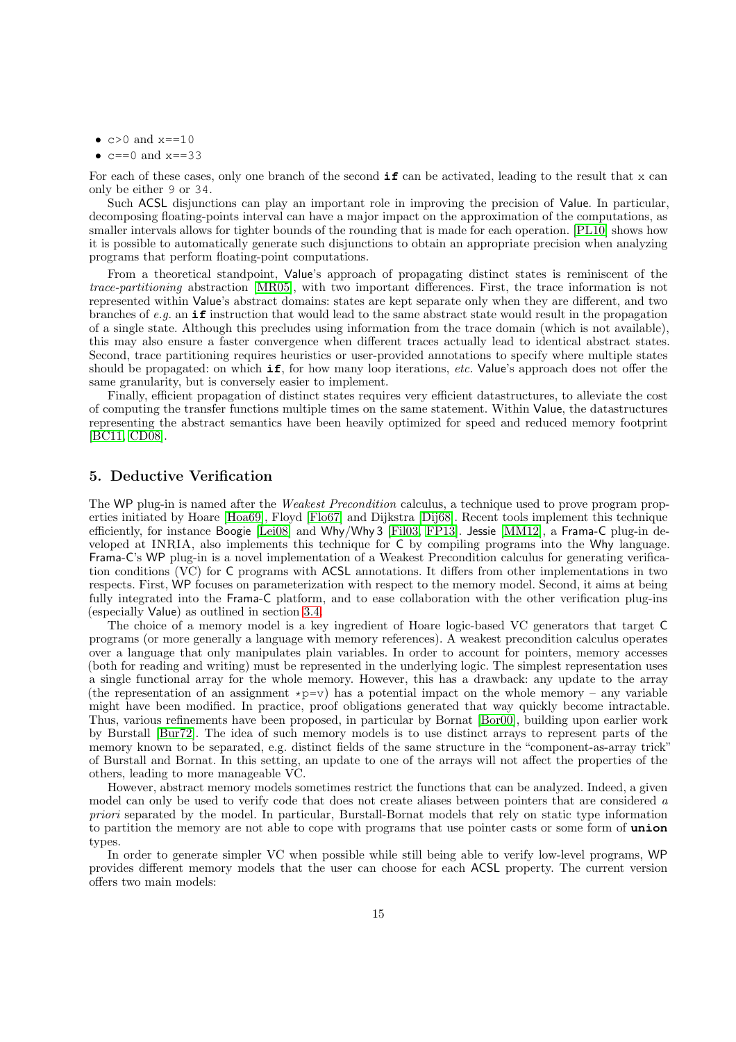- `c>0` and `x==10`
- `c==0` and `x==33`

For each of these cases, only one branch of the second **if** can be activated, leading to the result that `x` can only be either `9` or `34`.

Such ACSL disjunctions can play an important role in improving the precision of Value. In particular, decomposing floating-points interval can have a major impact on the approximation of the computations, as smaller intervals allows for tighter bounds of the rounding that is made for each operation. [PL10] shows how it is possible to automatically generate such disjunctions to obtain an appropriate precision when analyzing programs that perform floating-point computations.

From a theoretical standpoint, Value's approach of propagating distinct states is reminiscent of the *trace-partitioning* abstraction [MR05], with two important differences. First, the trace information is not represented within Value's abstract domains: states are kept separate only when they are different, and two branches of *e.g.* an **if** instruction that would lead to the same abstract state would result in the propagation of a single state. Although this precludes using information from the trace domain (which is not available), this may also ensure a faster convergence when different traces actually lead to identical abstract states. Second, trace partitioning requires heuristics or user-provided annotations to specify where multiple states should be propagated: on which **if**, for how many loop iterations, *etc.* Value's approach does not offer the same granularity, but is conversely easier to implement.

Finally, efficient propagation of distinct states requires very efficient datastructures, to alleviate the cost of computing the transfer functions multiple times on the same statement. Within Value, the datastructures representing the abstract semantics have been heavily optimized for speed and reduced memory footprint [BC11, CD08].

## 5. Deductive Verification

The WP plug-in is named after the *Weakest Precondition* calculus, a technique used to prove program properties initiated by Hoare [Hoa69], Floyd [Flo67] and Dijkstra [Dij68]. Recent tools implement this technique efficiently, for instance Boogie [Lei08] and Why/Why 3 [Fil03, FP13]. Jessie [MM12], a Frama-C plug-in developed at INRIA, also implements this technique for C by compiling programs into the Why language. Frama-C's WP plug-in is a novel implementation of a Weakest Precondition calculus for generating verification conditions (VC) for C programs with ACSL annotations. It differs from other implementations in two respects. First, WP focuses on parameterization with respect to the memory model. Second, it aims at being fully integrated into the Frama-C platform, and to ease collaboration with the other verification plug-ins (especially Value) as outlined in section 3.4.

The choice of a memory model is a key ingredient of Hoare logic-based VC generators that target C programs (or more generally a language with memory references). A weakest precondition calculus operates over a language that only manipulates plain variables. In order to account for pointers, memory accesses (both for reading and writing) must be represented in the underlying logic. The simplest representation uses a single functional array for the whole memory. However, this has a drawback: any update to the array (the representation of an assignment `*p=v`) has a potential impact on the whole memory – any variable might have been modified. In practice, proof obligations generated that way quickly become intractable. Thus, various refinements have been proposed, in particular by Bornat [Bor00], building upon earlier work by Burstall [Bur72]. The idea of such memory models is to use distinct arrays to represent parts of the memory known to be separated, e.g. distinct fields of the same structure in the "component-as-array trick" of Burstall and Bornat. In this setting, an update to one of the arrays will not affect the properties of the others, leading to more manageable VC.

However, abstract memory models sometimes restrict the functions that can be analyzed. Indeed, a given model can only be used to verify code that does not create aliases between pointers that are considered *a priori* separated by the model. In particular, Burstall-Bornat models that rely on static type information to partition the memory are not able to cope with programs that use pointer casts or some form of **union** types.

In order to generate simpler VC when possible while still being able to verify low-level programs, WP provides different memory models that the user can choose for each ACSL property. The current version offers two main models: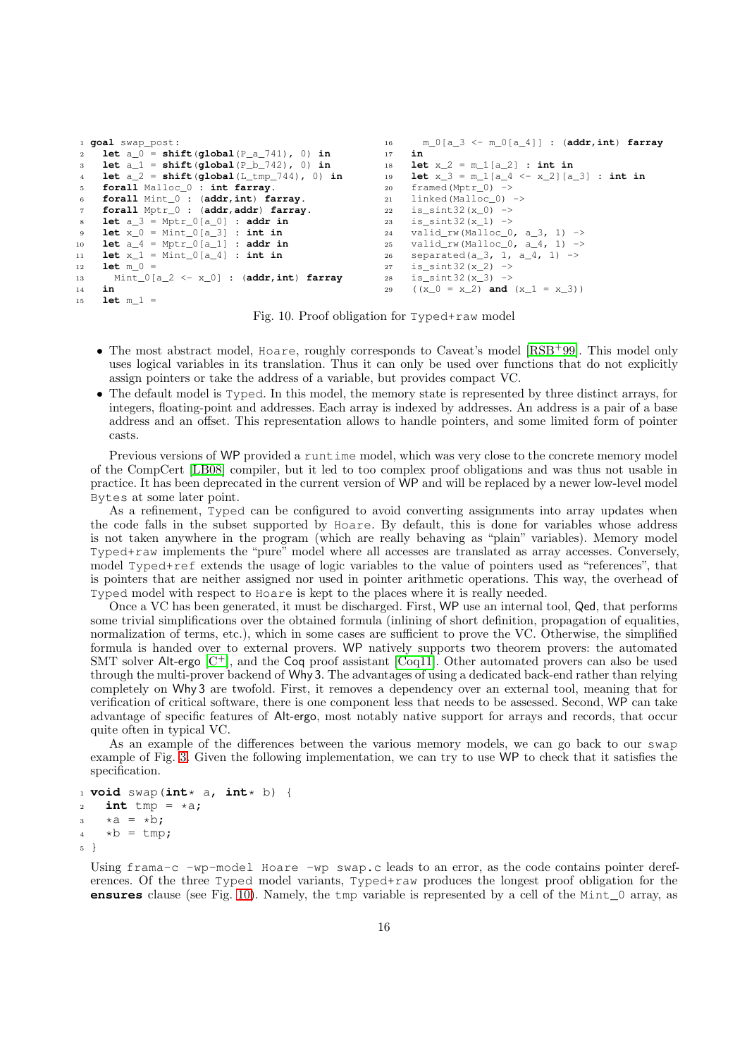```
goal swap_post:
  let a_0 = shift(global(P_a_741), 0) in
  let a_1 = shift(global(P_b_742), 0) in
  let a_2 = shift(global(L_tmp_744), 0) in
  forall Malloc_0 : int farray.
  forall Mint_0 : (addr,int) farray.
  forall Mptr_0 : (addr,addr) farray.
  let a_3 = Mptr_0[a_0] : addr in
  let x_0 = Mint_0[a_3] : int in
  let a_4 = Mptr_0[a_1] : addr in
  let x_1 = Mint_0[a_4] : int in
  let m_0 =
    Mint_0[a_2 <- x_0] : (addr,int) farray
  in
  let m_1 =
    m_0[a_3 <- m_0[a_4]] : (addr,int) farray
  in
  let x_2 = m_1[a_2] : int in
  let x_3 = m_1[a_4 <- x_2][a_3] : int in
  framed(Mptr_0) ->
  linked(Malloc_0) ->
  is_sint32(x_0) ->
  is_sint32(x_1) ->
  valid_rw(Malloc_0, a_3, 1) ->
  valid_rw(Malloc_0, a_4, 1) ->
  separated(a_3, 1, a_4, 1) ->
  is_sint32(x_2) ->
  is_sint32(x_3) ->
  ((x_0 = x_2) and (x_1 = x_3))
```

Fig. 10. Proof obligation for Typed+raw model

- The most abstract model, Hoare, roughly corresponds to Caveat's model [RSB+99]. This model only uses logical variables in its translation. Thus it can only be used over functions that do not explicitly assign pointers or take the address of a variable, but provides compact VC.
- The default model is Typed. In this model, the memory state is represented by three distinct arrays, for integers, floating-point and addresses. Each array is indexed by addresses. An address is a pair of a base address and an offset. This representation allows to handle pointers, and some limited form of pointer casts.

Previous versions of WP provided a runtime model, which was very close to the concrete memory model of the CompCert [LB08] compiler, but it led to too complex proof obligations and was thus not usable in practice. It has been deprecated in the current version of WP and will be replaced by a newer low-level model Bytes at some later point.

As a refinement, Typed can be configured to avoid converting assignments into array updates when the code falls in the subset supported by Hoare. By default, this is done for variables whose address is not taken anywhere in the program (which are really behaving as "plain" variables). Memory model Typed+raw implements the "pure" model where all accesses are translated as array accesses. Conversely, model Typed+ref extends the usage of logic variables to the value of pointers used as "references", that is pointers that are neither assigned nor used in pointer arithmetic operations. This way, the overhead of Typed model with respect to Hoare is kept to the places where it is really needed.

Once a VC has been generated, it must be discharged. First, WP use an internal tool, Qed, that performs some trivial simplifications over the obtained formula (inlining of short definition, propagation of equalities, normalization of terms, etc.), which in some cases are sufficient to prove the VC. Otherwise, the simplified formula is handed over to external provers. WP natively supports two theorem provers: the automated SMT solver Alt-ergo [C+], and the Coq proof assistant [Coq11]. Other automated provers can also be used through the multi-prover backend of Why3. The advantages of using a dedicated back-end rather than relying completely on Why3 are twofold. First, it removes a dependency over an external tool, meaning that for verification of critical software, there is one component less that needs to be assessed. Second, WP can take advantage of specific features of Alt-ergo, most notably native support for arrays and records, that occur quite often in typical VC.

As an example of the differences between the various memory models, we can go back to our swap example of Fig. 3. Given the following implementation, we can try to use WP to check that it satisfies the specification.

```
void swap(int* a, int* b) {
  int tmp = *a;
  *a = *b;
  *b = tmp;
}
```

Using frama-c -wp-model Hoare -wp swap.c leads to an error, as the code contains pointer dereferences. Of the three Typed model variants, Typed+raw produces the longest proof obligation for the **ensures** clause (see Fig. 10). Namely, the tmp variable is represented by a cell of the Mint_0 array, as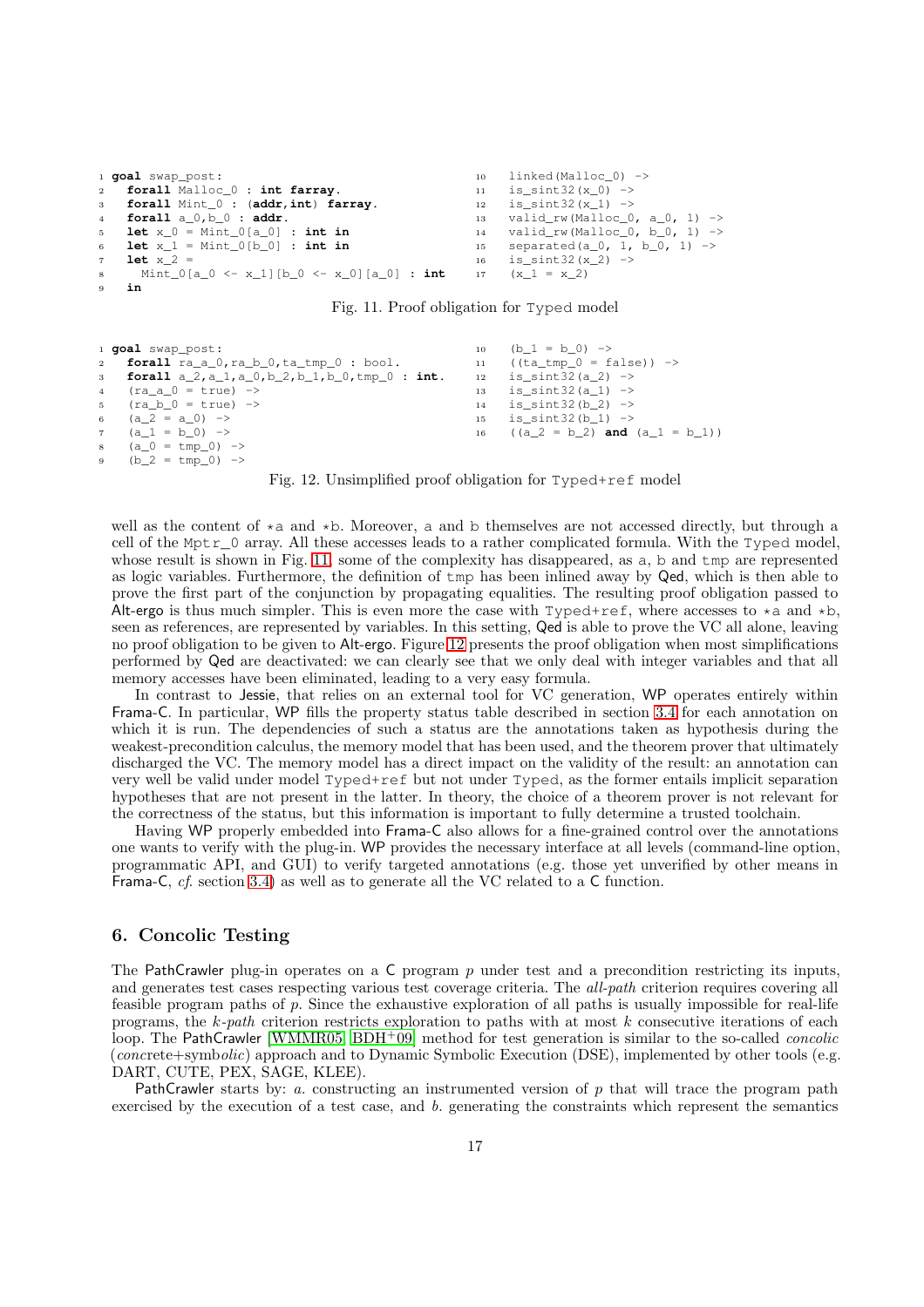```
goal swap_post:
  forall Malloc_0 : int farray.
  forall Mint_0 : (addr,int) farray.
  forall a_0,b_0 : addr.
  let x_0 = Mint_0[a_0] : int in
  let x_1 = Mint_0[b_0] : int in
  let x_2 =
    Mint_0[a_0 <- x_1][b_0 <- x_0][a_0] : int
  in
  linked(Malloc_0) ->
  is_sint32(x_0) ->
  is_sint32(x_1) ->
  valid_rw(Malloc_0, a_0, 1) ->
  valid_rw(Malloc_0, b_0, 1) ->
  separated(a_0, 1, b_0, 1) ->
  is_sint32(x_2) ->
  (x_1 = x_2)
```

Fig. 11. Proof obligation for Typed model

```
goal swap_post:
  forall ra_a_0,ra_b_0,ta_tmp_0 : bool.
  forall a_2,a_1,a_0,b_2,b_1,b_0,tmp_0 : int.
  (ra_a_0 = true) ->
  (ra_b_0 = true) ->
  (a_2 = a_0) ->
  (a_1 = b_0) ->
  (a_0 = tmp_0) ->
  (b_2 = tmp_0) ->
  (b_1 = b_0) ->
  ((ta_tmp_0 = false)) ->
  is_sint32(a_2) ->
  is_sint32(a_1) ->
  is_sint32(b_2) ->
  is_sint32(b_1) ->
  ((a_2 = b_2) and (a_1 = b_1))
```

Fig. 12. Unsimplified proof obligation for Typed+ref model

well as the content of *a and *b. Moreover, a and b themselves are not accessed directly, but through a cell of the Mptr_0 array. All these accesses leads to a rather complicated formula. With the Typed model, whose result is shown in Fig. 11, some of the complexity has disappeared, as a, b and tmp are represented as logic variables. Furthermore, the definition of tmp has been inlined away by Qed, which is then able to prove the first part of the conjunction by propagating equalities. The resulting proof obligation passed to Alt-ergo is thus much simpler. This is even more the case with Typed+ref, where accesses to *a and *b, seen as references, are represented by variables. In this setting, Qed is able to prove the VC all alone, leaving no proof obligation to be given to Alt-ergo. Figure 12 presents the proof obligation when most simplifications performed by Qed are deactivated: we can clearly see that we only deal with integer variables and that all memory accesses have been eliminated, leading to a very easy formula.

In contrast to Jessie, that relies on an external tool for VC generation, WP operates entirely within Frama-C. In particular, WP fills the property status table described in section 3.4 for each annotation on which it is run. The dependencies of such a status are the annotations taken as hypothesis during the weakest-precondition calculus, the memory model that has been used, and the theorem prover that ultimately discharged the VC. The memory model has a direct impact on the validity of the result: an annotation can very well be valid under model Typed+ref but not under Typed, as the former entails implicit separation hypotheses that are not present in the latter. In theory, the choice of a theorem prover is not relevant for the correctness of the status, but this information is important to fully determine a trusted toolchain.

Having WP properly embedded into Frama-C also allows for a fine-grained control over the annotations one wants to verify with the plug-in. WP provides the necessary interface at all levels (command-line option, programmatic API, and GUI) to verify targeted annotations (e.g. those yet unverified by other means in Frama-C, *cf.* section 3.4) as well as to generate all the VC related to a C function.

## 6. Concolic Testing

The PathCrawler plug-in operates on a C program $p$ under test and a precondition restricting its inputs, and generates test cases respecting various test coverage criteria. The *all-path* criterion requires covering all feasible program paths of $p$. Since the exhaustive exploration of all paths is usually impossible for real-life programs, the $k$-*path* criterion restricts exploration to paths with at most $k$ consecutive iterations of each loop. The PathCrawler [WMMR05, BDH+09] method for test generation is similar to the so-called *concolic* (*conc*rete+symb*olic*) approach and to Dynamic Symbolic Execution (DSE), implemented by other tools (e.g. DART, CUTE, PEX, SAGE, KLEE).

PathCrawler starts by: *a.* constructing an instrumented version of $p$ that will trace the program path exercised by the execution of a test case, and *b.* generating the constraints which represent the semantics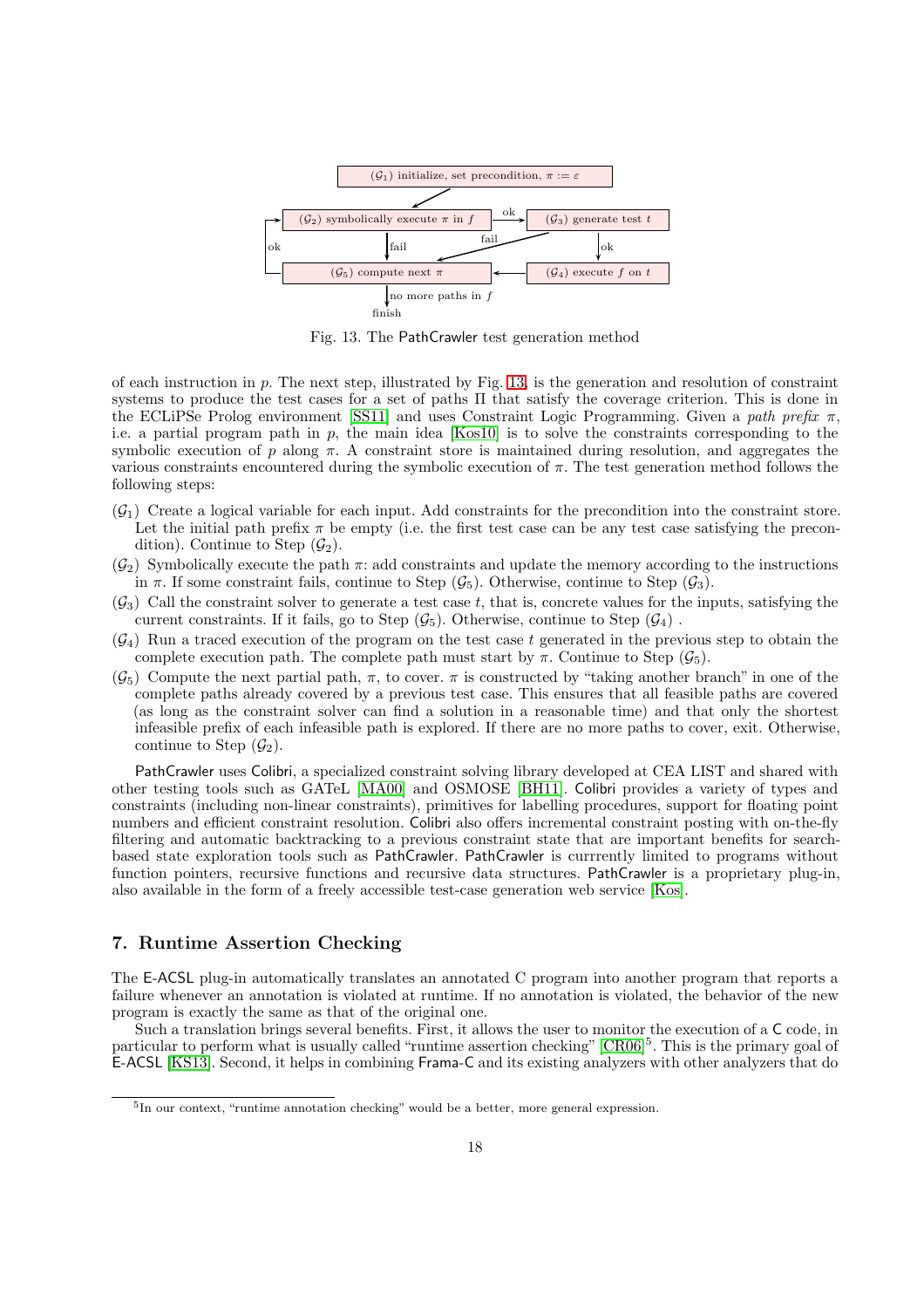Fig. 13. The PathCrawler test generation method

of each instruction in $p$. The next step, illustrated by Fig. 13, is the generation and resolution of constraint systems to produce the test cases for a set of paths $\Pi$ that satisfy the coverage criterion. This is done in the ECLiPSe Prolog environment [SS11] and uses Constraint Logic Programming. Given a *path prefix* $\pi$, i.e. a partial program path in $p$, the main idea [Kos10] is to solve the constraints corresponding to the symbolic execution of $p$ along $\pi$. A constraint store is maintained during resolution, and aggregates the various constraints encountered during the symbolic execution of $\pi$. The test generation method follows the following steps:

- $(\mathcal{G}_1)$ Create a logical variable for each input. Add constraints for the precondition into the constraint store. Let the initial path prefix $\pi$ be empty (i.e. the first test case can be any test case satisfying the precondition). Continue to Step $(\mathcal{G}_2)$.
- $(\mathcal{G}_2)$ Symbolically execute the path $\pi$: add constraints and update the memory according to the instructions in $\pi$. If some constraint fails, continue to Step $(\mathcal{G}_5)$. Otherwise, continue to Step $(\mathcal{G}_3)$.
- $(\mathcal{G}_3)$ Call the constraint solver to generate a test case $t$, that is, concrete values for the inputs, satisfying the current constraints. If it fails, go to Step $(\mathcal{G}_5)$. Otherwise, continue to Step $(\mathcal{G}_4)$ .
- $(\mathcal{G}_4)$ Run a traced execution of the program on the test case $t$ generated in the previous step to obtain the complete execution path. The complete path must start by $\pi$. Continue to Step $(\mathcal{G}_5)$.
- $(\mathcal{G}_5)$ Compute the next partial path, $\pi$, to cover. $\pi$ is constructed by "taking another branch" in one of the complete paths already covered by a previous test case. This ensures that all feasible paths are covered (as long as the constraint solver can find a solution in a reasonable time) and that only the shortest infeasible prefix of each infeasible path is explored. If there are no more paths to cover, exit. Otherwise, continue to Step $(\mathcal{G}_2)$.

PathCrawler uses Colibri, a specialized constraint solving library developed at CEA LIST and shared with other testing tools such as GATeL [MA00] and OSMOSE [BH11]. Colibri provides a variety of types and constraints (including non-linear constraints), primitives for labelling procedures, support for floating point numbers and efficient constraint resolution. Colibri also offers incremental constraint posting with on-the-fly filtering and automatic backtracking to a previous constraint state that are important benefits for search-based state exploration tools such as PathCrawler. PathCrawler is currrently limited to programs without function pointers, recursive functions and recursive data structures. PathCrawler is a proprietary plug-in, also available in the form of a freely accessible test-case generation web service [Kos].

## 7. Runtime Assertion Checking

The E-ACSL plug-in automatically translates an annotated C program into another program that reports a failure whenever an annotation is violated at runtime. If no annotation is violated, the behavior of the new program is exactly the same as that of the original one.

Such a translation brings several benefits. First, it allows the user to monitor the execution of a C code, in particular to perform what is usually called "runtime assertion checking" [CR06][5]. This is the primary goal of E-ACSL [KS13]. Second, it helps in combining Frama-C and its existing analyzers with other analyzers that do

[5] In our context, "runtime annotation checking" would be a better, more general expression.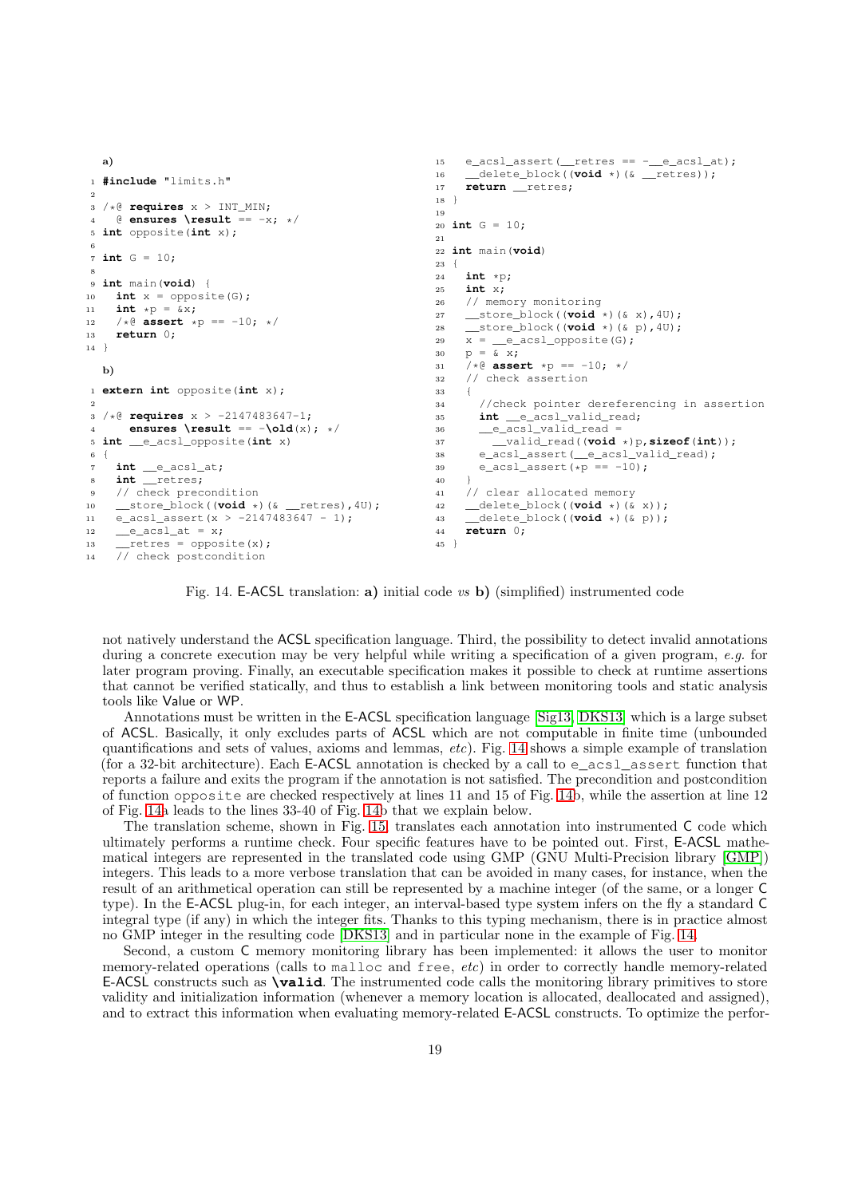**a)**

```c
#include "limits.h"

/*@ requires x > INT_MIN;
  @ ensures \result == -x; */
int opposite(int x);

int G = 10;

int main(void) {
  int x = opposite(G);
  int *p = &x;
  /*@ assert *p == -10; */
  return 0;
}
```

**b)**

```c
extern int opposite(int x);

/*@ requires x > -2147483647-1;
    ensures \result == -\old(x); */
int __e_acsl_opposite(int x)
{
  int __e_acsl_at;
  int __retres;
  // check precondition
  __store_block((void *)(& __retres),4U);
  e_acsl_assert(x > -2147483647 - 1);
  __e_acsl_at = x;
  __retres = opposite(x);
  // check postcondition
  e_acsl_assert(__retres == -__e_acsl_at);
  __delete_block((void *)(& __retres));
  return __retres;
}

int G = 10;

int main(void)
{
  int *p;
  int x;
  // memory monitoring
  __store_block((void *)(& x),4U);
  __store_block((void *)(& p),4U);
  x = __e_acsl_opposite(G);
  p = & x;
  /*@ assert *p == -10; */
  // check assertion
  {
    //check pointer dereferencing in assertion
    int __e_acsl_valid_read;
    __e_acsl_valid_read =
      __valid_read((void *)p,sizeof(int));
    e_acsl_assert(__e_acsl_valid_read);
    e_acsl_assert(*p == -10);
  }
  // clear allocated memory
  __delete_block((void *)(& x));
  __delete_block((void *)(& p));
  return 0;
}
```

Fig. 14. E-ACSL translation: **a)** initial code *vs* **b)** (simplified) instrumented code

not natively understand the ACSL specification language. Third, the possibility to detect invalid annotations during a concrete execution may be very helpful while writing a specification of a given program, *e.g.* for later program proving. Finally, an executable specification makes it possible to check at runtime assertions that cannot be verified statically, and thus to establish a link between monitoring tools and static analysis tools like Value or WP.

Annotations must be written in the E-ACSL specification language [Sig13, DKS13] which is a large subset of ACSL. Basically, it only excludes parts of ACSL which are not computable in finite time (unbounded quantifications and sets of values, axioms and lemmas, *etc*). Fig. 14 shows a simple example of translation (for a 32-bit architecture). Each E-ACSL annotation is checked by a call to `e_acsl_assert` function that reports a failure and exits the program if the annotation is not satisfied. The precondition and postcondition of function `opposite` are checked respectively at lines 11 and 15 of Fig. 14b, while the assertion at line 12 of Fig. 14a leads to the lines 33-40 of Fig. 14b that we explain below.

The translation scheme, shown in Fig. 15, translates each annotation into instrumented C code which ultimately performs a runtime check. Four specific features have to be pointed out. First, E-ACSL mathematical integers are represented in the translated code using GMP (GNU Multi-Precision library [GMP]) integers. This leads to a more verbose translation that can be avoided in many cases, for instance, when the result of an arithmetical operation can still be represented by a machine integer (of the same, or a longer C type). In the E-ACSL plug-in, for each integer, an interval-based type system infers on the fly a standard C integral type (if any) in which the integer fits. Thanks to this typing mechanism, there is in practice almost no GMP integer in the resulting code [DKS13] and in particular none in the example of Fig. 14.

Second, a custom C memory monitoring library has been implemented: it allows the user to monitor memory-related operations (calls to `malloc` and `free`, *etc*) in order to correctly handle memory-related E-ACSL constructs such as **`\valid`**. The instrumented code calls the monitoring library primitives to store validity and initialization information (whenever a memory location is allocated, deallocated and assigned), and to extract this information when evaluating memory-related E-ACSL constructs. To optimize the perfor-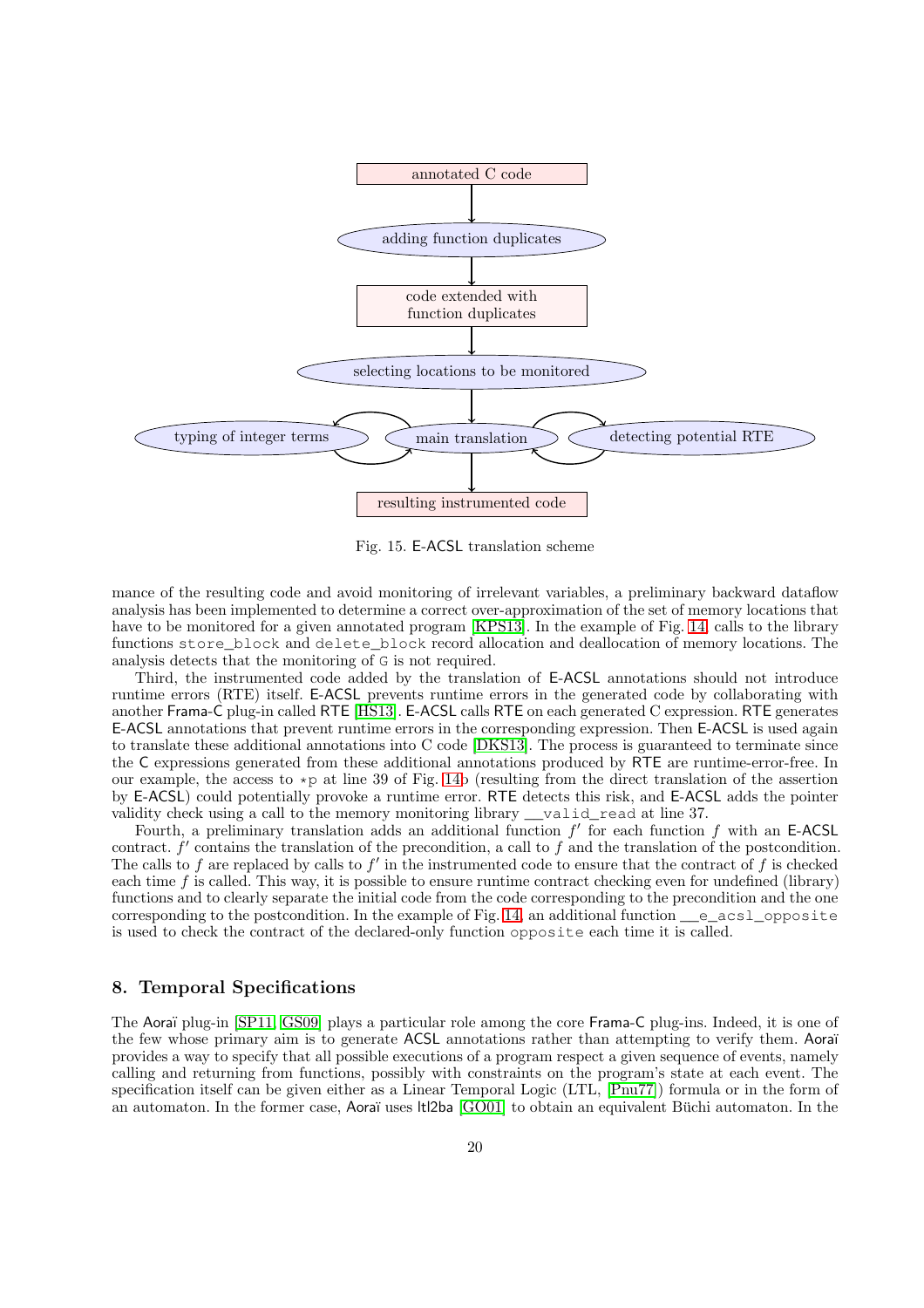annotated C code

adding function duplicates

code extended with function duplicates

selecting locations to be monitored

typing of integer terms

main translation

detecting potential RTE

resulting instrumented code

Fig. 15. E-ACSL translation scheme

mance of the resulting code and avoid monitoring of irrelevant variables, a preliminary backward dataflow analysis has been implemented to determine a correct over-approximation of the set of memory locations that have to be monitored for a given annotated program [KPS13]. In the example of Fig. 14, calls to the library functions `store_block` and `delete_block` record allocation and deallocation of memory locations. The analysis detects that the monitoring of `G` is not required.

Third, the instrumented code added by the translation of E-ACSL annotations should not introduce runtime errors (RTE) itself. E-ACSL prevents runtime errors in the generated code by collaborating with another Frama-C plug-in called RTE [HS13]. E-ACSL calls RTE on each generated C expression. RTE generates E-ACSL annotations that prevent runtime errors in the corresponding expression. Then E-ACSL is used again to translate these additional annotations into C code [DKS13]. The process is guaranteed to terminate since the C expressions generated from these additional annotations produced by RTE are runtime-error-free. In our example, the access to `*p` at line 39 of Fig. 14b (resulting from the direct translation of the assertion by E-ACSL) could potentially provoke a runtime error. RTE detects this risk, and E-ACSL adds the pointer validity check using a call to the memory monitoring library `__valid_read` at line 37.

Fourth, a preliminary translation adds an additional function $f'$ for each function $f$ with an E-ACSL contract. $f'$ contains the translation of the precondition, a call to $f$ and the translation of the postcondition. The calls to $f$ are replaced by calls to $f'$ in the instrumented code to ensure that the contract of $f$ is checked each time $f$ is called. This way, it is possible to ensure runtime contract checking even for undefined (library) functions and to clearly separate the initial code from the code corresponding to the precondition and the one corresponding to the postcondition. In the example of Fig. 14, an additional function `__e_acsl_opposite` is used to check the contract of the declared-only function `opposite` each time it is called.

## 8. Temporal Specifications

The Aoraï plug-in [SP11, GS09] plays a particular role among the core Frama-C plug-ins. Indeed, it is one of the few whose primary aim is to generate ACSL annotations rather than attempting to verify them. Aoraï provides a way to specify that all possible executions of a program respect a given sequence of events, namely calling and returning from functions, possibly with constraints on the program's state at each event. The specification itself can be given either as a Linear Temporal Logic (LTL, [Pnu77]) formula or in the form of an automaton. In the former case, Aoraï uses ltl2ba [GO01] to obtain an equivalent Büchi automaton. In the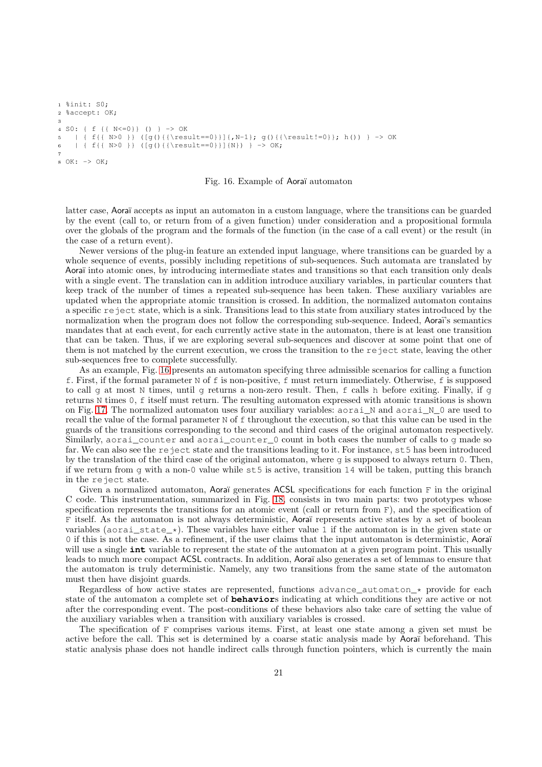```
%init: S0;
%accept: OK;

S0: { f {{ N<=0}} () } -> OK
  | { f{{ N>0 }} ([g(){{\result==0}}]{,N-1}; g(){{\result!=0}}; h()) } -> OK
  | { f{{ N>0 }} ([g(){{\result==0}}]{N}) } -> OK;

OK: -> OK;
```

Fig. 16. Example of Aoraï automaton

latter case, Aoraï accepts as input an automaton in a custom language, where the transitions can be guarded by the event (call to, or return from of a given function) under consideration and a propositional formula over the globals of the program and the formals of the function (in the case of a call event) or the result (in the case of a return event).

Newer versions of the plug-in feature an extended input language, where transitions can be guarded by a whole sequence of events, possibly including repetitions of sub-sequences. Such automata are translated by Aoraï into atomic ones, by introducing intermediate states and transitions so that each transition only deals with a single event. The translation can in addition introduce auxiliary variables, in particular counters that keep track of the number of times a repeated sub-sequence has been taken. These auxiliary variables are updated when the appropriate atomic transition is crossed. In addition, the normalized automaton contains a specific `reject` state, which is a sink. Transitions lead to this state from auxiliary states introduced by the normalization when the program does not follow the corresponding sub-sequence. Indeed, Aoraï's semantics mandates that at each event, for each currently active state in the automaton, there is at least one transition that can be taken. Thus, if we are exploring several sub-sequences and discover at some point that one of them is not matched by the current execution, we cross the transition to the `reject` state, leaving the other sub-sequences free to complete successfully.

As an example, Fig. 16 presents an automaton specifying three admissible scenarios for calling a function `f`. First, if the formal parameter `N` of `f` is non-positive, `f` must return immediately. Otherwise, `f` is supposed to call `g` at most `N` times, until `g` returns a non-zero result. Then, `f` calls `h` before exiting. Finally, if `g` returns `N` times `0`, `f` itself must return. The resulting automaton expressed with atomic transitions is shown on Fig. 17. The normalized automaton uses four auxiliary variables: `aorai_N` and `aorai_N_0` are used to recall the value of the formal parameter `N` of `f` throughout the execution, so that this value can be used in the guards of the transitions corresponding to the second and third cases of the original automaton respectively. Similarly, `aorai_counter` and `aorai_counter_0` count in both cases the number of calls to `g` made so far. We can also see the `reject` state and the transitions leading to it. For instance, `st5` has been introduced by the translation of the third case of the original automaton, where `g` is supposed to always return `0`. Then, if we return from `g` with a non-`0` value while `st5` is active, transition `14` will be taken, putting this branch in the `reject` state.

Given a normalized automaton, Aoraï generates ACSL specifications for each function `F` in the original C code. This instrumentation, summarized in Fig. 18, consists in two main parts: two prototypes whose specification represents the transitions for an atomic event (call or return from `F`), and the specification of `F` itself. As the automaton is not always deterministic, Aoraï represents active states by a set of boolean variables (`aorai_state_*`). These variables have either value `1` if the automaton is in the given state or `0` if this is not the case. As a refinement, if the user claims that the input automaton is deterministic, Aoraï will use a single **`int`** variable to represent the state of the automaton at a given program point. This usually leads to much more compact ACSL contracts. In addition, Aoraï also generates a set of lemmas to ensure that the automaton is truly deterministic. Namely, any two transitions from the same state of the automaton must then have disjoint guards.

Regardless of how active states are represented, functions `advance_automaton_*` provide for each state of the automaton a complete set of **`behavior`**s indicating at which conditions they are active or not after the corresponding event. The post-conditions of these behaviors also take care of setting the value of the auxiliary variables when a transition with auxiliary variables is crossed.

The specification of `F` comprises various items. First, at least one state among a given set must be active before the call. This set is determined by a coarse static analysis made by Aoraï beforehand. This static analysis phase does not handle indirect calls through function pointers, which is currently the main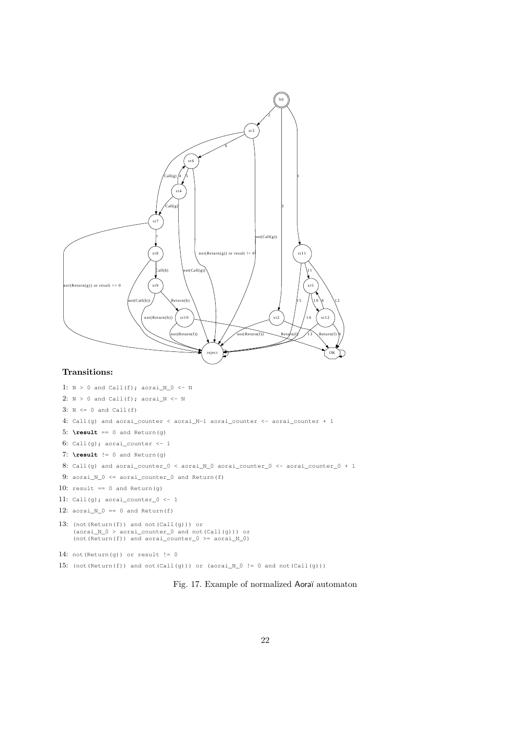**Transitions:**

1: `N > 0 and Call(f); aorai_N_0 <- N`

2: `N > 0 and Call(f); aorai_N <- N`

3: `N <= 0 and Call(f)`

4: `Call(g) and aorai_counter < aorai_N-1 aorai_counter <- aorai_counter + 1`

5: `\result == 0 and Return(g)`

6: `Call(g); aorai_counter <- 1`

7: `\result != 0 and Return(g)`

8: `Call(g) and aorai_counter_0 < aorai_N_0 aorai_counter_0 <- aorai_counter_0 + 1`

9: `aorai_N_0 <= aorai_counter_0 and Return(f)`

10: `result == 0 and Return(g)`

11: `Call(g); aorai_counter_0 <- 1`

12: `aorai_N_0 == 0 and Return(f)`

13:
```
(not(Return(f)) and not(Call(g))) or
(aorai_N_0 > aorai_counter_0 and not(Call(g))) or
(not(Return(f)) and aorai_counter_0 >= aorai_N_0)
```

14: `not(Return(g)) or result != 0`

15: `(not(Return(f)) and not(Call(g))) or (aorai_N_0 != 0 and not(Call(g)))`

Fig. 17. Example of normalized Aoraï automaton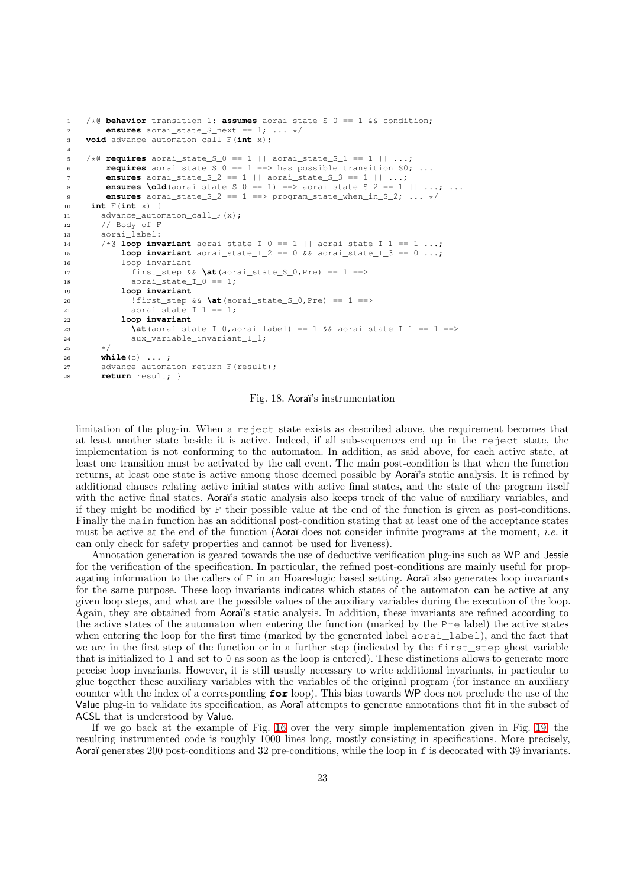```
/*@ behavior transition_1: assumes aorai_state_S_0 == 1 && condition;
    ensures aorai_state_S_next == 1; ... */
void advance_automaton_call_F(int x);

/*@ requires aorai_state_S_0 == 1 || aorai_state_S_1 == 1 || ...;
    requires aorai_state_S_0 == 1 ==> has_possible_transition_S0; ...
    ensures aorai_state_S_2 == 1 || aorai_state_S_3 == 1 || ...;
    ensures \old(aorai_state_S_0 == 1) ==> aorai_state_S_2 == 1 || ...; ...
    ensures aorai_state_S_2 == 1 ==> program_state_when_in_S_2; ... */
 int F(int x) {
   advance_automaton_call_F(x);
   // Body of F
   aorai_label:
   /*@ loop invariant aorai_state_I_0 == 1 || aorai_state_I_1 == 1 ...;
       loop invariant aorai_state_I_2 == 0 && aorai_state_I_3 == 0 ...;
       loop_invariant
         first_step && \at(aorai_state_S_0,Pre) == 1 ==>
         aorai_state_I_0 == 1;
       loop invariant
         !first_step && \at(aorai_state_S_0,Pre) == 1 ==>
         aorai_state_I_1 == 1;
       loop invariant
         \at(aorai_state_I_0,aorai_label) == 1 && aorai_state_I_1 == 1 ==>
         aux_variable_invariant_I_1;
   */
   while(c) ... ;
   advance_automaton_return_F(result);
   return result; }
```

Fig. 18. Aoraï's instrumentation

limitation of the plug-in. When a `reject` state exists as described above, the requirement becomes that at least another state beside it is active. Indeed, if all sub-sequences end up in the `reject` state, the implementation is not conforming to the automaton. In addition, as said above, for each active state, at least one transition must be activated by the call event. The main post-condition is that when the function returns, at least one state is active among those deemed possible by Aoraï's static analysis. It is refined by additional clauses relating active initial states with active final states, and the state of the program itself with the active final states. Aoraï's static analysis also keeps track of the value of auxiliary variables, and if they might be modified by `F` their possible value at the end of the function is given as post-conditions. Finally the `main` function has an additional post-condition stating that at least one of the acceptance states must be active at the end of the function (Aoraï does not consider infinite programs at the moment, *i.e.* it can only check for safety properties and cannot be used for liveness).

Annotation generation is geared towards the use of deductive verification plug-ins such as WP and Jessie for the verification of the specification. In particular, the refined post-conditions are mainly useful for propagating information to the callers of `F` in an Hoare-logic based setting. Aoraï also generates loop invariants for the same purpose. These loop invariants indicates which states of the automaton can be active at any given loop steps, and what are the possible values of the auxiliary variables during the execution of the loop. Again, they are obtained from Aoraï's static analysis. In addition, these invariants are refined according to the active states of the automaton when entering the function (marked by the `Pre` label) the active states when entering the loop for the first time (marked by the generated label `aorai_label`), and the fact that we are in the first step of the function or in a further step (indicated by the `first_step` ghost variable that is initialized to `1` and set to `0` as soon as the loop is entered). These distinctions allows to generate more precise loop invariants. However, it is still usually necessary to write additional invariants, in particular to glue together these auxiliary variables with the variables of the original program (for instance an auxiliary counter with the index of a corresponding **`for`** loop). This bias towards WP does not preclude the use of the Value plug-in to validate its specification, as Aoraï attempts to generate annotations that fit in the subset of ACSL that is understood by Value.

If we go back at the example of Fig. 16 over the very simple implementation given in Fig. 19, the resulting instrumented code is roughly 1000 lines long, mostly consisting in specifications. More precisely, Aoraï generates 200 post-conditions and 32 pre-conditions, while the loop in `f` is decorated with 39 invariants.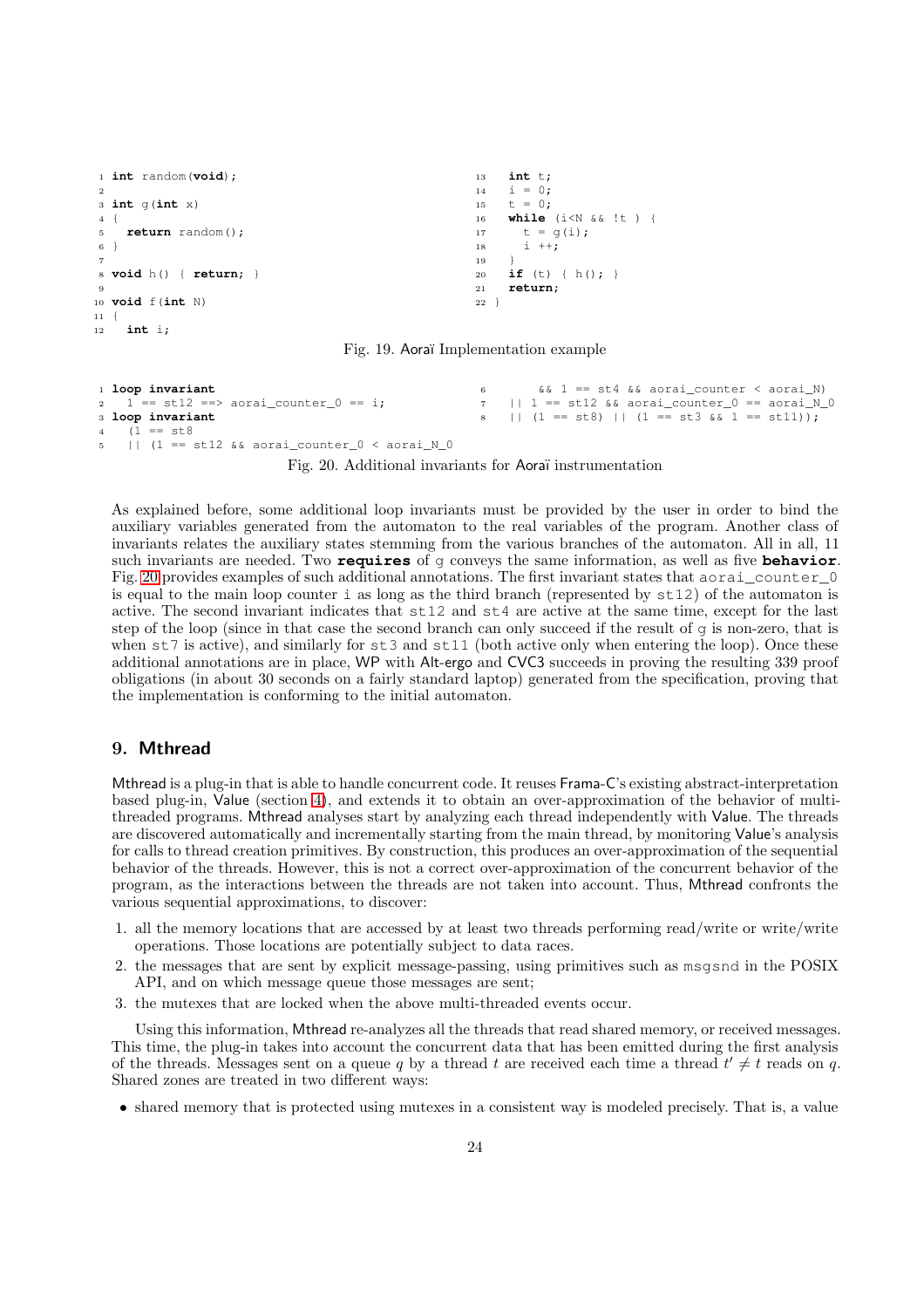```c
int random(void);

int g(int x)
{
  return random();
}

void h() { return; }

void f(int N)
{
  int i;
  int t;
  i = 0;
  t = 0;
  while (i<N && !t ) {
    t = g(i);
    i ++;
  }
  if (t) { h(); }
  return;
}
```

Fig. 19. Aoraï Implementation example

```
loop invariant
  1 == st12 ==> aorai_counter_0 == i;
loop invariant
  (1 == st8
  || (1 == st12 && aorai_counter_0 < aorai_N_0
      && 1 == st4 && aorai_counter < aorai_N)
  || 1 == st12 && aorai_counter_0 == aorai_N_0
  || (1 == st8) || (1 == st3 && 1 == st11));
```

Fig. 20. Additional invariants for Aoraï instrumentation

As explained before, some additional loop invariants must be provided by the user in order to bind the auxiliary variables generated from the automaton to the real variables of the program. Another class of invariants relates the auxiliary states stemming from the various branches of the automaton. All in all, 11 such invariants are needed. Two **requires** of g conveys the same information, as well as five **behavior**. Fig. 20 provides examples of such additional annotations. The first invariant states that aorai_counter_0 is equal to the main loop counter i as long as the third branch (represented by st12) of the automaton is active. The second invariant indicates that st12 and st4 are active at the same time, except for the last step of the loop (since in that case the second branch can only succeed if the result of g is non-zero, that is when st7 is active), and similarly for st3 and st11 (both active only when entering the loop). Once these additional annotations are in place, WP with Alt-ergo and CVC3 succeeds in proving the resulting 339 proof obligations (in about 30 seconds on a fairly standard laptop) generated from the specification, proving that the implementation is conforming to the initial automaton.

## 9. Mthread

Mthread is a plug-in that is able to handle concurrent code. It reuses Frama-C's existing abstract-interpretation based plug-in, Value (section 4), and extends it to obtain an over-approximation of the behavior of multi-threaded programs. Mthread analyses start by analyzing each thread independently with Value. The threads are discovered automatically and incrementally starting from the main thread, by monitoring Value's analysis for calls to thread creation primitives. By construction, this produces an over-approximation of the sequential behavior of the threads. However, this is not a correct over-approximation of the concurrent behavior of the program, as the interactions between the threads are not taken into account. Thus, Mthread confronts the various sequential approximations, to discover:

1. all the memory locations that are accessed by at least two threads performing read/write or write/write operations. Those locations are potentially subject to data races.
2. the messages that are sent by explicit message-passing, using primitives such as msgsnd in the POSIX API, and on which message queue those messages are sent;
3. the mutexes that are locked when the above multi-threaded events occur.

Using this information, Mthread re-analyzes all the threads that read shared memory, or received messages. This time, the plug-in takes into account the concurrent data that has been emitted during the first analysis of the threads. Messages sent on a queue $q$ by a thread $t$ are received each time a thread $t' \neq t$ reads on $q$. Shared zones are treated in two different ways:

- shared memory that is protected using mutexes in a consistent way is modeled precisely. That is, a value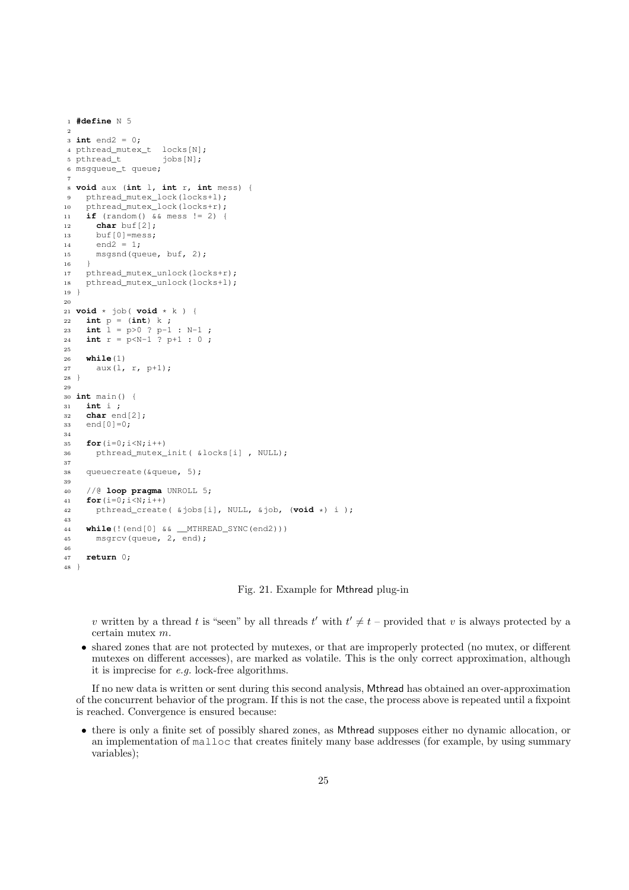```c
#define N 5

int end2 = 0;
pthread_mutex_t  locks[N];
pthread_t        jobs[N];
msgqueue_t queue;

void aux (int l, int r, int mess) {
  pthread_mutex_lock(locks+l);
  pthread_mutex_lock(locks+r);
  if (random() && mess != 2) {
    char buf[2];
    buf[0]=mess;
    end2 = 1;
    msgsnd(queue, buf, 2);
  }
  pthread_mutex_unlock(locks+r);
  pthread_mutex_unlock(locks+l);
}

void * job( void * k ) {
  int p = (int) k ;
  int l = p>0 ? p-1 : N-1 ;
  int r = p<N-1 ? p+1 : 0 ;

  while(1)
    aux(l, r, p+1);
}

int main() {
  int i ;
  char end[2];
  end[0]=0;

  for(i=0;i<N;i++)
    pthread_mutex_init( &locks[i] , NULL);

  queuecreate(&queue, 5);

  //@ loop pragma UNROLL 5;
  for(i=0;i<N;i++)
    pthread_create( &jobs[i], NULL, &job, (void *) i );

  while(!(end[0] && __MTHREAD_SYNC(end2)))
    msgrcv(queue, 2, end);

  return 0;
}
```

Fig. 21. Example for Mthread plug-in

$v$ written by a thread $t$ is "seen" by all threads $t'$ with $t' \neq t$ – provided that $v$ is always protected by a certain mutex $m$.

- shared zones that are not protected by mutexes, or that are improperly protected (no mutex, or different mutexes on different accesses), are marked as volatile. This is the only correct approximation, although it is imprecise for *e.g.* lock-free algorithms.

If no new data is written or sent during this second analysis, Mthread has obtained an over-approximation of the concurrent behavior of the program. If this is not the case, the process above is repeated until a fixpoint is reached. Convergence is ensured because:

- there is only a finite set of possibly shared zones, as Mthread supposes either no dynamic allocation, or an implementation of malloc that creates finitely many base addresses (for example, by using summary variables);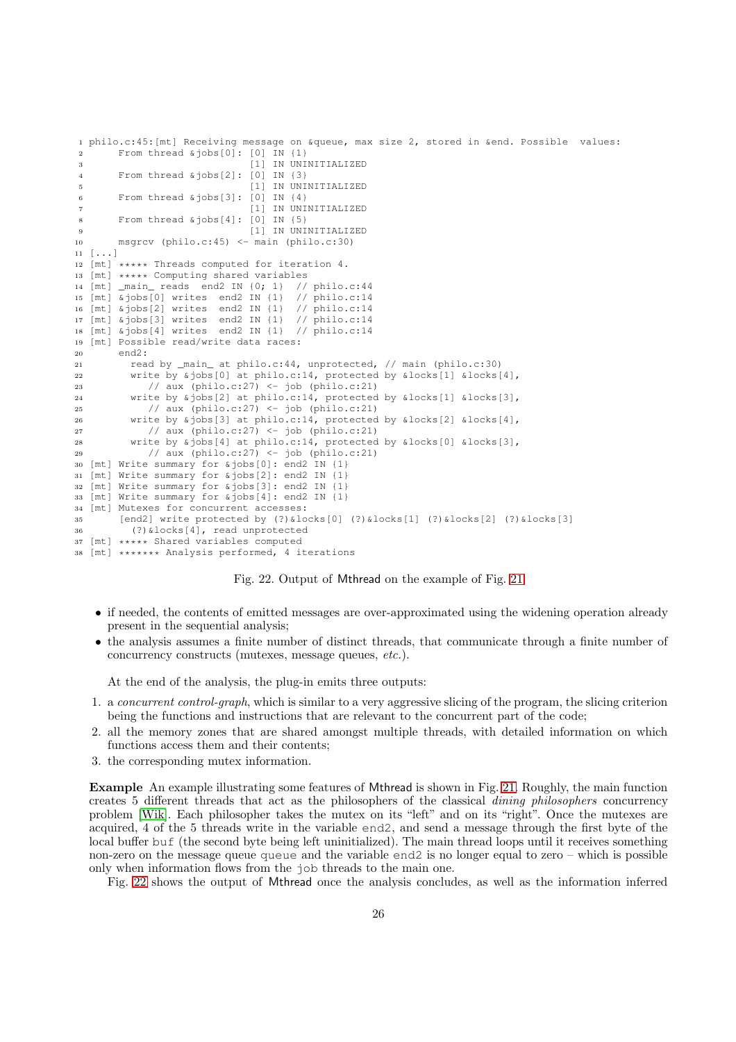```
1 philo.c:45:[mt] Receiving message on &queue, max size 2, stored in &end. Possible  values:
2      From thread &jobs[0]: [0] IN {1}
3                            [1] IN UNINITIALIZED
4      From thread &jobs[2]: [0] IN {3}
5                            [1] IN UNINITIALIZED
6      From thread &jobs[3]: [0] IN {4}
7                            [1] IN UNINITIALIZED
8      From thread &jobs[4]: [0] IN {5}
9                            [1] IN UNINITIALIZED
10     msgrcv (philo.c:45) <- main (philo.c:30)
11 [...]
12 [mt] ***** Threads computed for iteration 4.
13 [mt] ***** Computing shared variables
14 [mt] _main_ reads  end2 IN {0; 1}  // philo.c:44
15 [mt] &jobs[0] writes  end2 IN {1}  // philo.c:14
16 [mt] &jobs[2] writes  end2 IN {1}  // philo.c:14
17 [mt] &jobs[3] writes  end2 IN {1}  // philo.c:14
18 [mt] &jobs[4] writes  end2 IN {1}  // philo.c:14
19 [mt] Possible read/write data races:
20     end2:
21       read by _main_ at philo.c:44, unprotected, // main (philo.c:30)
22       write by &jobs[0] at philo.c:14, protected by &locks[1] &locks[4],
23          // aux (philo.c:27) <- job (philo.c:21)
24       write by &jobs[2] at philo.c:14, protected by &locks[1] &locks[3],
25          // aux (philo.c:27) <- job (philo.c:21)
26       write by &jobs[3] at philo.c:14, protected by &locks[2] &locks[4],
27          // aux (philo.c:27) <- job (philo.c:21)
28       write by &jobs[4] at philo.c:14, protected by &locks[0] &locks[3],
29          // aux (philo.c:27) <- job (philo.c:21)
30 [mt] Write summary for &jobs[0]: end2 IN {1}
31 [mt] Write summary for &jobs[2]: end2 IN {1}
32 [mt] Write summary for &jobs[3]: end2 IN {1}
33 [mt] Write summary for &jobs[4]: end2 IN {1}
34 [mt] Mutexes for concurrent accesses:
35     [end2] write protected by (?)&locks[0] (?)&locks[1] (?)&locks[2] (?)&locks[3]
36       (?)&locks[4], read unprotected
37 [mt] ***** Shared variables computed
38 [mt] ******* Analysis performed, 4 iterations
```

Fig. 22. Output of Mthread on the example of Fig. 21

- if needed, the contents of emitted messages are over-approximated using the widening operation already present in the sequential analysis;
- the analysis assumes a finite number of distinct threads, that communicate through a finite number of concurrency constructs (mutexes, message queues, *etc.*).

At the end of the analysis, the plug-in emits three outputs:

1. a *concurrent control-graph*, which is similar to a very aggressive slicing of the program, the slicing criterion being the functions and instructions that are relevant to the concurrent part of the code;
2. all the memory zones that are shared amongst multiple threads, with detailed information on which functions access them and their contents;
3. the corresponding mutex information.

**Example** An example illustrating some features of Mthread is shown in Fig. 21. Roughly, the main function creates 5 different threads that act as the philosophers of the classical *dining philosophers* concurrency problem [Wik]. Each philosopher takes the mutex on its "left" and on its "right". Once the mutexes are acquired, 4 of the 5 threads write in the variable `end2`, and send a message through the first byte of the local buffer `buf` (the second byte being left uninitialized). The main thread loops until it receives something non-zero on the message queue `queue` and the variable `end2` is no longer equal to zero – which is possible only when information flows from the `job` threads to the main one.

Fig. 22 shows the output of Mthread once the analysis concludes, as well as the information inferred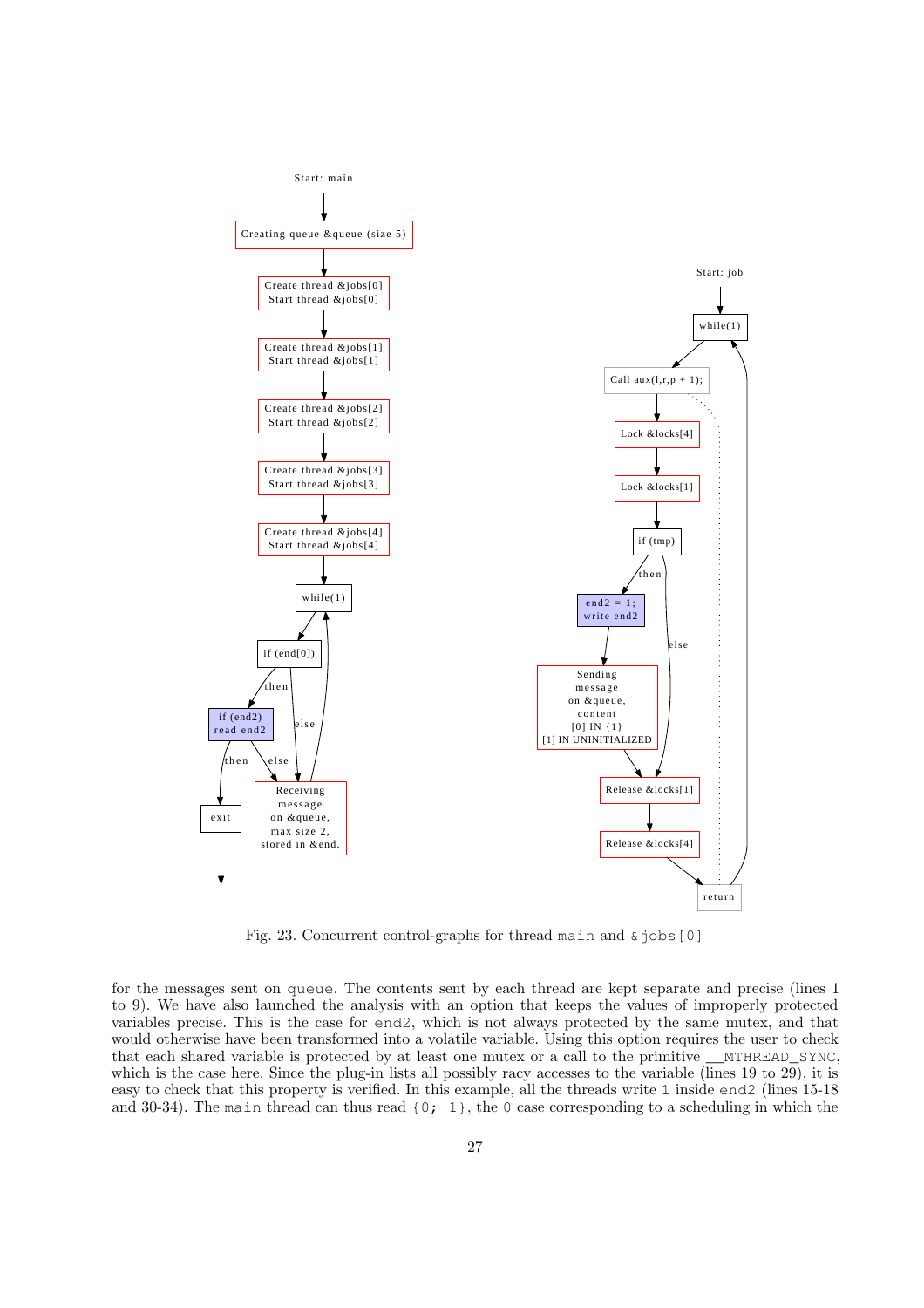Fig. 23. Concurrent control-graphs for thread `main` and `&jobs[0]`

for the messages sent on `queue`. The contents sent by each thread are kept separate and precise (lines 1 to 9). We have also launched the analysis with an option that keeps the values of improperly protected variables precise. This is the case for `end2`, which is not always protected by the same mutex, and that would otherwise have been transformed into a volatile variable. Using this option requires the user to check that each shared variable is protected by at least one mutex or a call to the primitive `__MTHREAD_SYNC`, which is the case here. Since the plug-in lists all possibly racy accesses to the variable (lines 19 to 29), it is easy to check that this property is verified. In this example, all the threads write `1` inside `end2` (lines 15-18 and 30-34). The `main` thread can thus read `{0; 1}`, the `0` case corresponding to a scheduling in which the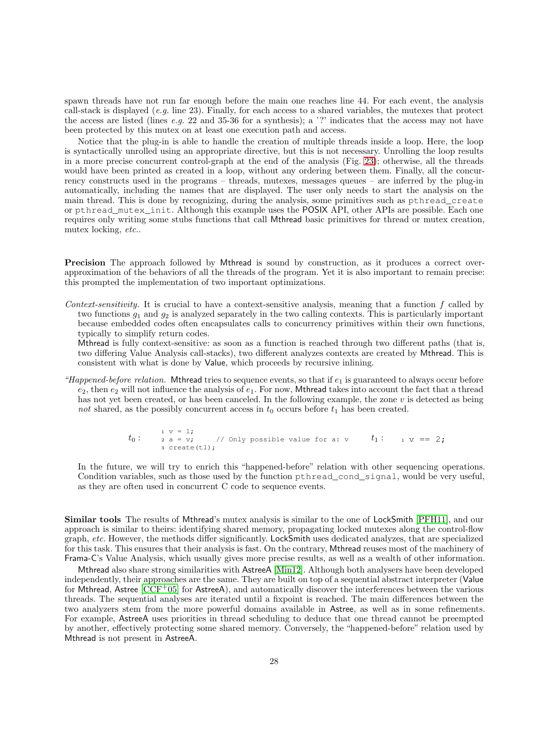spawn threads have not run far enough before the main one reaches line 44. For each event, the analysis call-stack is displayed (*e.g.* line 23). Finally, for each access to a shared variables, the mutexes that protect the access are listed (lines *e.g.* 22 and 35-36 for a synthesis); a '?' indicates that the access may not have been protected by this mutex on at least one execution path and access.

Notice that the plug-in is able to handle the creation of multiple threads inside a loop. Here, the loop is syntactically unrolled using an appropriate directive, but this is not necessary. Unrolling the loop results in a more precise concurrent control-graph at the end of the analysis (Fig. 23); otherwise, all the threads would have been printed as created in a loop, without any ordering between them. Finally, all the concurrency constructs used in the programs – threads, mutexes, messages queues – are inferred by the plug-in automatically, including the names that are displayed. The user only needs to start the analysis on the main thread. This is done by recognizing, during the analysis, some primitives such as `pthread_create` or `pthread_mutex_init`. Although this example uses the POSIX API, other APIs are possible. Each one requires only writing some stubs functions that call Mthread basic primitives for thread or mutex creation, mutex locking, *etc.*.

**Precision** The approach followed by Mthread is sound by construction, as it produces a correct over-approximation of the behaviors of all the threads of the program. Yet it is also important to remain precise: this prompted the implementation of two important optimizations.

*Context-sensitivity.* It is crucial to have a context-sensitive analysis, meaning that a function $f$ called by two functions $g_1$ and $g_2$ is analyzed separately in the two calling contexts. This is particularly important because embedded codes often encapsulates calls to concurrency primitives within their own functions, typically to simplify return codes.

Mthread is fully context-sensitive: as soon as a function is reached through two different paths (that is, two differing Value Analysis call-stacks), two different analyzes contexts are created by Mthread. This is consistent with what is done by Value, which proceeds by recursive inlining.

*"Happened-before relation.* Mthread tries to sequence events, so that if $e_1$ is guaranteed to always occur before $e_2$, then $e_2$ will not influence the analysis of $e_1$. For now, Mthread takes into account the fact that a thread has not yet been created, or has been canceled. In the following example, the zone $v$ is detected as being *not* shared, as the possibly concurrent access in $t_0$ occurs before $t_1$ has been created.

$t_0$:
```
1 v = 1;
2 a = v;      // Only possible value for a: v
3 create(t1);
```

$t_1$:
```
1 v == 2;
```

In the future, we will try to enrich this "happened-before" relation with other sequencing operations. Condition variables, such as those used by the function `pthread_cond_signal`, would be very useful, as they are often used in concurrent C code to sequence events.

**Similar tools** The results of Mthread's mutex analysis is similar to the one of LockSmith [PFH11], and our approach is similar to theirs: identifying shared memory, propagating locked mutexes along the control-flow graph, *etc.* However, the methods differ significantly. LockSmith uses dedicated analyzes, that are specialized for this task. This ensures that their analysis is fast. On the contrary, Mthread reuses most of the machinery of Frama-C's Value Analysis, which usually gives more precise results, as well as a wealth of other information.

Mthread also share strong similarities with AstreeA [Min12]. Although both analysers have been developed independently, their approaches are the same. They are built on top of a sequential abstract interpreter (Value for Mthread, Astree [CCF+05] for AstreeA), and automatically discover the interferences between the various threads. The sequential analyses are iterated until a fixpoint is reached. The main differences between the two analyzers stem from the more powerful domains available in Astree, as well as in some refinements. For example, AstreeA uses priorities in thread scheduling to deduce that one thread cannot be preempted by another, effectively protecting some shared memory. Conversely, the "happened-before" relation used by Mthread is not present in AstreeA.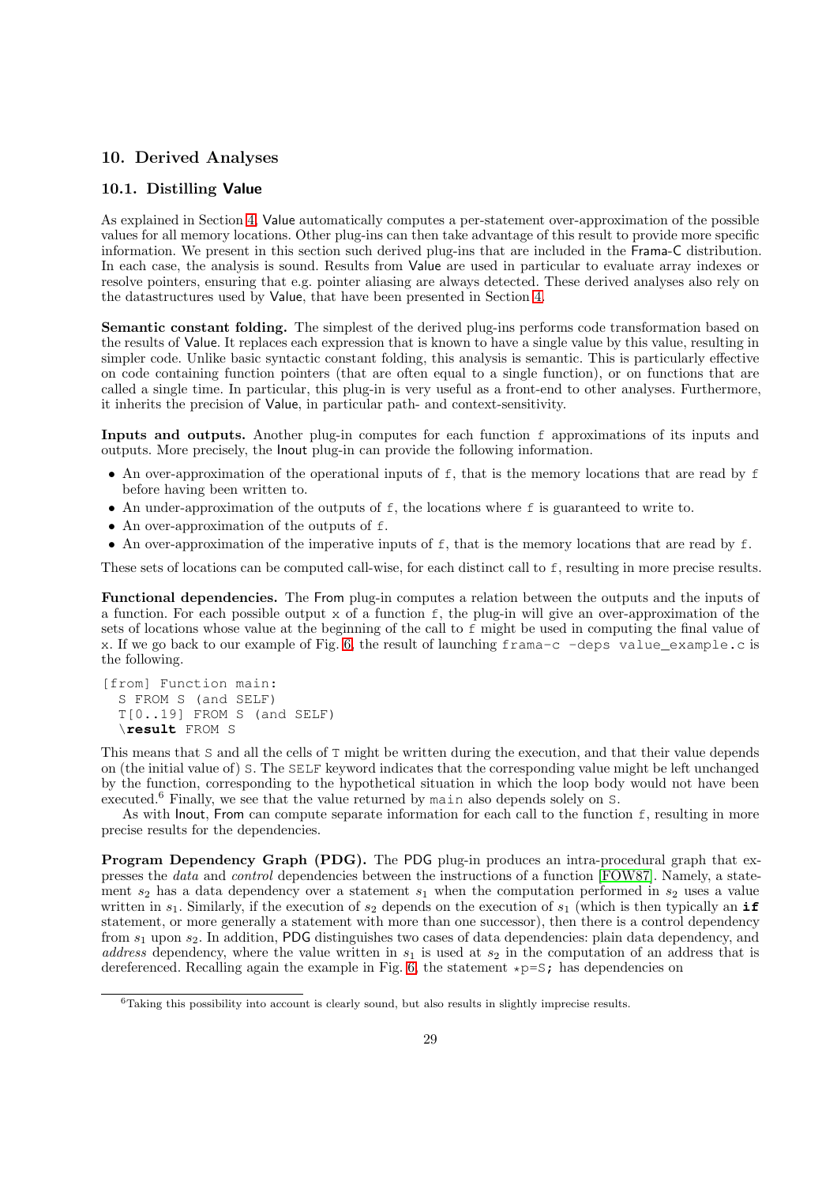## 10. Derived Analyses

### 10.1. Distilling Value

As explained in Section 4, Value automatically computes a per-statement over-approximation of the possible values for all memory locations. Other plug-ins can then take advantage of this result to provide more specific information. We present in this section such derived plug-ins that are included in the Frama-C distribution. In each case, the analysis is sound. Results from Value are used in particular to evaluate array indexes or resolve pointers, ensuring that e.g. pointer aliasing are always detected. These derived analyses also rely on the datastructures used by Value, that have been presented in Section 4.

**Semantic constant folding.** The simplest of the derived plug-ins performs code transformation based on the results of Value. It replaces each expression that is known to have a single value by this value, resulting in simpler code. Unlike basic syntactic constant folding, this analysis is semantic. This is particularly effective on code containing function pointers (that are often equal to a single function), or on functions that are called a single time. In particular, this plug-in is very useful as a front-end to other analyses. Furthermore, it inherits the precision of Value, in particular path- and context-sensitivity.

**Inputs and outputs.** Another plug-in computes for each function `f` approximations of its inputs and outputs. More precisely, the Inout plug-in can provide the following information.

- An over-approximation of the operational inputs of `f`, that is the memory locations that are read by `f` before having been written to.
- An under-approximation of the outputs of `f`, the locations where `f` is guaranteed to write to.
- An over-approximation of the outputs of `f`.
- An over-approximation of the imperative inputs of `f`, that is the memory locations that are read by `f`.

These sets of locations can be computed call-wise, for each distinct call to `f`, resulting in more precise results.

**Functional dependencies.** The From plug-in computes a relation between the outputs and the inputs of a function. For each possible output `x` of a function `f`, the plug-in will give an over-approximation of the sets of locations whose value at the beginning of the call to `f` might be used in computing the final value of `x`. If we go back to our example of Fig. 6, the result of launching `frama-c -deps value_example.c` is the following.

```
[from] Function main:
  S FROM S (and SELF)
  T[0..19] FROM S (and SELF)
  \result FROM S
```

This means that `S` and all the cells of `T` might be written during the execution, and that their value depends on (the initial value of) `S`. The `SELF` keyword indicates that the corresponding value might be left unchanged by the function, corresponding to the hypothetical situation in which the loop body would not have been executed.[6] Finally, we see that the value returned by `main` also depends solely on `S`.

As with Inout, From can compute separate information for each call to the function `f`, resulting in more precise results for the dependencies.

**Program Dependency Graph (PDG).** The PDG plug-in produces an intra-procedural graph that expresses the *data* and *control* dependencies between the instructions of a function [FOW87]. Namely, a statement $s_2$ has a data dependency over a statement $s_1$ when the computation performed in $s_2$ uses a value written in $s_1$. Similarly, if the execution of $s_2$ depends on the execution of $s_1$ (which is then typically an **`if`** statement, or more generally a statement with more than one successor), then there is a control dependency from $s_1$ upon $s_2$. In addition, PDG distinguishes two cases of data dependencies: plain data dependency, and *address* dependency, where the value written in $s_1$ is used at $s_2$ in the computation of an address that is dereferenced. Recalling again the example in Fig. 6, the statement `*p=S;` has dependencies on

---

[6] Taking this possibility into account is clearly sound, but also results in slightly imprecise results.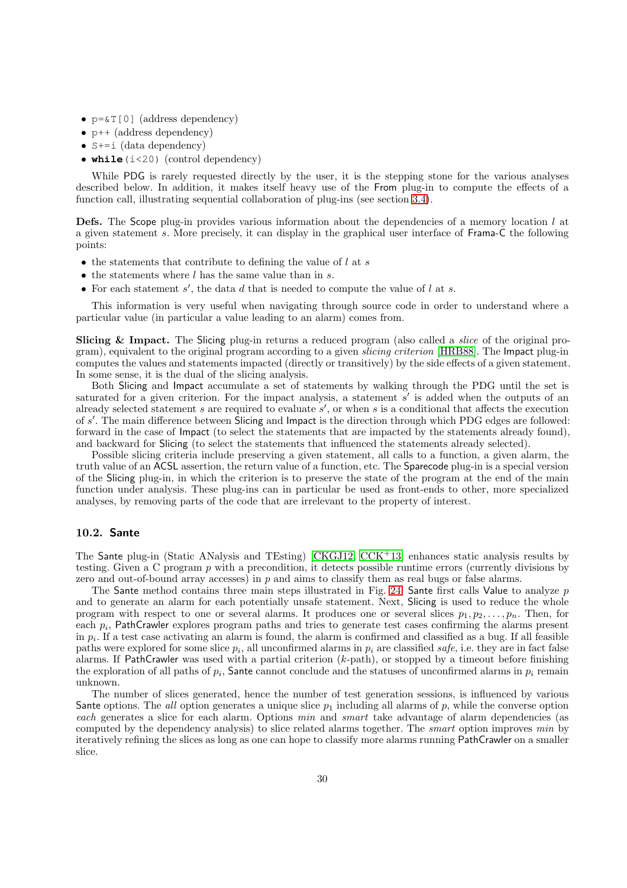- `p=&T[0]` (address dependency)
- `p++` (address dependency)
- `S+=i` (data dependency)
- `while(i<20)` (control dependency)

While PDG is rarely requested directly by the user, it is the stepping stone for the various analyses described below. In addition, it makes itself heavy use of the From plug-in to compute the effects of a function call, illustrating sequential collaboration of plug-ins (see section 3.4).

**Defs.** The Scope plug-in provides various information about the dependencies of a memory location $l$ at a given statement $s$. More precisely, it can display in the graphical user interface of Frama-C the following points:

- the statements that contribute to defining the value of $l$ at $s$
- the statements where $l$ has the same value than in $s$.
- For each statement $s'$, the data $d$ that is needed to compute the value of $l$ at $s$.

This information is very useful when navigating through source code in order to understand where a particular value (in particular a value leading to an alarm) comes from.

**Slicing & Impact.** The Slicing plug-in returns a reduced program (also called a *slice* of the original program), equivalent to the original program according to a given *slicing criterion* [HRB88]. The Impact plug-in computes the values and statements impacted (directly or transitively) by the side effects of a given statement. In some sense, it is the dual of the slicing analysis.

Both Slicing and Impact accumulate a set of statements by walking through the PDG until the set is saturated for a given criterion. For the impact analysis, a statement $s'$ is added when the outputs of an already selected statement $s$ are required to evaluate $s'$, or when $s$ is a conditional that affects the execution of $s'$. The main difference between Slicing and Impact is the direction through which PDG edges are followed: forward in the case of Impact (to select the statements that are impacted by the statements already found), and backward for Slicing (to select the statements that influenced the statements already selected).

Possible slicing criteria include preserving a given statement, all calls to a function, a given alarm, the truth value of an ACSL assertion, the return value of a function, etc. The Sparecode plug-in is a special version of the Slicing plug-in, in which the criterion is to preserve the state of the program at the end of the main function under analysis. These plug-ins can in particular be used as front-ends to other, more specialized analyses, by removing parts of the code that are irrelevant to the property of interest.

## 10.2. Sante

The Sante plug-in (Static ANalysis and TEsting) [CKGJ12, CCK+13] enhances static analysis results by testing. Given a C program $p$ with a precondition, it detects possible runtime errors (currently divisions by zero and out-of-bound array accesses) in $p$ and aims to classify them as real bugs or false alarms.

The Sante method contains three main steps illustrated in Fig. 24. Sante first calls Value to analyze $p$ and to generate an alarm for each potentially unsafe statement. Next, Slicing is used to reduce the whole program with respect to one or several alarms. It produces one or several slices $p_1, p_2, \ldots, p_n$. Then, for each $p_i$, PathCrawler explores program paths and tries to generate test cases confirming the alarms present in $p_i$. If a test case activating an alarm is found, the alarm is confirmed and classified as a bug. If all feasible paths were explored for some slice $p_i$, all unconfirmed alarms in $p_i$ are classified *safe,* i.e. they are in fact false alarms. If PathCrawler was used with a partial criterion ($k$-path), or stopped by a timeout before finishing the exploration of all paths of $p_i$, Sante cannot conclude and the statuses of unconfirmed alarms in $p_i$ remain unknown.

The number of slices generated, hence the number of test generation sessions, is influenced by various Sante options. The *all* option generates a unique slice $p_1$ including all alarms of $p$, while the converse option *each* generates a slice for each alarm. Options *min* and *smart* take advantage of alarm dependencies (as computed by the dependency analysis) to slice related alarms together. The *smart* option improves *min* by iteratively refining the slices as long as one can hope to classify more alarms running PathCrawler on a smaller slice.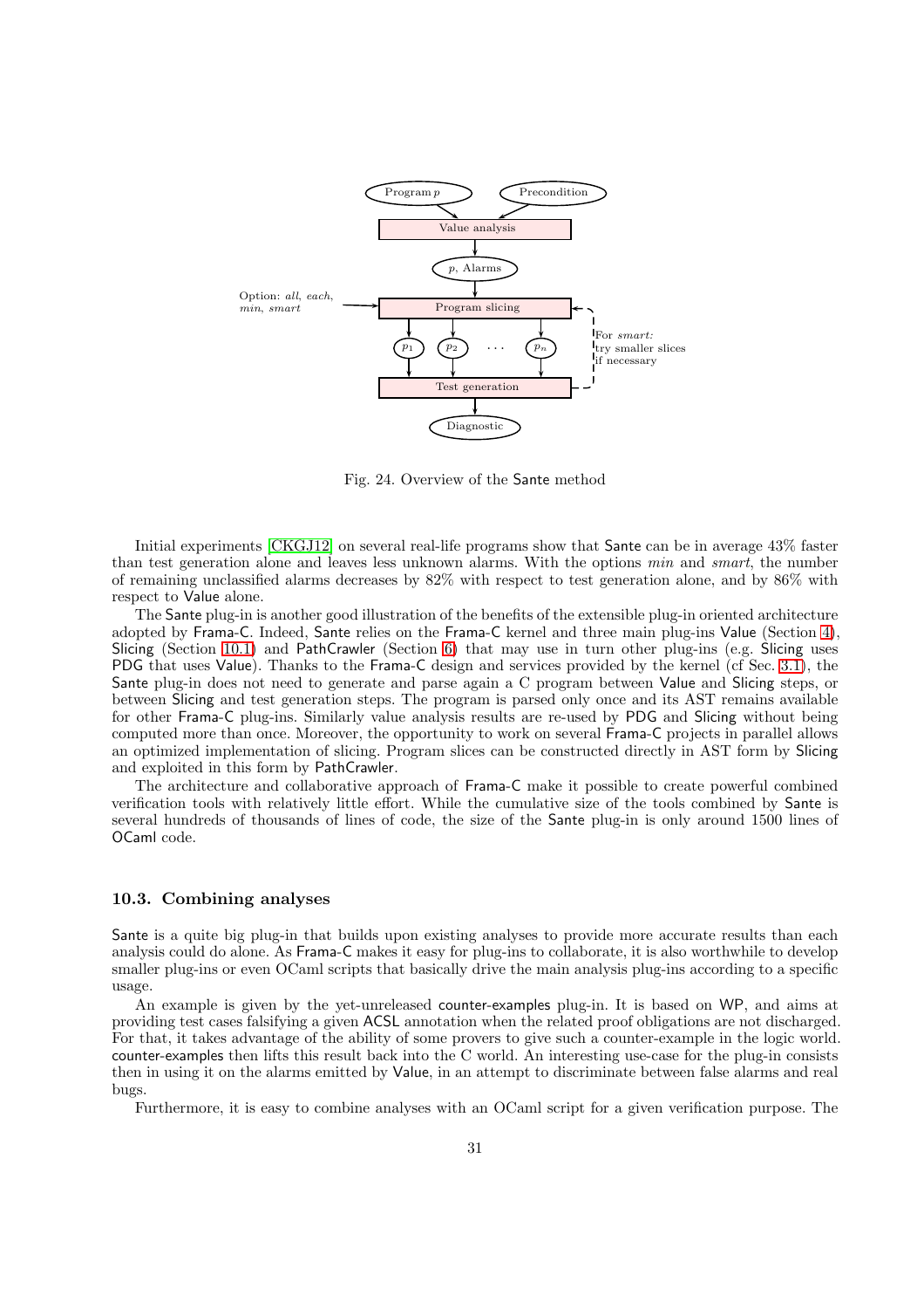Fig. 24. Overview of the Sante method

Initial experiments [CKGJ12] on several real-life programs show that Sante can be in average 43% faster than test generation alone and leaves less unknown alarms. With the options *min* and *smart*, the number of remaining unclassified alarms decreases by 82% with respect to test generation alone, and by 86% with respect to Value alone.

The Sante plug-in is another good illustration of the benefits of the extensible plug-in oriented architecture adopted by Frama-C. Indeed, Sante relies on the Frama-C kernel and three main plug-ins Value (Section 4), Slicing (Section 10.1) and PathCrawler (Section 6) that may use in turn other plug-ins (e.g. Slicing uses PDG that uses Value). Thanks to the Frama-C design and services provided by the kernel (cf Sec. 3.1), the Sante plug-in does not need to generate and parse again a C program between Value and Slicing steps, or between Slicing and test generation steps. The program is parsed only once and its AST remains available for other Frama-C plug-ins. Similarly value analysis results are re-used by PDG and Slicing without being computed more than once. Moreover, the opportunity to work on several Frama-C projects in parallel allows an optimized implementation of slicing. Program slices can be constructed directly in AST form by Slicing and exploited in this form by PathCrawler.

The architecture and collaborative approach of Frama-C make it possible to create powerful combined verification tools with relatively little effort. While the cumulative size of the tools combined by Sante is several hundreds of thousands of lines of code, the size of the Sante plug-in is only around 1500 lines of OCaml code.

### 10.3. Combining analyses

Sante is a quite big plug-in that builds upon existing analyses to provide more accurate results than each analysis could do alone. As Frama-C makes it easy for plug-ins to collaborate, it is also worthwhile to develop smaller plug-ins or even OCaml scripts that basically drive the main analysis plug-ins according to a specific usage.

An example is given by the yet-unreleased counter-examples plug-in. It is based on WP, and aims at providing test cases falsifying a given ACSL annotation when the related proof obligations are not discharged. For that, it takes advantage of the ability of some provers to give such a counter-example in the logic world. counter-examples then lifts this result back into the C world. An interesting use-case for the plug-in consists then in using it on the alarms emitted by Value, in an attempt to discriminate between false alarms and real bugs.

Furthermore, it is easy to combine analyses with an OCaml script for a given verification purpose. The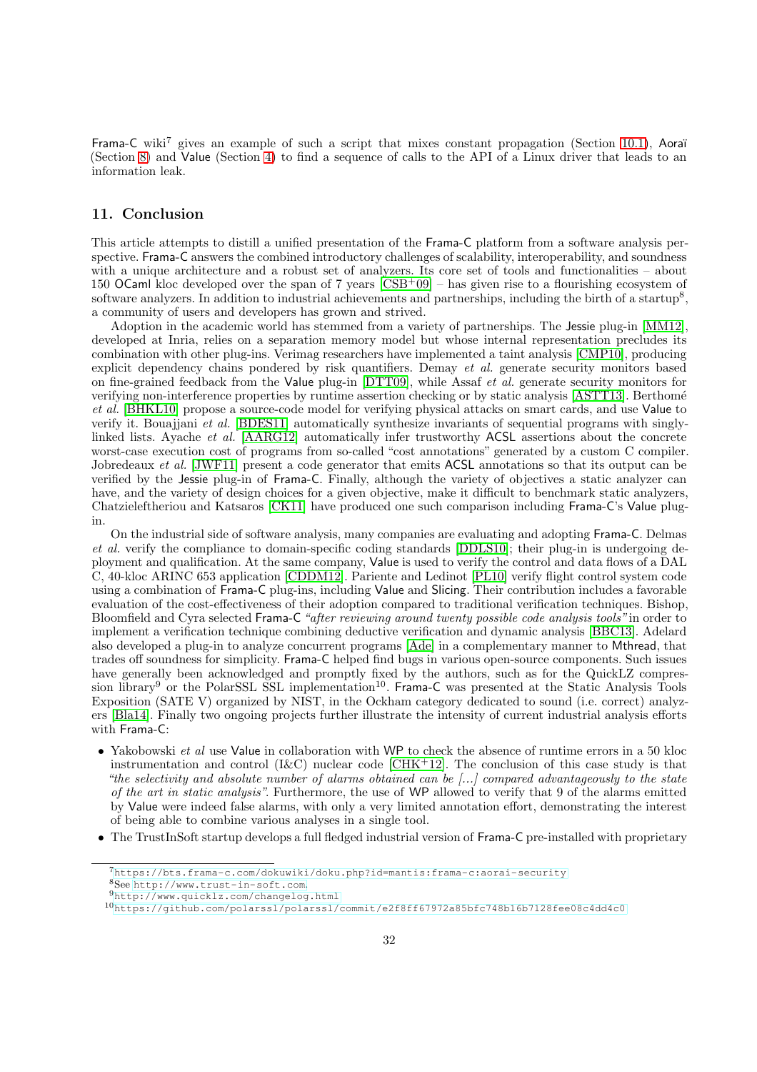Frama-C wiki[7] gives an example of such a script that mixes constant propagation (Section 10.1), Aoraï (Section 8) and Value (Section 4) to find a sequence of calls to the API of a Linux driver that leads to an information leak.

## 11. Conclusion

This article attempts to distill a unified presentation of the Frama-C platform from a software analysis perspective. Frama-C answers the combined introductory challenges of scalability, interoperability, and soundness with a unique architecture and a robust set of analyzers. Its core set of tools and functionalities – about 150 OCaml kloc developed over the span of 7 years [CSB+09] – has given rise to a flourishing ecosystem of software analyzers. In addition to industrial achievements and partnerships, including the birth of a startup[8], a community of users and developers has grown and strived.

Adoption in the academic world has stemmed from a variety of partnerships. The Jessie plug-in [MM12], developed at Inria, relies on a separation memory model but whose internal representation precludes its combination with other plug-ins. Verimag researchers have implemented a taint analysis [CMP10], producing explicit dependency chains pondered by risk quantifiers. Demay *et al.* generate security monitors based on fine-grained feedback from the Value plug-in [DTT09], while Assaf *et al.* generate security monitors for verifying non-interference properties by runtime assertion checking or by static analysis [ASTT13]. Berthomé *et al.* [BHKL10] propose a source-code model for verifying physical attacks on smart cards, and use Value to verify it. Bouajjani *et al.* [BDES11] automatically synthesize invariants of sequential programs with singly-linked lists. Ayache *et al.* [AARG12] automatically infer trustworthy ACSL assertions about the concrete worst-case execution cost of programs from so-called "cost annotations" generated by a custom C compiler. Jobredeaux *et al.* [JWF11] present a code generator that emits ACSL annotations so that its output can be verified by the Jessie plug-in of Frama-C. Finally, although the variety of objectives a static analyzer can have, and the variety of design choices for a given objective, make it difficult to benchmark static analyzers, Chatzieleftheriou and Katsaros [CK11] have produced one such comparison including Frama-C's Value plug-in.

On the industrial side of software analysis, many companies are evaluating and adopting Frama-C. Delmas *et al.* verify the compliance to domain-specific coding standards [DDLS10]; their plug-in is undergoing deployment and qualification. At the same company, Value is used to verify the control and data flows of a DAL C, 40-kloc ARINC 653 application [CDDM12]. Pariente and Ledinot [PL10] verify flight control system code using a combination of Frama-C plug-ins, including Value and Slicing. Their contribution includes a favorable evaluation of the cost-effectiveness of their adoption compared to traditional verification techniques. Bishop, Bloomfield and Cyra selected Frama-C *"after reviewing around twenty possible code analysis tools"* in order to implement a verification technique combining deductive verification and dynamic analysis [BBC13]. Adelard also developed a plug-in to analyze concurrent programs [Ade] in a complementary manner to Mthread, that trades off soundness for simplicity. Frama-C helped find bugs in various open-source components. Such issues have generally been acknowledged and promptly fixed by the authors, such as for the QuickLZ compression library[9] or the PolarSSL SSL implementation[10]. Frama-C was presented at the Static Analysis Tools Exposition (SATE V) organized by NIST, in the Ockham category dedicated to sound (i.e. correct) analyzers [Bla14]. Finally two ongoing projects further illustrate the intensity of current industrial analysis efforts with Frama-C:

- Yakobowski *et al* use Value in collaboration with WP to check the absence of runtime errors in a 50 kloc instrumentation and control (I&C) nuclear code [CHK+12]. The conclusion of this case study is that *"the selectivity and absolute number of alarms obtained can be [...] compared advantageously to the state of the art in static analysis"*. Furthermore, the use of WP allowed to verify that 9 of the alarms emitted by Value were indeed false alarms, with only a very limited annotation effort, demonstrating the interest of being able to combine various analyses in a single tool.
- The TrustInSoft startup develops a full fledged industrial version of Frama-C pre-installed with proprietary

---

[7] https://bts.frama-c.com/dokuwiki/doku.php?id=mantis:frama-c:aorai-security

[8] See http://www.trust-in-soft.com.

[9] http://www.quicklz.com/changelog.html

[10] https://github.com/polarssl/polarssl/commit/e2f8ff67972a85bfc748b16b7128fee08c4dd4c0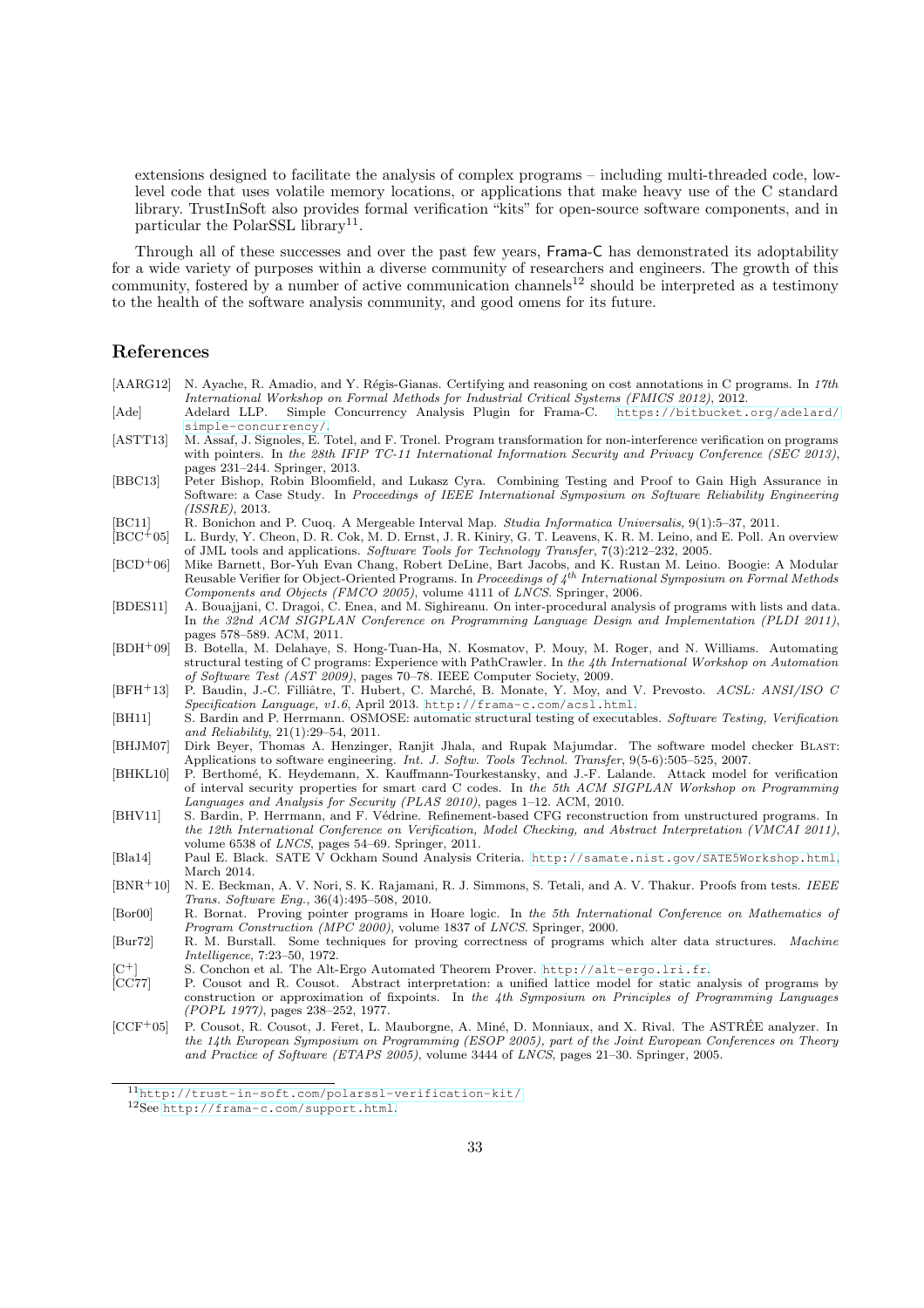extensions designed to facilitate the analysis of complex programs – including multi-threaded code, low-level code that uses volatile memory locations, or applications that make heavy use of the C standard library. TrustInSoft also provides formal verification "kits" for open-source software components, and in particular the PolarSSL library[11].

Through all of these successes and over the past few years, Frama-C has demonstrated its adoptability for a wide variety of purposes within a diverse community of researchers and engineers. The growth of this community, fostered by a number of active communication channels[12] should be interpreted as a testimony to the health of the software analysis community, and good omens for its future.

## References

[AARG12] N. Ayache, R. Amadio, and Y. Régis-Gianas. Certifying and reasoning on cost annotations in C programs. In *17th International Workshop on Formal Methods for Industrial Critical Systems (FMICS 2012)*, 2012.

[Ade] Adelard LLP. Simple Concurrency Analysis Plugin for Frama-C. https://bitbucket.org/adelard/simple-concurrency/.

[ASTT13] M. Assaf, J. Signoles, E. Totel, and F. Tronel. Program transformation for non-interference verification on programs with pointers. In *the 28th IFIP TC-11 International Information Security and Privacy Conference (SEC 2013)*, pages 231–244. Springer, 2013.

[BBC13] Peter Bishop, Robin Bloomfield, and Lukasz Cyra. Combining Testing and Proof to Gain High Assurance in Software: a Case Study. In *Proceedings of IEEE International Symposium on Software Reliability Engineering (ISSRE)*, 2013.

[BC11] R. Bonichon and P. Cuoq. A Mergeable Interval Map. *Studia Informatica Universalis*, 9(1):5–37, 2011.

[BCC+05] L. Burdy, Y. Cheon, D. R. Cok, M. D. Ernst, J. R. Kiniry, G. T. Leavens, K. R. M. Leino, and E. Poll. An overview of JML tools and applications. *Software Tools for Technology Transfer*, 7(3):212–232, 2005.

[BCD+06] Mike Barnett, Bor-Yuh Evan Chang, Robert DeLine, Bart Jacobs, and K. Rustan M. Leino. Boogie: A Modular Reusable Verifier for Object-Oriented Programs. In *Proceedings of $4^{th}$ International Symposium on Formal Methods Components and Objects (FMCO 2005)*, volume 4111 of *LNCS*. Springer, 2006.

[BDES11] A. Bouajjani, C. Dragoi, C. Enea, and M. Sighireanu. On inter-procedural analysis of programs with lists and data. In *the 32nd ACM SIGPLAN Conference on Programming Language Design and Implementation (PLDI 2011)*, pages 578–589. ACM, 2011.

[BDH+09] B. Botella, M. Delahaye, S. Hong-Tuan-Ha, N. Kosmatov, P. Mouy, M. Roger, and N. Williams. Automating structural testing of C programs: Experience with PathCrawler. In *the 4th International Workshop on Automation of Software Test (AST 2009)*, pages 70–78. IEEE Computer Society, 2009.

[BFH+13] P. Baudin, J.-C. Filliâtre, T. Hubert, C. Marché, B. Monate, Y. Moy, and V. Prevosto. *ACSL: ANSI/ISO C Specification Language, v1.6*, April 2013. http://frama-c.com/acsl.html.

[BH11] S. Bardin and P. Herrmann. OSMOSE: automatic structural testing of executables. *Software Testing, Verification and Reliability*, 21(1):29–54, 2011.

[BHJM07] Dirk Beyer, Thomas A. Henzinger, Ranjit Jhala, and Rupak Majumdar. The software model checker Blast: Applications to software engineering. *Int. J. Softw. Tools Technol. Transfer*, 9(5-6):505–525, 2007.

[BHKL10] P. Berthomé, K. Heydemann, X. Kauffmann-Tourkestansky, and J.-F. Lalande. Attack model for verification of interval security properties for smart card C codes. In *the 5th ACM SIGPLAN Workshop on Programming Languages and Analysis for Security (PLAS 2010)*, pages 1–12. ACM, 2010.

[BHV11] S. Bardin, P. Herrmann, and F. Védrine. Refinement-based CFG reconstruction from unstructured programs. In *the 12th International Conference on Verification, Model Checking, and Abstract Interpretation (VMCAI 2011)*, volume 6538 of *LNCS*, pages 54–69. Springer, 2011.

[Bla14] Paul E. Black. SATE V Ockham Sound Analysis Criteria. http://samate.nist.gov/SATE5Workshop.html, March 2014.

[BNR+10] N. E. Beckman, A. V. Nori, S. K. Rajamani, R. J. Simmons, S. Tetali, and A. V. Thakur. Proofs from tests. *IEEE Trans. Software Eng.*, 36(4):495–508, 2010.

[Bor00] R. Bornat. Proving pointer programs in Hoare logic. In *the 5th International Conference on Mathematics of Program Construction (MPC 2000)*, volume 1837 of *LNCS*. Springer, 2000.

[Bur72] R. M. Burstall. Some techniques for proving correctness of programs which alter data structures. *Machine Intelligence*, 7:23–50, 1972.

[C+] S. Conchon et al. The Alt-Ergo Automated Theorem Prover. http://alt-ergo.lri.fr.

[CC77] P. Cousot and R. Cousot. Abstract interpretation: a unified lattice model for static analysis of programs by construction or approximation of fixpoints. In *the 4th Symposium on Principles of Programming Languages (POPL 1977)*, pages 238–252, 1977.

[CCF+05] P. Cousot, R. Cousot, J. Feret, L. Mauborgne, A. Miné, D. Monniaux, and X. Rival. The ASTRÉE analyzer. In *the 14th European Symposium on Programming (ESOP 2005), part of the Joint European Conferences on Theory and Practice of Software (ETAPS 2005)*, volume 3444 of *LNCS*, pages 21–30. Springer, 2005.

---

[11] http://trust-in-soft.com/polarssl-verification-kit/

[12] See http://frama-c.com/support.html.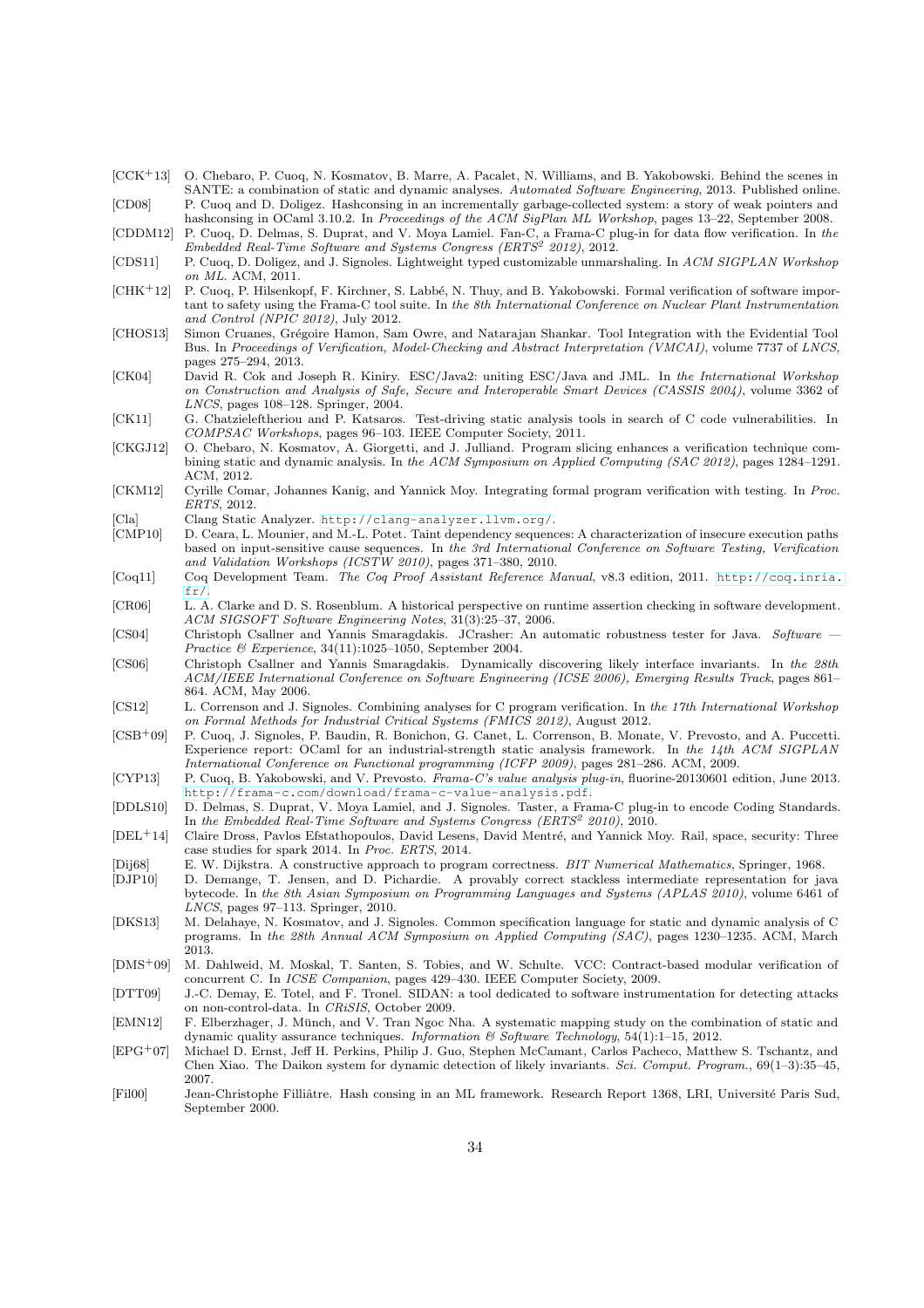[CCK+13] O. Chebaro, P. Cuoq, N. Kosmatov, B. Marre, A. Pacalet, N. Williams, and B. Yakobowski. Behind the scenes in SANTE: a combination of static and dynamic analyses. *Automated Software Engineering*, 2013. Published online.

[CD08] P. Cuoq and D. Doligez. Hashconsing in an incrementally garbage-collected system: a story of weak pointers and hashconsing in OCaml 3.10.2. In *Proceedings of the ACM SigPlan ML Workshop*, pages 13–22, September 2008.

[CDDM12] P. Cuoq, D. Delmas, S. Duprat, and V. Moya Lamiel. Fan-C, a Frama-C plug-in for data flow verification. In *the Embedded Real-Time Software and Systems Congress (ERTS² 2012)*, 2012.

[CDS11] P. Cuoq, D. Doligez, and J. Signoles. Lightweight typed customizable unmarshaling. In *ACM SIGPLAN Workshop on ML*. ACM, 2011.

[CHK+12] P. Cuoq, P. Hilsenkopf, F. Kirchner, S. Labbé, N. Thuy, and B. Yakobowski. Formal verification of software important to safety using the Frama-C tool suite. In *the 8th International Conference on Nuclear Plant Instrumentation and Control (NPIC 2012)*, July 2012.

[CHOS13] Simon Cruanes, Grégoire Hamon, Sam Owre, and Natarajan Shankar. Tool Integration with the Evidential Tool Bus. In *Proceedings of Verification, Model-Checking and Abstract Interpretation (VMCAI)*, volume 7737 of *LNCS*, pages 275–294, 2013.

[CK04] David R. Cok and Joseph R. Kiniry. ESC/Java2: uniting ESC/Java and JML. In *the International Workshop on Construction and Analysis of Safe, Secure and Interoperable Smart Devices (CASSIS 2004)*, volume 3362 of *LNCS*, pages 108–128. Springer, 2004.

[CK11] G. Chatzieleftheriou and P. Katsaros. Test-driving static analysis tools in search of C code vulnerabilities. In *COMPSAC Workshops*, pages 96–103. IEEE Computer Society, 2011.

[CKGJ12] O. Chebaro, N. Kosmatov, A. Giorgetti, and J. Julliand. Program slicing enhances a verification technique combining static and dynamic analysis. In *the ACM Symposium on Applied Computing (SAC 2012)*, pages 1284–1291. ACM, 2012.

[CKM12] Cyrille Comar, Johannes Kanig, and Yannick Moy. Integrating formal program verification with testing. In *Proc. ERTS*, 2012.

[Cla] Clang Static Analyzer. http://clang-analyzer.llvm.org/.

[CMP10] D. Ceara, L. Mounier, and M.-L. Potet. Taint dependency sequences: A characterization of insecure execution paths based on input-sensitive cause sequences. In *the 3rd International Conference on Software Testing, Verification and Validation Workshops (ICSTW 2010)*, pages 371–380, 2010.

[Coq11] Coq Development Team. *The Coq Proof Assistant Reference Manual*, v8.3 edition, 2011. http://coq.inria.fr/.

[CR06] L. A. Clarke and D. S. Rosenblum. A historical perspective on runtime assertion checking in software development. *ACM SIGSOFT Software Engineering Notes*, 31(3):25–37, 2006.

[CS04] Christoph Csallner and Yannis Smaragdakis. JCrasher: An automatic robustness tester for Java. *Software — Practice & Experience*, 34(11):1025–1050, September 2004.

[CS06] Christoph Csallner and Yannis Smaragdakis. Dynamically discovering likely interface invariants. In *the 28th ACM/IEEE International Conference on Software Engineering (ICSE 2006), Emerging Results Track*, pages 861–864. ACM, May 2006.

[CS12] L. Correnson and J. Signoles. Combining analyses for C program verification. In *the 17th International Workshop on Formal Methods for Industrial Critical Systems (FMICS 2012)*, August 2012.

[CSB+09] P. Cuoq, J. Signoles, P. Baudin, R. Bonichon, G. Canet, L. Correnson, B. Monate, V. Prevosto, and A. Puccetti. Experience report: OCaml for an industrial-strength static analysis framework. In *the 14th ACM SIGPLAN International Conference on Functional programming (ICFP 2009)*, pages 281–286. ACM, 2009.

[CYP13] P. Cuoq, B. Yakobowski, and V. Prevosto. *Frama-C's value analysis plug-in*, fluorine-20130601 edition, June 2013. http://frama-c.com/download/frama-c-value-analysis.pdf.

[DDLS10] D. Delmas, S. Duprat, V. Moya Lamiel, and J. Signoles. Taster, a Frama-C plug-in to encode Coding Standards. In *the Embedded Real-Time Software and Systems Congress (ERTS² 2010)*, 2010.

[DEL+14] Claire Dross, Pavlos Efstathopoulos, David Lesens, David Mentré, and Yannick Moy. Rail, space, security: Three case studies for spark 2014. In *Proc. ERTS*, 2014.

[Dij68] E. W. Dijkstra. A constructive approach to program correctness. *BIT Numerical Mathematics*, Springer, 1968.

[DJP10] D. Demange, T. Jensen, and D. Pichardie. A provably correct stackless intermediate representation for java bytecode. In *the 8th Asian Symposium on Programming Languages and Systems (APLAS 2010)*, volume 6461 of *LNCS*, pages 97–113. Springer, 2010.

[DKS13] M. Delahaye, N. Kosmatov, and J. Signoles. Common specification language for static and dynamic analysis of C programs. In *the 28th Annual ACM Symposium on Applied Computing (SAC)*, pages 1230–1235. ACM, March 2013.

[DMS+09] M. Dahlweid, M. Moskal, T. Santen, S. Tobies, and W. Schulte. VCC: Contract-based modular verification of concurrent C. In *ICSE Companion*, pages 429–430. IEEE Computer Society, 2009.

[DTT09] J.-C. Demay, E. Totel, and F. Tronel. SIDAN: a tool dedicated to software instrumentation for detecting attacks on non-control-data. In *CRiSIS*, October 2009.

[EMN12] F. Elberzhager, J. Münch, and V. Tran Ngoc Nha. A systematic mapping study on the combination of static and dynamic quality assurance techniques. *Information & Software Technology*, 54(1):1–15, 2012.

[EPG+07] Michael D. Ernst, Jeff H. Perkins, Philip J. Guo, Stephen McCamant, Carlos Pacheco, Matthew S. Tschantz, and Chen Xiao. The Daikon system for dynamic detection of likely invariants. *Sci. Comput. Program.*, 69(1–3):35–45, 2007.

[Fil00] Jean-Christophe Filliâtre. Hash consing in an ML framework. Research Report 1368, LRI, Université Paris Sud, September 2000.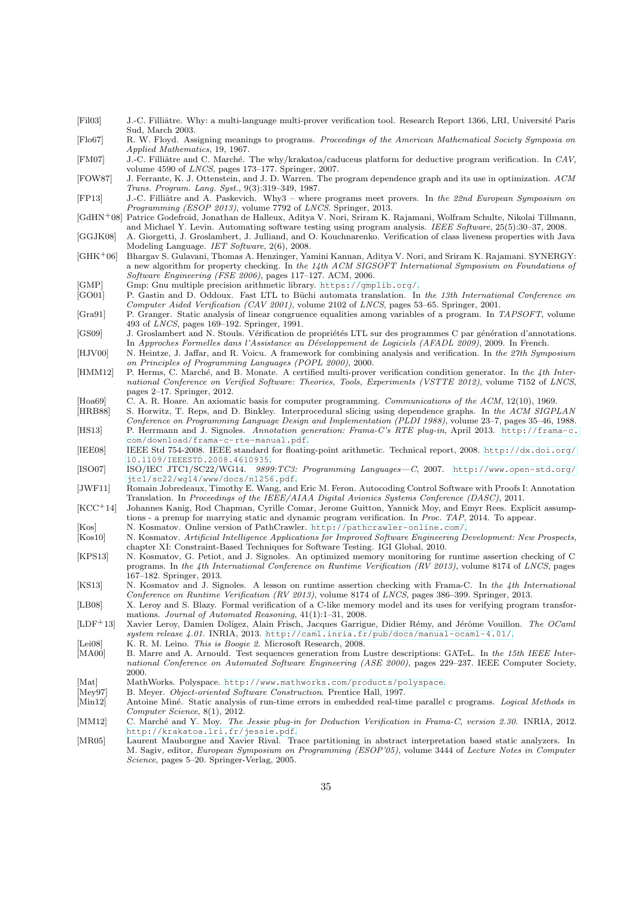[Fil03] J.-C. Filliâtre. Why: a multi-language multi-prover verification tool. Research Report 1366, LRI, Université Paris Sud, March 2003.

[Flo67] R. W. Floyd. Assigning meanings to programs. *Proceedings of the American Mathematical Society Symposia on Applied Mathematics*, 19, 1967.

[FM07] J.-C. Filliâtre and C. Marché. The why/krakatoa/caduceus platform for deductive program verification. In *CAV*, volume 4590 of *LNCS*, pages 173–177. Springer, 2007.

[FOW87] J. Ferrante, K. J. Ottenstein, and J. D. Warren. The program dependence graph and its use in optimization. *ACM Trans. Program. Lang. Syst.*, 9(3):319–349, 1987.

[FP13] J.-C. Filliâtre and A. Paskevich. Why3 – where programs meet provers. In *the 22nd European Symposium on Programming (ESOP 2013)*, volume 7792 of *LNCS*. Springer, 2013.

[GdHN+08] Patrice Godefroid, Jonathan de Halleux, Aditya V. Nori, Sriram K. Rajamani, Wolfram Schulte, Nikolai Tillmann, and Michael Y. Levin. Automating software testing using program analysis. *IEEE Software*, 25(5):30–37, 2008.

[GGJK08] A. Giorgetti, J. Groslambert, J. Julliand, and O. Kouchnarenko. Verification of class liveness properties with Java Modeling Language. *IET Software*, 2(6), 2008.

[GHK+06] Bhargav S. Gulavani, Thomas A. Henzinger, Yamini Kannan, Aditya V. Nori, and Sriram K. Rajamani. SYNERGY: a new algorithm for property checking. In *the 14th ACM SIGSOFT International Symposium on Foundations of Software Engineering (FSE 2006)*, pages 117–127. ACM, 2006.

[GMP] Gmp: Gnu multiple precision arithmetic library. https://gmplib.org/.

[GO01] P. Gastin and D. Oddoux. Fast LTL to Büchi automata translation. In *the 13th International Conference on Computer Aided Verification (CAV 2001)*, volume 2102 of *LNCS*, pages 53–65. Springer, 2001.

[Gra91] P. Granger. Static analysis of linear congruence equalities among variables of a program. In *TAPSOFT*, volume 493 of *LNCS*, pages 169–192. Springer, 1991.

[GS09] J. Groslambert and N. Stouls. Vérification de propriétés LTL sur des programmes C par génération d'annotations. In *Approches Formelles dans l'Assistance au Développement de Logiciels (AFADL 2009)*, 2009. In French.

[HJV00] N. Heintze, J. Jaffar, and R. Voicu. A framework for combining analysis and verification. In *the 27th Symposium on Principles of Programming Languages (POPL 2000)*, 2000.

[HMM12] P. Herms, C. Marché, and B. Monate. A certified multi-prover verification condition generator. In *the 4th International Conference on Verified Software: Theories, Tools, Experiments (VSTTE 2012)*, volume 7152 of *LNCS*, pages 2–17. Springer, 2012.

[Hoa69] C. A. R. Hoare. An axiomatic basis for computer programming. *Communications of the ACM*, 12(10), 1969.

[HRB88] S. Horwitz, T. Reps, and D. Binkley. Interprocedural slicing using dependence graphs. In *the ACM SIGPLAN Conference on Programming Language Design and Implementation (PLDI 1988)*, volume 23–7, pages 35–46, 1988.

[HS13] P. Herrmann and J. Signoles. *Annotation generation: Frama-C's RTE plug-in*, April 2013. http://frama-c.com/download/frama-c-rte-manual.pdf.

[IEE08] IEEE Std 754-2008. IEEE standard for floating-point arithmetic. Technical report, 2008. http://dx.doi.org/10.1109/IEEESTD.2008.4610935.

[ISO07] ISO/IEC JTC1/SC22/WG14. *9899:TC3: Programming Languages—C*, 2007. http://www.open-std.org/jtc1/sc22/wg14/www/docs/n1256.pdf.

[JWF11] Romain Jobredeaux, Timothy E. Wang, and Eric M. Feron. Autocoding Control Software with Proofs I: Annotation Translation. In *Proceedings of the IEEE/AIAA Digital Avionics Systems Conference (DASC)*, 2011.

[KCC+14] Johannes Kanig, Rod Chapman, Cyrille Comar, Jerome Guitton, Yannick Moy, and Emyr Rees. Explicit assumptions - a prenup for marrying static and dynamic program verification. In *Proc. TAP*, 2014. To appear.

[Kos] N. Kosmatov. Online version of PathCrawler. http://pathcrawler-online.com/.

[Kos10] N. Kosmatov. *Artificial Intelligence Applications for Improved Software Engineering Development: New Prospects*, chapter XI: Constraint-Based Techniques for Software Testing. IGI Global, 2010.

[KPS13] N. Kosmatov, G. Petiot, and J. Signoles. An optimized memory monitoring for runtime assertion checking of C programs. In *the 4th International Conference on Runtime Verification (RV 2013)*, volume 8174 of *LNCS*, pages 167–182. Springer, 2013.

[KS13] N. Kosmatov and J. Signoles. A lesson on runtime assertion checking with Frama-C. In *the 4th International Conference on Runtime Verification (RV 2013)*, volume 8174 of *LNCS*, pages 386–399. Springer, 2013.

[LB08] X. Leroy and S. Blazy. Formal verification of a C-like memory model and its uses for verifying program transformations. *Journal of Automated Reasoning*, 41(1):1–31, 2008.

[LDF+13] Xavier Leroy, Damien Doligez, Alain Frisch, Jacques Garrigue, Didier Rémy, and Jérôme Vouillon. *The OCaml system release 4.01*. INRIA, 2013. http://caml.inria.fr/pub/docs/manual-ocaml-4.01/.

[Lei08] K. R. M. Leino. *This is Boogie 2*. Microsoft Research, 2008.

[MA00] B. Marre and A. Arnould. Test sequences generation from Lustre descriptions: GATeL. In *the 15th IEEE International Conference on Automated Software Engineering (ASE 2000)*, pages 229–237. IEEE Computer Society, 2000.

[Mat] MathWorks. Polyspace. http://www.mathworks.com/products/polyspace.

[Mey97] B. Meyer. *Object-oriented Software Construction*. Prentice Hall, 1997.

[Min12] Antoine Miné. Static analysis of run-time errors in embedded real-time parallel c programs. *Logical Methods in Computer Science*, 8(1), 2012.

[MM12] C. Marché and Y. Moy. *The Jessie plug-in for Deduction Verification in Frama-C, version 2.30*. INRIA, 2012. http://krakatoa.lri.fr/jessie.pdf.

[MR05] Laurent Mauborgne and Xavier Rival. Trace partitioning in abstract interpretation based static analyzers. In M. Sagiv, editor, *European Symposium on Programming (ESOP'05)*, volume 3444 of *Lecture Notes in Computer Science*, pages 5–20. Springer-Verlag, 2005.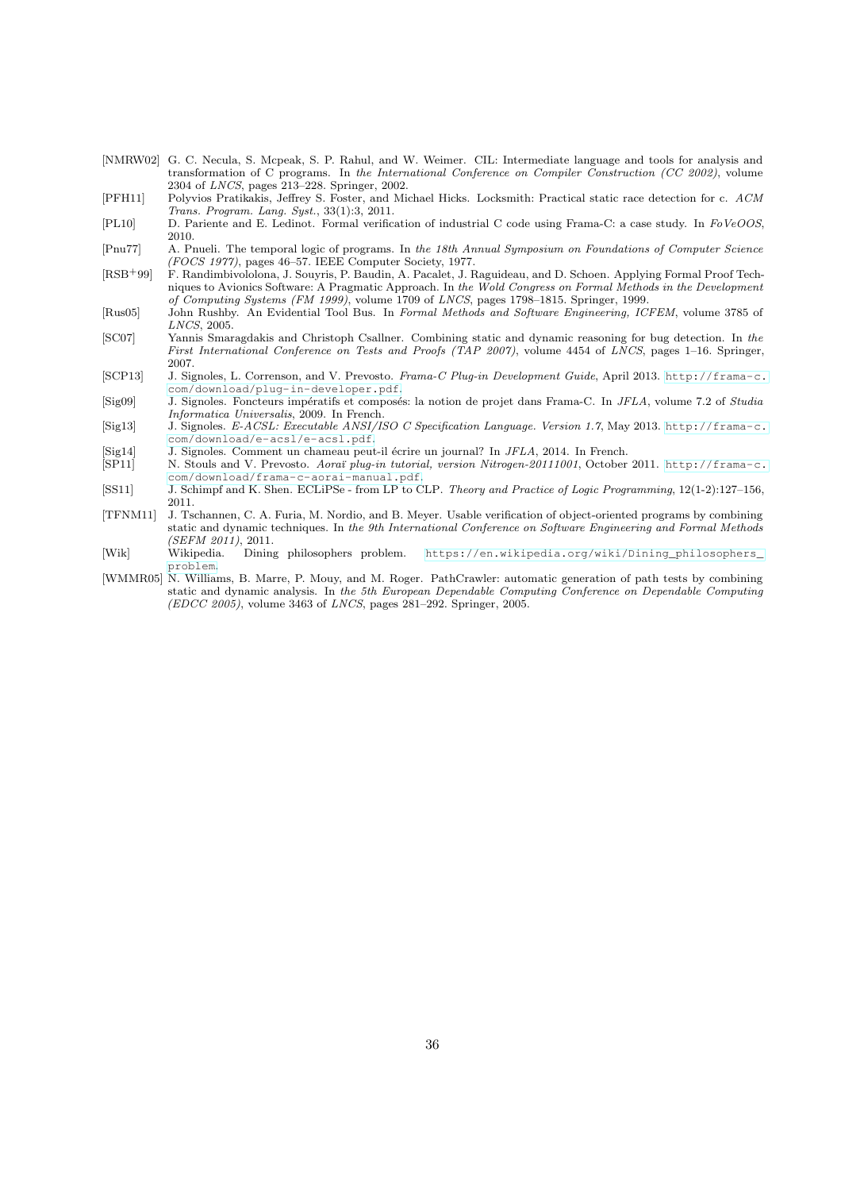[NMRW02] G. C. Necula, S. Mcpeak, S. P. Rahul, and W. Weimer. CIL: Intermediate language and tools for analysis and transformation of C programs. In *the International Conference on Compiler Construction (CC 2002)*, volume 2304 of *LNCS*, pages 213–228. Springer, 2002.

[PFH11] Polyvios Pratikakis, Jeffrey S. Foster, and Michael Hicks. Locksmith: Practical static race detection for c. *ACM Trans. Program. Lang. Syst.*, 33(1):3, 2011.

[PL10] D. Pariente and E. Ledinot. Formal verification of industrial C code using Frama-C: a case study. In *FoVeOOS*, 2010.

[Pnu77] A. Pnueli. The temporal logic of programs. In *the 18th Annual Symposium on Foundations of Computer Science (FOCS 1977)*, pages 46–57. IEEE Computer Society, 1977.

[RSB+99] F. Randimbivololona, J. Souyris, P. Baudin, A. Pacalet, J. Raguideau, and D. Schoen. Applying Formal Proof Techniques to Avionics Software: A Pragmatic Approach. In *the Wold Congress on Formal Methods in the Development of Computing Systems (FM 1999)*, volume 1709 of *LNCS*, pages 1798–1815. Springer, 1999.

[Rus05] John Rushby. An Evidential Tool Bus. In *Formal Methods and Software Engineering, ICFEM*, volume 3785 of *LNCS*, 2005.

[SC07] Yannis Smaragdakis and Christoph Csallner. Combining static and dynamic reasoning for bug detection. In *the First International Conference on Tests and Proofs (TAP 2007)*, volume 4454 of *LNCS*, pages 1–16. Springer, 2007.

[SCP13] J. Signoles, L. Correnson, and V. Prevosto. *Frama-C Plug-in Development Guide*, April 2013. http://frama-c.com/download/plug-in-developer.pdf.

[Sig09] J. Signoles. Foncteurs impératifs et composés: la notion de projet dans Frama-C. In *JFLA*, volume 7.2 of *Studia Informatica Universalis*, 2009. In French.

[Sig13] J. Signoles. *E-ACSL: Executable ANSI/ISO C Specification Language. Version 1.7*, May 2013. http://frama-c.com/download/e-acsl/e-acsl.pdf.

[Sig14] J. Signoles. Comment un chameau peut-il écrire un journal? In *JFLA*, 2014. In French.

[SP11] N. Stouls and V. Prevosto. *Aoraï plug-in tutorial, version Nitrogen-20111001*, October 2011. http://frama-c.com/download/frama-c-aorai-manual.pdf.

[SS11] J. Schimpf and K. Shen. ECLiPSe - from LP to CLP. *Theory and Practice of Logic Programming*, 12(1-2):127–156, 2011.

[TFNM11] J. Tschannen, C. A. Furia, M. Nordio, and B. Meyer. Usable verification of object-oriented programs by combining static and dynamic techniques. In *the 9th International Conference on Software Engineering and Formal Methods (SEFM 2011)*, 2011.

[Wik] Wikipedia. Dining philosophers problem. https://en.wikipedia.org/wiki/Dining_philosophers_problem.

[WMMR05] N. Williams, B. Marre, P. Mouy, and M. Roger. PathCrawler: automatic generation of path tests by combining static and dynamic analysis. In *the 5th European Dependable Computing Conference on Dependable Computing (EDCC 2005)*, volume 3463 of *LNCS*, pages 281–292. Springer, 2005.